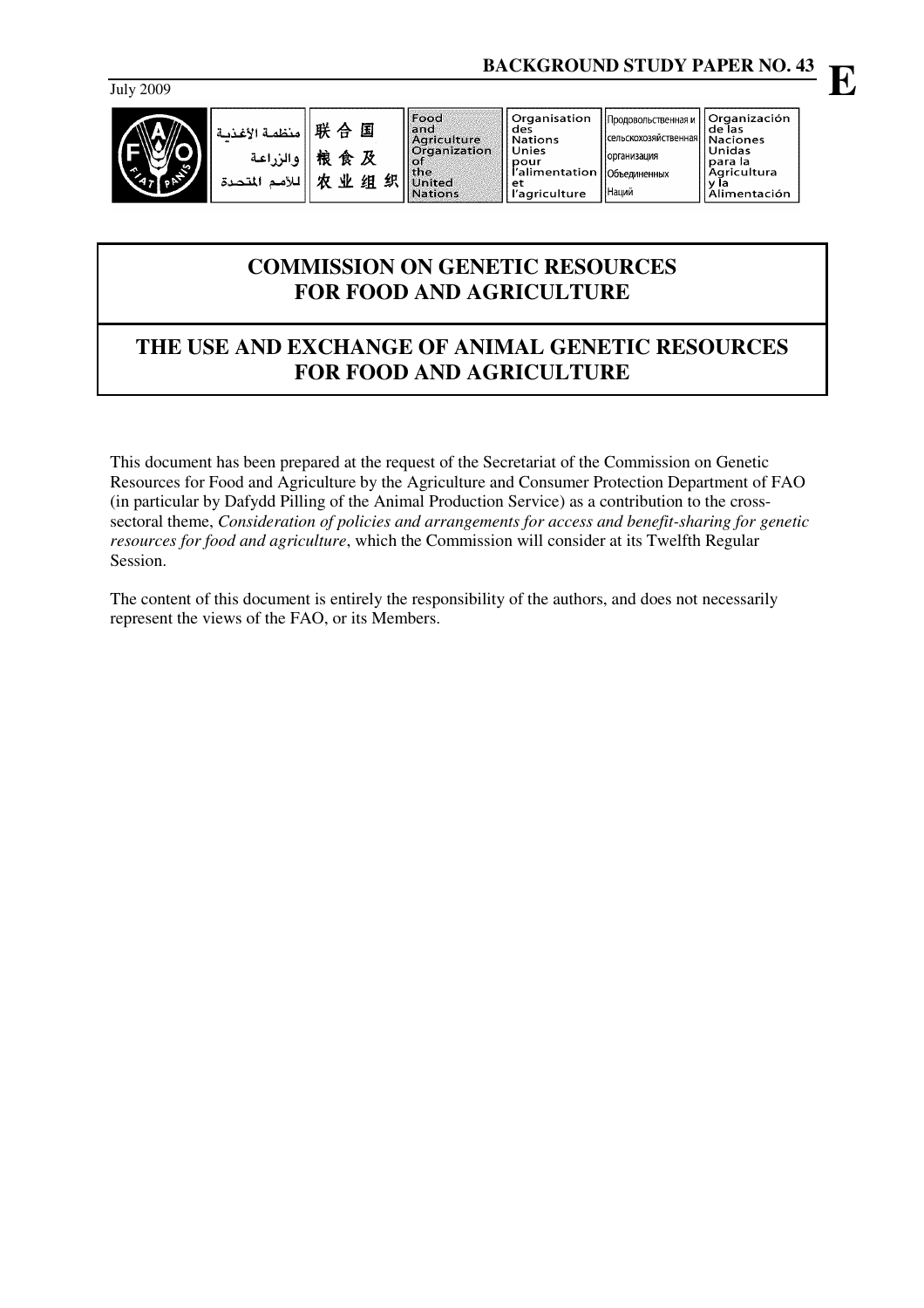**BACKGROUND STUDY PAPER NO. 43**

July 2009

**E**

منظمة الأغذية والزراعة للأمم المتحدة | 联合国粮食及农业组织 | Food and Agriculture Organization of the United Nations | Organisation des Nations Unies pour l'alimentation et l'agriculture | Продовольственная и сельскохозяйственная организация Объединенных Наций | Organización de las Naciones Unidas para la Agricultura y la Alimentación

# COMMISSION ON GENETIC RESOURCES FOR FOOD AND AGRICULTURE

# THE USE AND EXCHANGE OF ANIMAL GENETIC RESOURCES FOR FOOD AND AGRICULTURE

This document has been prepared at the request of the Secretariat of the Commission on Genetic Resources for Food and Agriculture by the Agriculture and Consumer Protection Department of FAO (in particular by Dafydd Pilling of the Animal Production Service) as a contribution to the cross-sectoral theme, *Consideration of policies and arrangements for access and benefit-sharing for genetic resources for food and agriculture*, which the Commission will consider at its Twelfth Regular Session.

The content of this document is entirely the responsibility of the authors, and does not necessarily represent the views of the FAO, or its Members.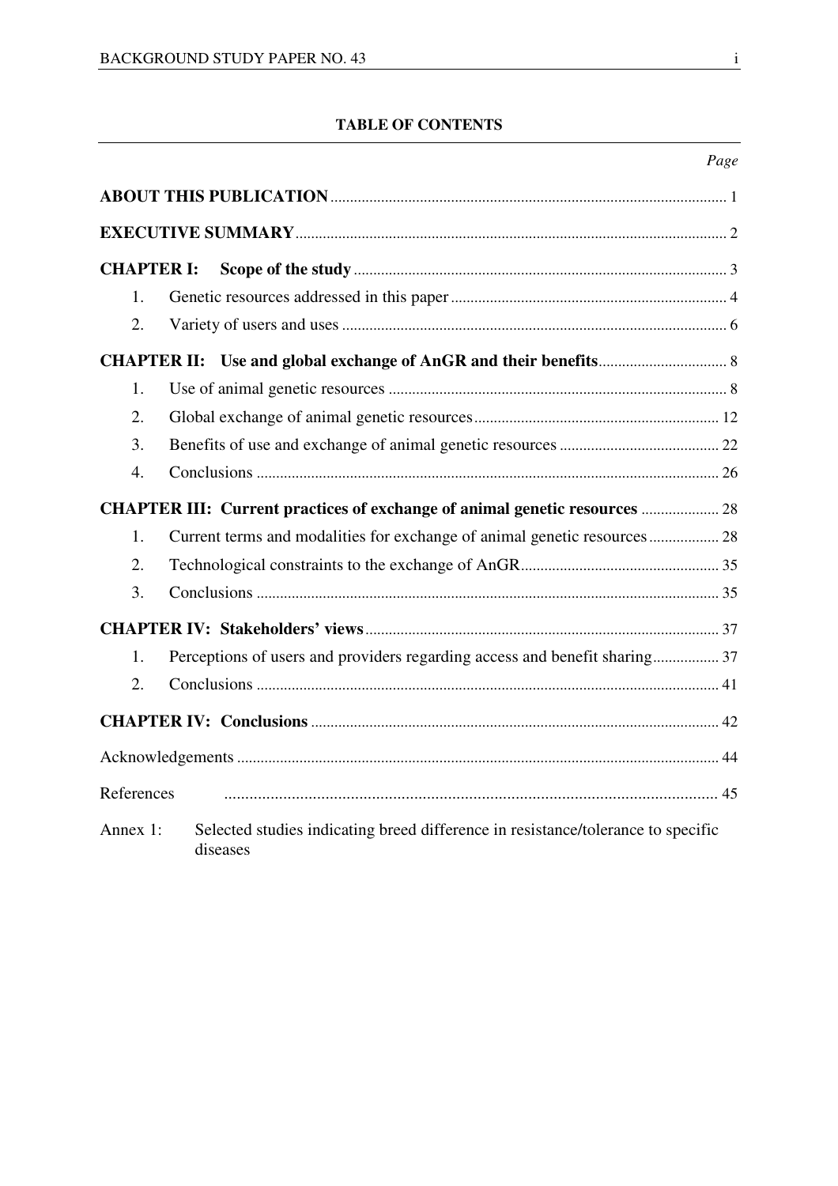**TABLE OF CONTENTS**

*Page*

**ABOUT THIS PUBLICATION** .......... 1

**EXECUTIVE SUMMARY** .......... 2

**CHAPTER I: Scope of the study** .......... 3

1. Genetic resources addressed in this paper .......... 4
2. Variety of users and uses .......... 6

**CHAPTER II: Use and global exchange of AnGR and their benefits** .......... 8

1. Use of animal genetic resources .......... 8
2. Global exchange of animal genetic resources .......... 12
3. Benefits of use and exchange of animal genetic resources .......... 22
4. Conclusions .......... 26

**CHAPTER III: Current practices of exchange of animal genetic resources** .......... 28

1. Current terms and modalities for exchange of animal genetic resources .......... 28
2. Technological constraints to the exchange of AnGR .......... 35
3. Conclusions .......... 35

**CHAPTER IV: Stakeholders' views** .......... 37

1. Perceptions of users and providers regarding access and benefit sharing .......... 37
2. Conclusions .......... 41

**CHAPTER IV: Conclusions** .......... 42

Acknowledgements .......... 44

References .......... 45

Annex 1: Selected studies indicating breed difference in resistance/tolerance to specific diseases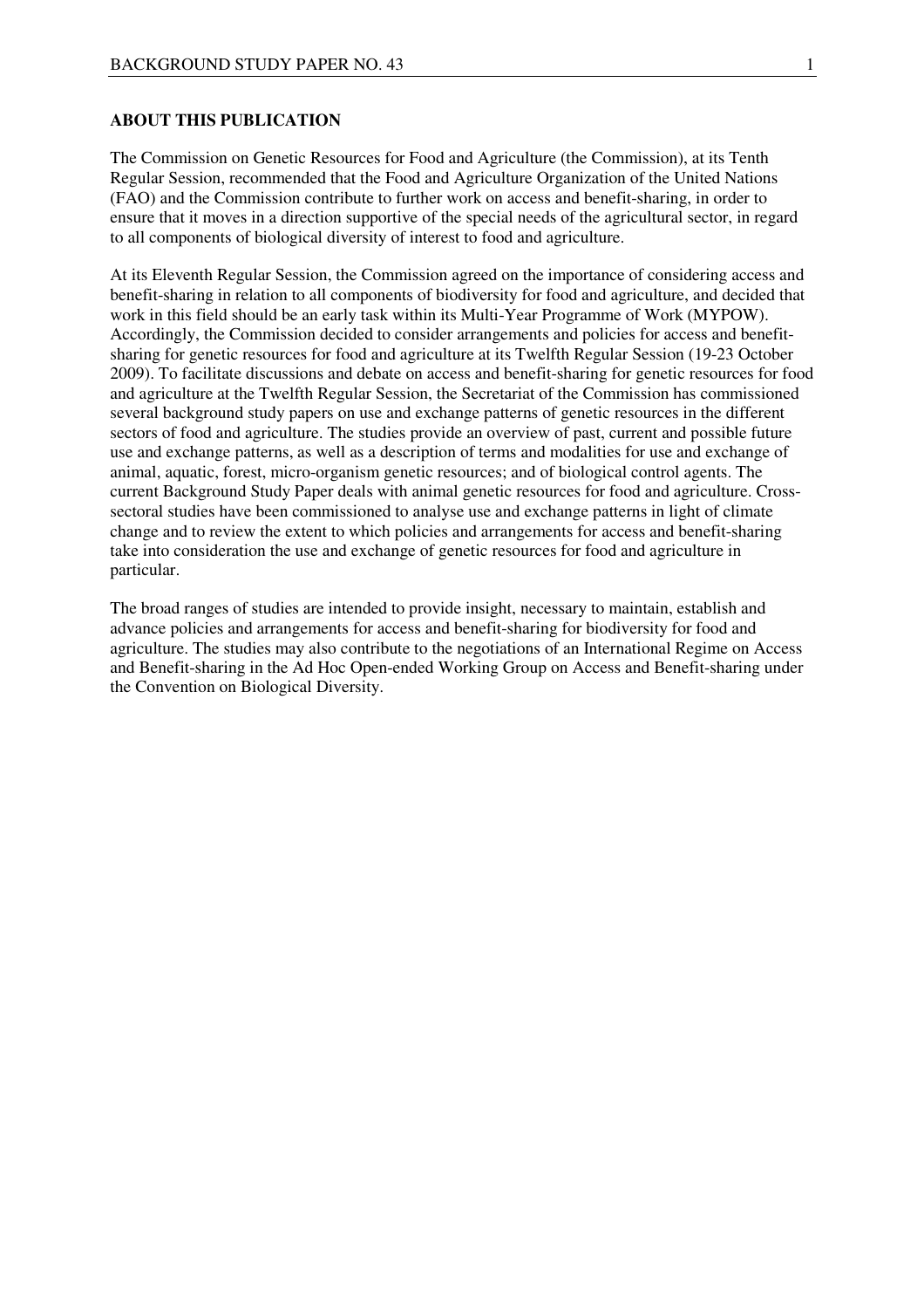**ABOUT THIS PUBLICATION**

The Commission on Genetic Resources for Food and Agriculture (the Commission), at its Tenth Regular Session, recommended that the Food and Agriculture Organization of the United Nations (FAO) and the Commission contribute to further work on access and benefit-sharing, in order to ensure that it moves in a direction supportive of the special needs of the agricultural sector, in regard to all components of biological diversity of interest to food and agriculture.

At its Eleventh Regular Session, the Commission agreed on the importance of considering access and benefit-sharing in relation to all components of biodiversity for food and agriculture, and decided that work in this field should be an early task within its Multi-Year Programme of Work (MYPOW). Accordingly, the Commission decided to consider arrangements and policies for access and benefit-sharing for genetic resources for food and agriculture at its Twelfth Regular Session (19-23 October 2009). To facilitate discussions and debate on access and benefit-sharing for genetic resources for food and agriculture at the Twelfth Regular Session, the Secretariat of the Commission has commissioned several background study papers on use and exchange patterns of genetic resources in the different sectors of food and agriculture. The studies provide an overview of past, current and possible future use and exchange patterns, as well as a description of terms and modalities for use and exchange of animal, aquatic, forest, micro-organism genetic resources; and of biological control agents. The current Background Study Paper deals with animal genetic resources for food and agriculture. Cross-sectoral studies have been commissioned to analyse use and exchange patterns in light of climate change and to review the extent to which policies and arrangements for access and benefit-sharing take into consideration the use and exchange of genetic resources for food and agriculture in particular.

The broad ranges of studies are intended to provide insight, necessary to maintain, establish and advance policies and arrangements for access and benefit-sharing for biodiversity for food and agriculture. The studies may also contribute to the negotiations of an International Regime on Access and Benefit-sharing in the Ad Hoc Open-ended Working Group on Access and Benefit-sharing under the Convention on Biological Diversity.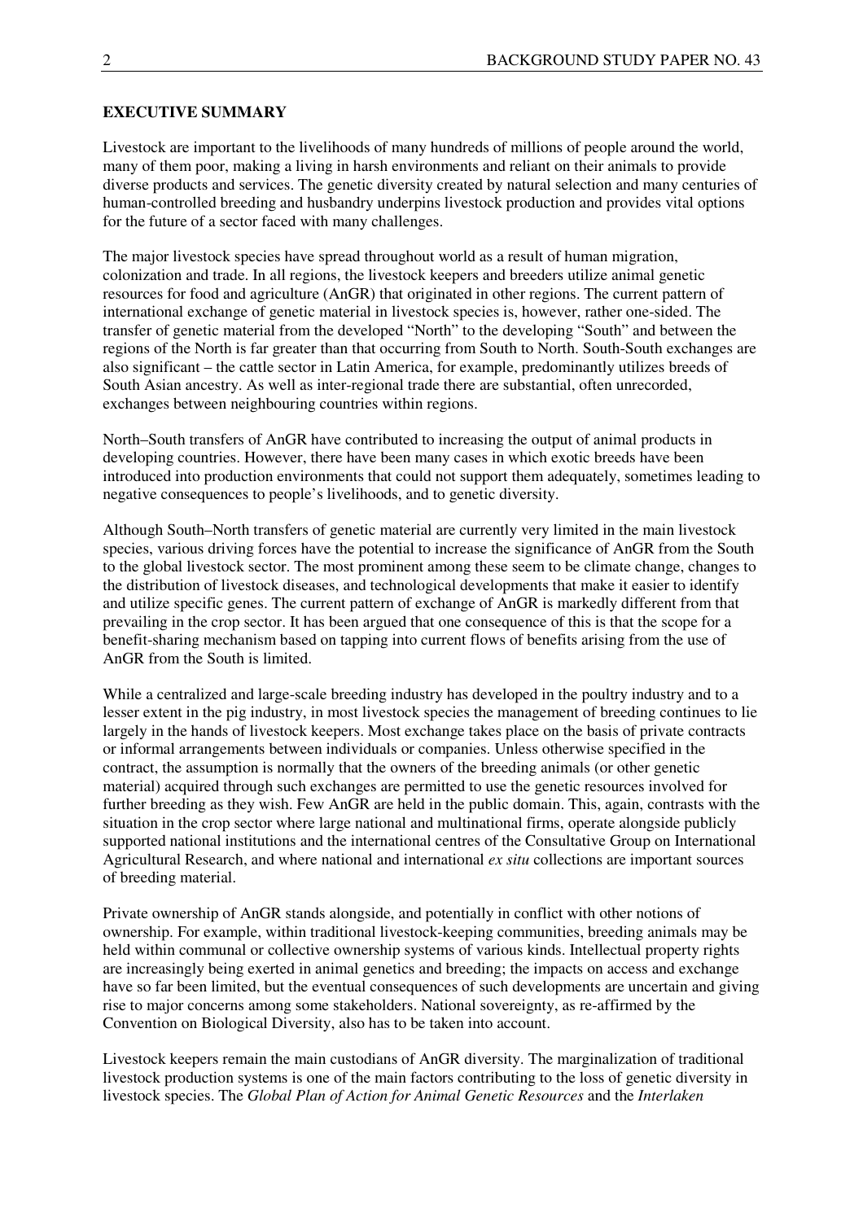**EXECUTIVE SUMMARY**

Livestock are important to the livelihoods of many hundreds of millions of people around the world, many of them poor, making a living in harsh environments and reliant on their animals to provide diverse products and services. The genetic diversity created by natural selection and many centuries of human-controlled breeding and husbandry underpins livestock production and provides vital options for the future of a sector faced with many challenges.

The major livestock species have spread throughout world as a result of human migration, colonization and trade. In all regions, the livestock keepers and breeders utilize animal genetic resources for food and agriculture (AnGR) that originated in other regions. The current pattern of international exchange of genetic material in livestock species is, however, rather one-sided. The transfer of genetic material from the developed "North" to the developing "South" and between the regions of the North is far greater than that occurring from South to North. South-South exchanges are also significant – the cattle sector in Latin America, for example, predominantly utilizes breeds of South Asian ancestry. As well as inter-regional trade there are substantial, often unrecorded, exchanges between neighbouring countries within regions.

North–South transfers of AnGR have contributed to increasing the output of animal products in developing countries. However, there have been many cases in which exotic breeds have been introduced into production environments that could not support them adequately, sometimes leading to negative consequences to people's livelihoods, and to genetic diversity.

Although South–North transfers of genetic material are currently very limited in the main livestock species, various driving forces have the potential to increase the significance of AnGR from the South to the global livestock sector. The most prominent among these seem to be climate change, changes to the distribution of livestock diseases, and technological developments that make it easier to identify and utilize specific genes. The current pattern of exchange of AnGR is markedly different from that prevailing in the crop sector. It has been argued that one consequence of this is that the scope for a benefit-sharing mechanism based on tapping into current flows of benefits arising from the use of AnGR from the South is limited.

While a centralized and large-scale breeding industry has developed in the poultry industry and to a lesser extent in the pig industry, in most livestock species the management of breeding continues to lie largely in the hands of livestock keepers. Most exchange takes place on the basis of private contracts or informal arrangements between individuals or companies. Unless otherwise specified in the contract, the assumption is normally that the owners of the breeding animals (or other genetic material) acquired through such exchanges are permitted to use the genetic resources involved for further breeding as they wish. Few AnGR are held in the public domain. This, again, contrasts with the situation in the crop sector where large national and multinational firms, operate alongside publicly supported national institutions and the international centres of the Consultative Group on International Agricultural Research, and where national and international *ex situ* collections are important sources of breeding material.

Private ownership of AnGR stands alongside, and potentially in conflict with other notions of ownership. For example, within traditional livestock-keeping communities, breeding animals may be held within communal or collective ownership systems of various kinds. Intellectual property rights are increasingly being exerted in animal genetics and breeding; the impacts on access and exchange have so far been limited, but the eventual consequences of such developments are uncertain and giving rise to major concerns among some stakeholders. National sovereignty, as re-affirmed by the Convention on Biological Diversity, also has to be taken into account.

Livestock keepers remain the main custodians of AnGR diversity. The marginalization of traditional livestock production systems is one of the main factors contributing to the loss of genetic diversity in livestock species. The *Global Plan of Action for Animal Genetic Resources* and the *Interlaken*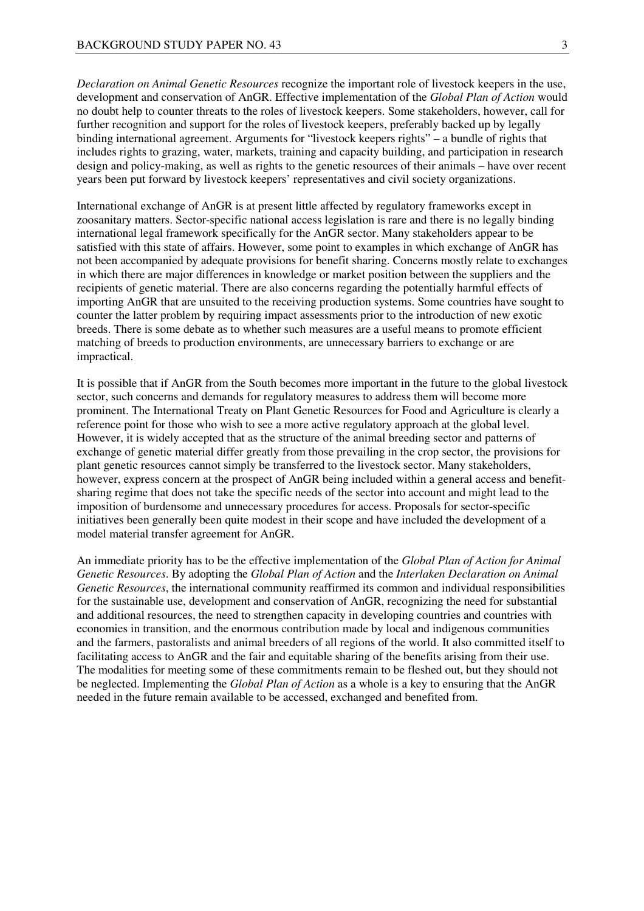*Declaration on Animal Genetic Resources* recognize the important role of livestock keepers in the use, development and conservation of AnGR. Effective implementation of the *Global Plan of Action* would no doubt help to counter threats to the roles of livestock keepers. Some stakeholders, however, call for further recognition and support for the roles of livestock keepers, preferably backed up by legally binding international agreement. Arguments for "livestock keepers rights" – a bundle of rights that includes rights to grazing, water, markets, training and capacity building, and participation in research design and policy-making, as well as rights to the genetic resources of their animals – have over recent years been put forward by livestock keepers' representatives and civil society organizations.

International exchange of AnGR is at present little affected by regulatory frameworks except in zoosanitary matters. Sector-specific national access legislation is rare and there is no legally binding international legal framework specifically for the AnGR sector. Many stakeholders appear to be satisfied with this state of affairs. However, some point to examples in which exchange of AnGR has not been accompanied by adequate provisions for benefit sharing. Concerns mostly relate to exchanges in which there are major differences in knowledge or market position between the suppliers and the recipients of genetic material. There are also concerns regarding the potentially harmful effects of importing AnGR that are unsuited to the receiving production systems. Some countries have sought to counter the latter problem by requiring impact assessments prior to the introduction of new exotic breeds. There is some debate as to whether such measures are a useful means to promote efficient matching of breeds to production environments, are unnecessary barriers to exchange or are impractical.

It is possible that if AnGR from the South becomes more important in the future to the global livestock sector, such concerns and demands for regulatory measures to address them will become more prominent. The International Treaty on Plant Genetic Resources for Food and Agriculture is clearly a reference point for those who wish to see a more active regulatory approach at the global level. However, it is widely accepted that as the structure of the animal breeding sector and patterns of exchange of genetic material differ greatly from those prevailing in the crop sector, the provisions for plant genetic resources cannot simply be transferred to the livestock sector. Many stakeholders, however, express concern at the prospect of AnGR being included within a general access and benefit-sharing regime that does not take the specific needs of the sector into account and might lead to the imposition of burdensome and unnecessary procedures for access. Proposals for sector-specific initiatives been generally been quite modest in their scope and have included the development of a model material transfer agreement for AnGR.

An immediate priority has to be the effective implementation of the *Global Plan of Action for Animal Genetic Resources*. By adopting the *Global Plan of Action* and the *Interlaken Declaration on Animal Genetic Resources*, the international community reaffirmed its common and individual responsibilities for the sustainable use, development and conservation of AnGR, recognizing the need for substantial and additional resources, the need to strengthen capacity in developing countries and countries with economies in transition, and the enormous contribution made by local and indigenous communities and the farmers, pastoralists and animal breeders of all regions of the world. It also committed itself to facilitating access to AnGR and the fair and equitable sharing of the benefits arising from their use. The modalities for meeting some of these commitments remain to be fleshed out, but they should not be neglected. Implementing the *Global Plan of Action* as a whole is a key to ensuring that the AnGR needed in the future remain available to be accessed, exchanged and benefited from.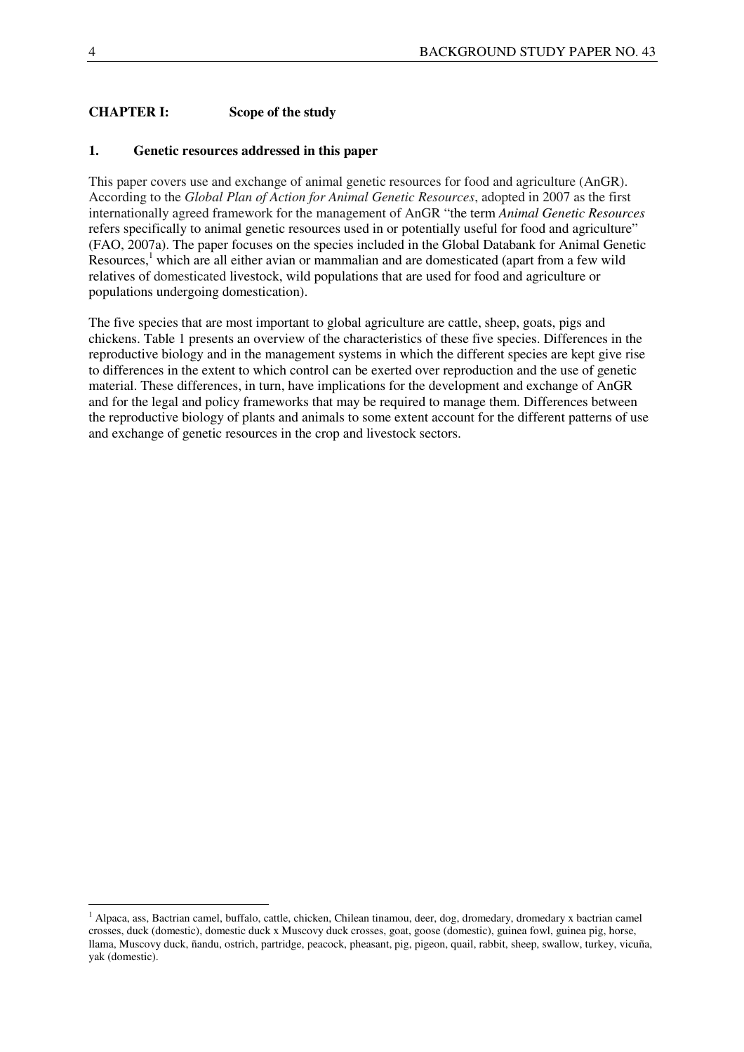## CHAPTER I: Scope of the study

### 1. Genetic resources addressed in this paper

This paper covers use and exchange of animal genetic resources for food and agriculture (AnGR). According to the *Global Plan of Action for Animal Genetic Resources*, adopted in 2007 as the first internationally agreed framework for the management of AnGR "the term *Animal Genetic Resources* refers specifically to animal genetic resources used in or potentially useful for food and agriculture" (FAO, 2007a). The paper focuses on the species included in the Global Databank for Animal Genetic Resources,[1] which are all either avian or mammalian and are domesticated (apart from a few wild relatives of domesticated livestock, wild populations that are used for food and agriculture or populations undergoing domestication).

The five species that are most important to global agriculture are cattle, sheep, goats, pigs and chickens. Table 1 presents an overview of the characteristics of these five species. Differences in the reproductive biology and in the management systems in which the different species are kept give rise to differences in the extent to which control can be exerted over reproduction and the use of genetic material. These differences, in turn, have implications for the development and exchange of AnGR and for the legal and policy frameworks that may be required to manage them. Differences between the reproductive biology of plants and animals to some extent account for the different patterns of use and exchange of genetic resources in the crop and livestock sectors.

---

[1] Alpaca, ass, Bactrian camel, buffalo, cattle, chicken, Chilean tinamou, deer, dog, dromedary, dromedary x bactrian camel crosses, duck (domestic), domestic duck x Muscovy duck crosses, goat, goose (domestic), guinea fowl, guinea pig, horse, llama, Muscovy duck, ñandu, ostrich, partridge, peacock, pheasant, pig, pigeon, quail, rabbit, sheep, swallow, turkey, vicuña, yak (domestic).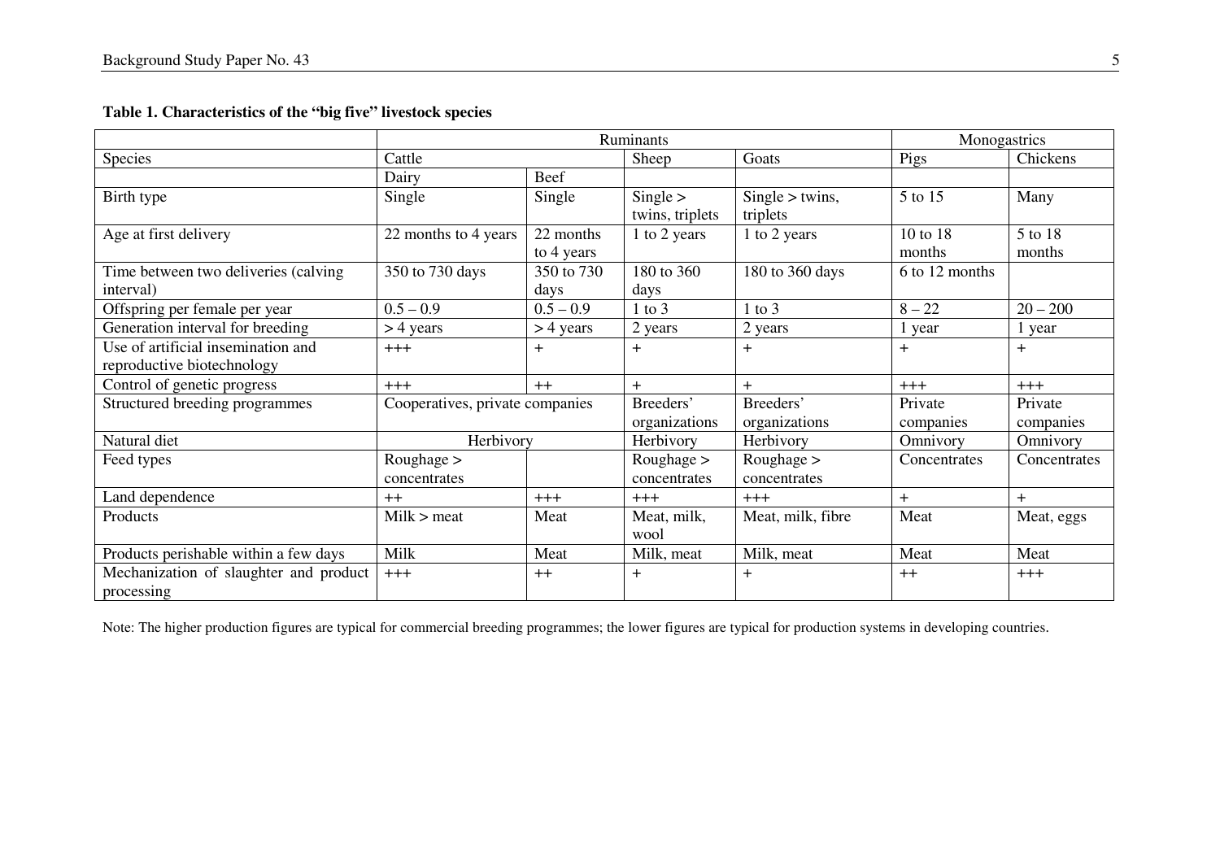**Table 1. Characteristics of the "big five" livestock species**

| | Ruminants | | | | Monogastrics | |
|---|---|---|---|---|---|---|
| Species | Cattle | | Sheep | Goats | Pigs | Chickens |
| | Dairy | Beef | | | | |
| Birth type | Single | Single | Single > twins, triplets | Single > twins, triplets | 5 to 15 | Many |
| Age at first delivery | 22 months to 4 years | 22 months to 4 years | 1 to 2 years | 1 to 2 years | 10 to 18 months | 5 to 18 months |
| Time between two deliveries (calving interval) | 350 to 730 days | 350 to 730 days | 180 to 360 days | 180 to 360 days | 6 to 12 months | |
| Offspring per female per year | 0.5 – 0.9 | 0.5 – 0.9 | 1 to 3 | 1 to 3 | 8 – 22 | 20 – 200 |
| Generation interval for breeding | > 4 years | > 4 years | 2 years | 2 years | 1 year | 1 year |
| Use of artificial insemination and reproductive biotechnology | +++ | + | + | + | + | + |
| Control of genetic progress | +++ | ++ | + | + | +++ | +++ |
| Structured breeding programmes | Cooperatives, private companies | | Breeders' organizations | Breeders' organizations | Private companies | Private companies |
| Natural diet | Herbivory | | Herbivory | Herbivory | Omnivory | Omnivory |
| Feed types | Roughage > concentrates | | Roughage > concentrates | Roughage > concentrates | Concentrates | Concentrates |
| Land dependence | ++ | +++ | +++ | +++ | + | + |
| Products | Milk > meat | Meat | Meat, milk, wool | Meat, milk, fibre | Meat | Meat, eggs |
| Products perishable within a few days | Milk | Meat | Milk, meat | Milk, meat | Meat | Meat |
| Mechanization of slaughter and product processing | +++ | ++ | + | + | ++ | +++ |

Note: The higher production figures are typical for commercial breeding programmes; the lower figures are typical for production systems in developing countries.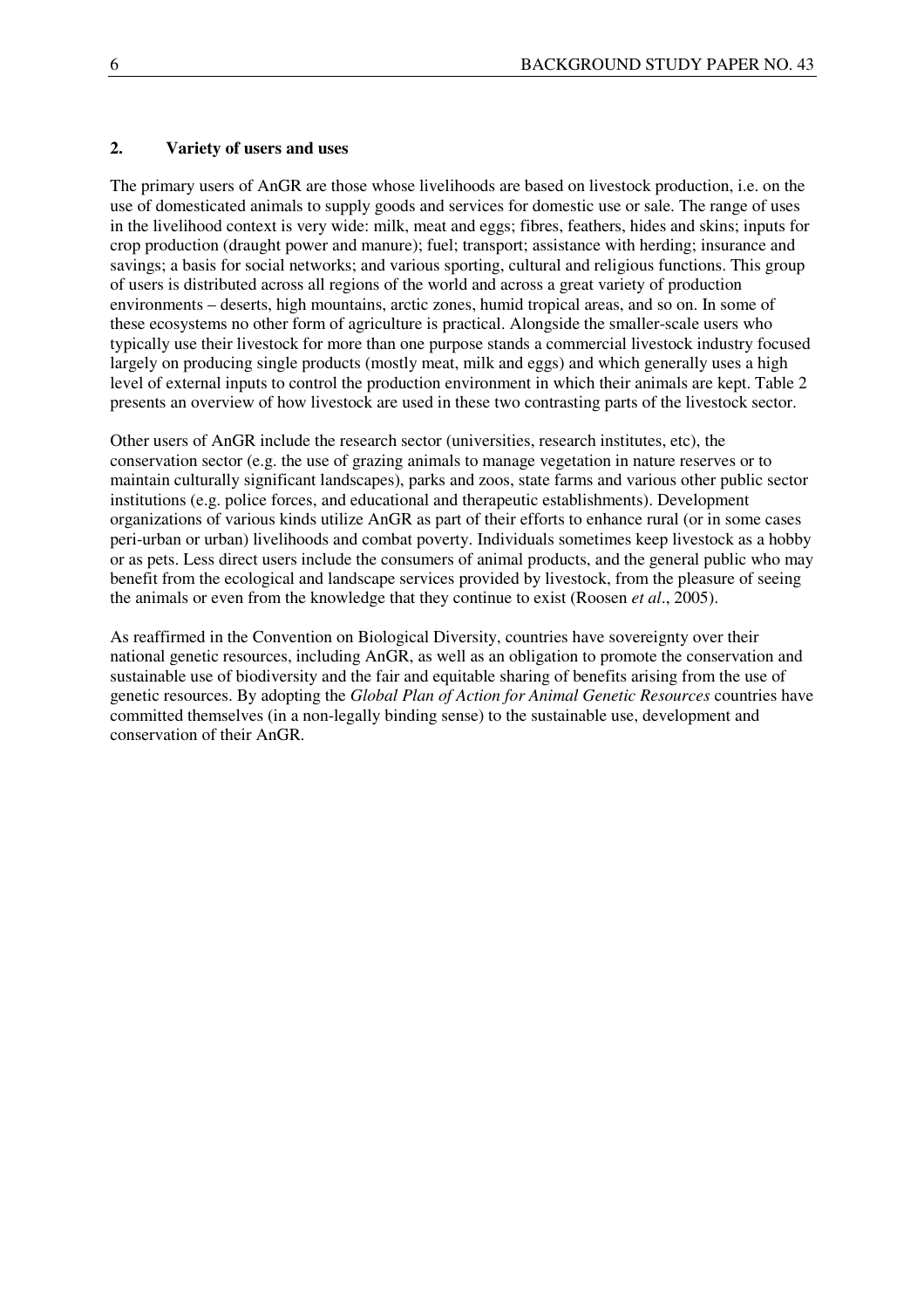## 2. Variety of users and uses

The primary users of AnGR are those whose livelihoods are based on livestock production, i.e. on the use of domesticated animals to supply goods and services for domestic use or sale. The range of uses in the livelihood context is very wide: milk, meat and eggs; fibres, feathers, hides and skins; inputs for crop production (draught power and manure); fuel; transport; assistance with herding; insurance and savings; a basis for social networks; and various sporting, cultural and religious functions. This group of users is distributed across all regions of the world and across a great variety of production environments – deserts, high mountains, arctic zones, humid tropical areas, and so on. In some of these ecosystems no other form of agriculture is practical. Alongside the smaller-scale users who typically use their livestock for more than one purpose stands a commercial livestock industry focused largely on producing single products (mostly meat, milk and eggs) and which generally uses a high level of external inputs to control the production environment in which their animals are kept. Table 2 presents an overview of how livestock are used in these two contrasting parts of the livestock sector.

Other users of AnGR include the research sector (universities, research institutes, etc), the conservation sector (e.g. the use of grazing animals to manage vegetation in nature reserves or to maintain culturally significant landscapes), parks and zoos, state farms and various other public sector institutions (e.g. police forces, and educational and therapeutic establishments). Development organizations of various kinds utilize AnGR as part of their efforts to enhance rural (or in some cases peri-urban or urban) livelihoods and combat poverty. Individuals sometimes keep livestock as a hobby or as pets. Less direct users include the consumers of animal products, and the general public who may benefit from the ecological and landscape services provided by livestock, from the pleasure of seeing the animals or even from the knowledge that they continue to exist (Roosen *et al*., 2005).

As reaffirmed in the Convention on Biological Diversity, countries have sovereignty over their national genetic resources, including AnGR, as well as an obligation to promote the conservation and sustainable use of biodiversity and the fair and equitable sharing of benefits arising from the use of genetic resources. By adopting the *Global Plan of Action for Animal Genetic Resources* countries have committed themselves (in a non-legally binding sense) to the sustainable use, development and conservation of their AnGR.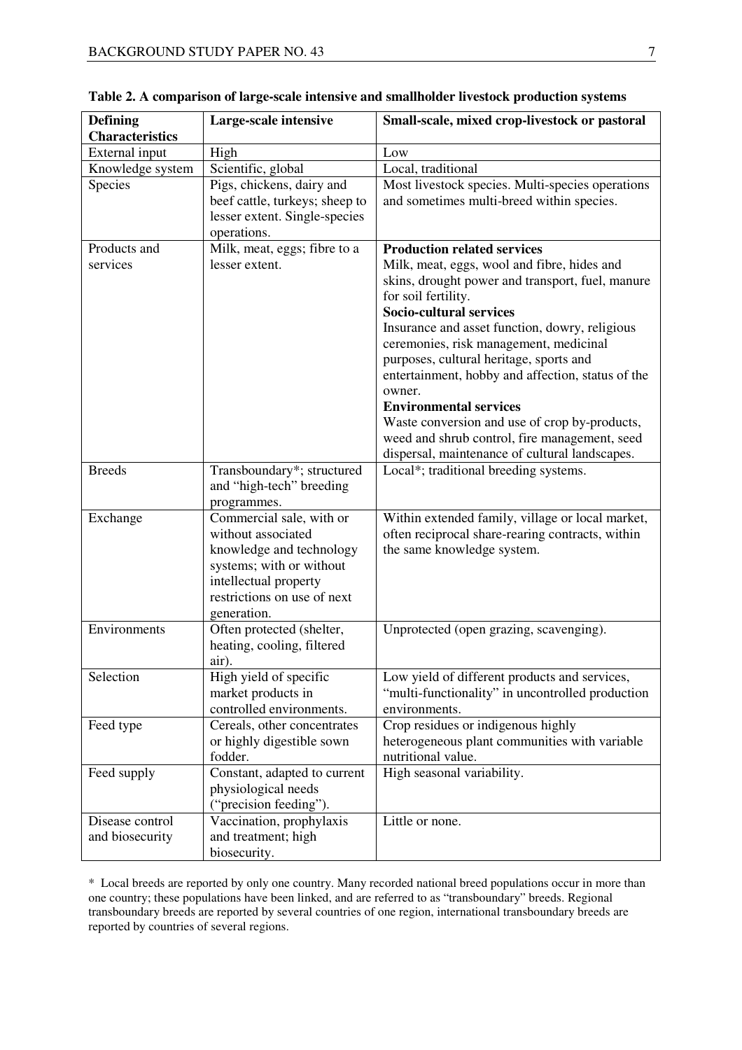**Table 2. A comparison of large-scale intensive and smallholder livestock production systems**

| Defining Characteristics | Large-scale intensive | Small-scale, mixed crop-livestock or pastoral |
|---|---|---|
| External input | High | Low |
| Knowledge system | Scientific, global | Local, traditional |
| Species | Pigs, chickens, dairy and beef cattle, turkeys; sheep to lesser extent. Single-species operations. | Most livestock species. Multi-species operations and sometimes multi-breed within species. |
| Products and services | Milk, meat, eggs; fibre to a lesser extent. | **Production related services** Milk, meat, eggs, wool and fibre, hides and skins, drought power and transport, fuel, manure for soil fertility. **Socio-cultural services** Insurance and asset function, dowry, religious ceremonies, risk management, medicinal purposes, cultural heritage, sports and entertainment, hobby and affection, status of the owner. **Environmental services** Waste conversion and use of crop by-products, weed and shrub control, fire management, seed dispersal, maintenance of cultural landscapes. |
| Breeds | Transboundary*; structured and "high-tech" breeding programmes. | Local*; traditional breeding systems. |
| Exchange | Commercial sale, with or without associated knowledge and technology systems; with or without intellectual property restrictions on use of next generation. | Within extended family, village or local market, often reciprocal share-rearing contracts, within the same knowledge system. |
| Environments | Often protected (shelter, heating, cooling, filtered air). | Unprotected (open grazing, scavenging). |
| Selection | High yield of specific market products in controlled environments. | Low yield of different products and services, "multi-functionality" in uncontrolled production environments. |
| Feed type | Cereals, other concentrates or highly digestible sown fodder. | Crop residues or indigenous highly heterogeneous plant communities with variable nutritional value. |
| Feed supply | Constant, adapted to current physiological needs ("precision feeding"). | High seasonal variability. |
| Disease control and biosecurity | Vaccination, prophylaxis and treatment; high biosecurity. | Little or none. |

\* Local breeds are reported by only one country. Many recorded national breed populations occur in more than one country; these populations have been linked, and are referred to as "transboundary" breeds. Regional transboundary breeds are reported by several countries of one region, international transboundary breeds are reported by countries of several regions.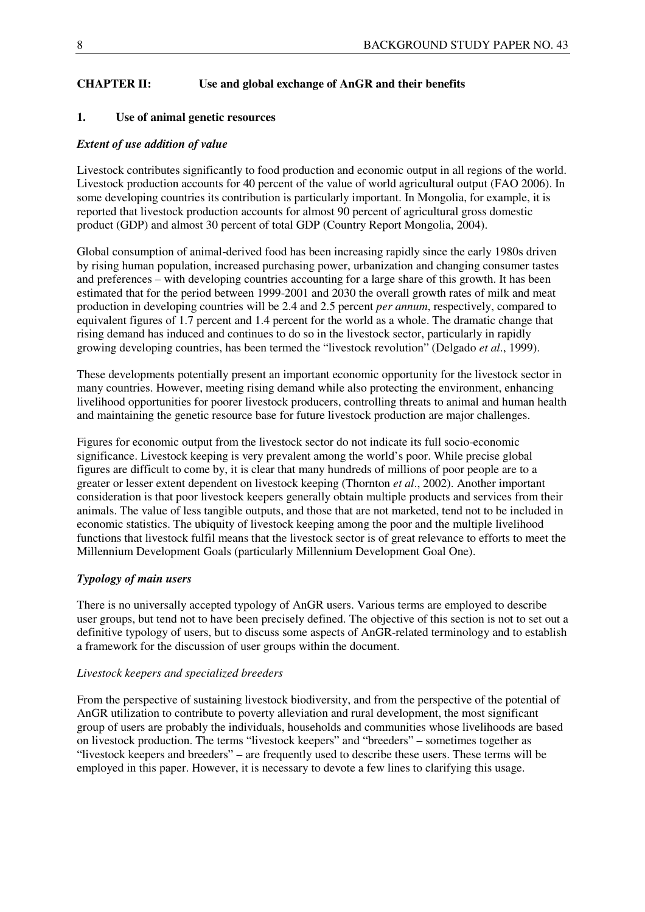## CHAPTER II: Use and global exchange of AnGR and their benefits

### 1. Use of animal genetic resources

#### *Extent of use addition of value*

Livestock contributes significantly to food production and economic output in all regions of the world. Livestock production accounts for 40 percent of the value of world agricultural output (FAO 2006). In some developing countries its contribution is particularly important. In Mongolia, for example, it is reported that livestock production accounts for almost 90 percent of agricultural gross domestic product (GDP) and almost 30 percent of total GDP (Country Report Mongolia, 2004).

Global consumption of animal-derived food has been increasing rapidly since the early 1980s driven by rising human population, increased purchasing power, urbanization and changing consumer tastes and preferences – with developing countries accounting for a large share of this growth. It has been estimated that for the period between 1999-2001 and 2030 the overall growth rates of milk and meat production in developing countries will be 2.4 and 2.5 percent *per annum*, respectively, compared to equivalent figures of 1.7 percent and 1.4 percent for the world as a whole. The dramatic change that rising demand has induced and continues to do so in the livestock sector, particularly in rapidly growing developing countries, has been termed the "livestock revolution" (Delgado *et al*., 1999).

These developments potentially present an important economic opportunity for the livestock sector in many countries. However, meeting rising demand while also protecting the environment, enhancing livelihood opportunities for poorer livestock producers, controlling threats to animal and human health and maintaining the genetic resource base for future livestock production are major challenges.

Figures for economic output from the livestock sector do not indicate its full socio-economic significance. Livestock keeping is very prevalent among the world's poor. While precise global figures are difficult to come by, it is clear that many hundreds of millions of poor people are to a greater or lesser extent dependent on livestock keeping (Thornton *et al*., 2002). Another important consideration is that poor livestock keepers generally obtain multiple products and services from their animals. The value of less tangible outputs, and those that are not marketed, tend not to be included in economic statistics. The ubiquity of livestock keeping among the poor and the multiple livelihood functions that livestock fulfil means that the livestock sector is of great relevance to efforts to meet the Millennium Development Goals (particularly Millennium Development Goal One).

#### *Typology of main users*

There is no universally accepted typology of AnGR users. Various terms are employed to describe user groups, but tend not to have been precisely defined. The objective of this section is not to set out a definitive typology of users, but to discuss some aspects of AnGR-related terminology and to establish a framework for the discussion of user groups within the document.

##### *Livestock keepers and specialized breeders*

From the perspective of sustaining livestock biodiversity, and from the perspective of the potential of AnGR utilization to contribute to poverty alleviation and rural development, the most significant group of users are probably the individuals, households and communities whose livelihoods are based on livestock production. The terms "livestock keepers" and "breeders" – sometimes together as "livestock keepers and breeders" – are frequently used to describe these users. These terms will be employed in this paper. However, it is necessary to devote a few lines to clarifying this usage.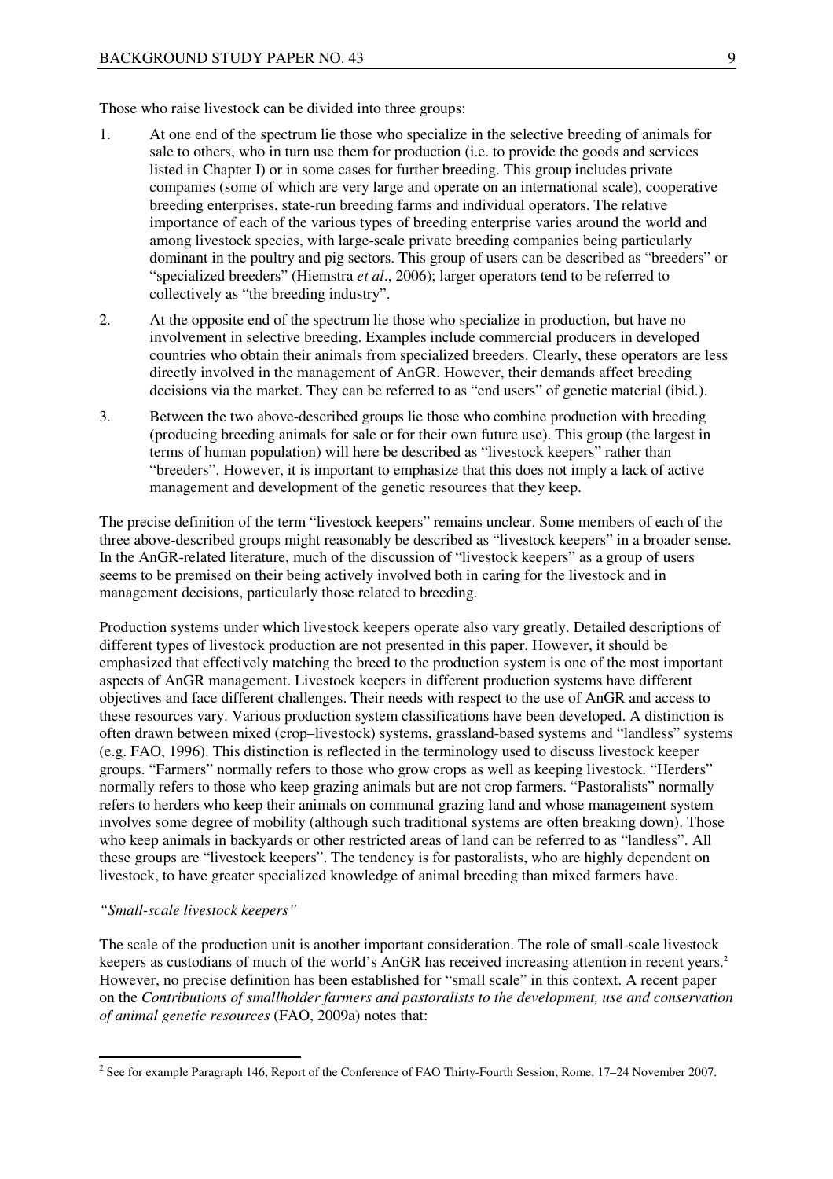Those who raise livestock can be divided into three groups:

1. At one end of the spectrum lie those who specialize in the selective breeding of animals for sale to others, who in turn use them for production (i.e. to provide the goods and services listed in Chapter I) or in some cases for further breeding. This group includes private companies (some of which are very large and operate on an international scale), cooperative breeding enterprises, state-run breeding farms and individual operators. The relative importance of each of the various types of breeding enterprise varies around the world and among livestock species, with large-scale private breeding companies being particularly dominant in the poultry and pig sectors. This group of users can be described as "breeders" or "specialized breeders" (Hiemstra *et al*., 2006); larger operators tend to be referred to collectively as "the breeding industry".
2. At the opposite end of the spectrum lie those who specialize in production, but have no involvement in selective breeding. Examples include commercial producers in developed countries who obtain their animals from specialized breeders. Clearly, these operators are less directly involved in the management of AnGR. However, their demands affect breeding decisions via the market. They can be referred to as "end users" of genetic material (ibid.).
3. Between the two above-described groups lie those who combine production with breeding (producing breeding animals for sale or for their own future use). This group (the largest in terms of human population) will here be described as "livestock keepers" rather than "breeders". However, it is important to emphasize that this does not imply a lack of active management and development of the genetic resources that they keep.

The precise definition of the term "livestock keepers" remains unclear. Some members of each of the three above-described groups might reasonably be described as "livestock keepers" in a broader sense. In the AnGR-related literature, much of the discussion of "livestock keepers" as a group of users seems to be premised on their being actively involved both in caring for the livestock and in management decisions, particularly those related to breeding.

Production systems under which livestock keepers operate also vary greatly. Detailed descriptions of different types of livestock production are not presented in this paper. However, it should be emphasized that effectively matching the breed to the production system is one of the most important aspects of AnGR management. Livestock keepers in different production systems have different objectives and face different challenges. Their needs with respect to the use of AnGR and access to these resources vary. Various production system classifications have been developed. A distinction is often drawn between mixed (crop–livestock) systems, grassland-based systems and "landless" systems (e.g. FAO, 1996). This distinction is reflected in the terminology used to discuss livestock keeper groups. "Farmers" normally refers to those who grow crops as well as keeping livestock. "Herders" normally refers to those who keep grazing animals but are not crop farmers. "Pastoralists" normally refers to herders who keep their animals on communal grazing land and whose management system involves some degree of mobility (although such traditional systems are often breaking down). Those who keep animals in backyards or other restricted areas of land can be referred to as "landless". All these groups are "livestock keepers". The tendency is for pastoralists, who are highly dependent on livestock, to have greater specialized knowledge of animal breeding than mixed farmers have.

*"Small-scale livestock keepers"*

The scale of the production unit is another important consideration. The role of small-scale livestock keepers as custodians of much of the world's AnGR has received increasing attention in recent years.[2] However, no precise definition has been established for "small scale" in this context. A recent paper on the *Contributions of smallholder farmers and pastoralists to the development, use and conservation of animal genetic resources* (FAO, 2009a) notes that:

[2] See for example Paragraph 146, Report of the Conference of FAO Thirty-Fourth Session, Rome, 17–24 November 2007.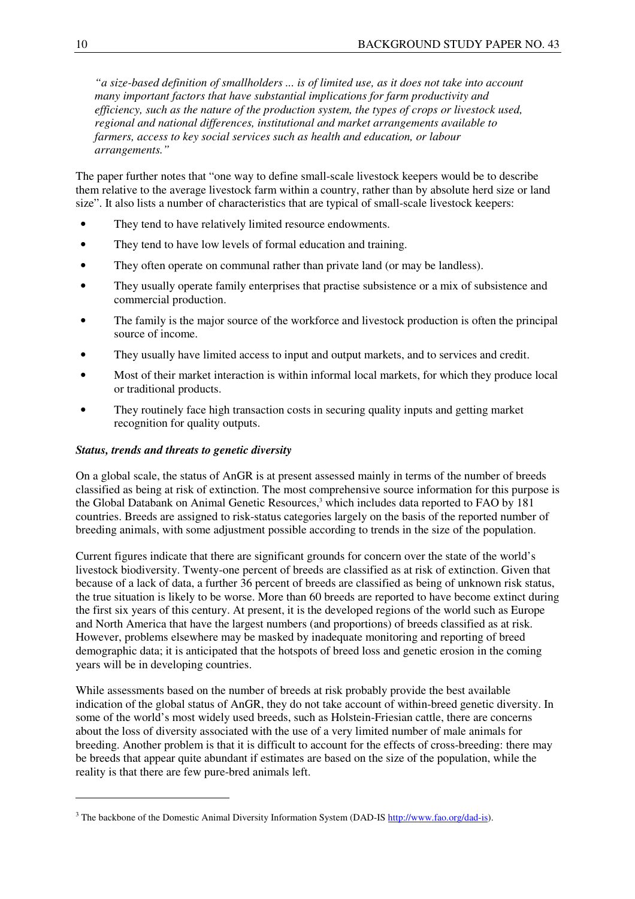*"a size-based definition of smallholders ... is of limited use, as it does not take into account many important factors that have substantial implications for farm productivity and efficiency, such as the nature of the production system, the types of crops or livestock used, regional and national differences, institutional and market arrangements available to farmers, access to key social services such as health and education, or labour arrangements."*

The paper further notes that "one way to define small-scale livestock keepers would be to describe them relative to the average livestock farm within a country, rather than by absolute herd size or land size". It also lists a number of characteristics that are typical of small-scale livestock keepers:

- They tend to have relatively limited resource endowments.
- They tend to have low levels of formal education and training.
- They often operate on communal rather than private land (or may be landless).
- They usually operate family enterprises that practise subsistence or a mix of subsistence and commercial production.
- The family is the major source of the workforce and livestock production is often the principal source of income.
- They usually have limited access to input and output markets, and to services and credit.
- Most of their market interaction is within informal local markets, for which they produce local or traditional products.
- They routinely face high transaction costs in securing quality inputs and getting market recognition for quality outputs.

### *Status, trends and threats to genetic diversity*

On a global scale, the status of AnGR is at present assessed mainly in terms of the number of breeds classified as being at risk of extinction. The most comprehensive source information for this purpose is the Global Databank on Animal Genetic Resources,[3] which includes data reported to FAO by 181 countries. Breeds are assigned to risk-status categories largely on the basis of the reported number of breeding animals, with some adjustment possible according to trends in the size of the population.

Current figures indicate that there are significant grounds for concern over the state of the world's livestock biodiversity. Twenty-one percent of breeds are classified as at risk of extinction. Given that because of a lack of data, a further 36 percent of breeds are classified as being of unknown risk status, the true situation is likely to be worse. More than 60 breeds are reported to have become extinct during the first six years of this century. At present, it is the developed regions of the world such as Europe and North America that have the largest numbers (and proportions) of breeds classified as at risk. However, problems elsewhere may be masked by inadequate monitoring and reporting of breed demographic data; it is anticipated that the hotspots of breed loss and genetic erosion in the coming years will be in developing countries.

While assessments based on the number of breeds at risk probably provide the best available indication of the global status of AnGR, they do not take account of within-breed genetic diversity. In some of the world's most widely used breeds, such as Holstein-Friesian cattle, there are concerns about the loss of diversity associated with the use of a very limited number of male animals for breeding. Another problem is that it is difficult to account for the effects of cross-breeding: there may be breeds that appear quite abundant if estimates are based on the size of the population, while the reality is that there are few pure-bred animals left.

---

[3] The backbone of the Domestic Animal Diversity Information System (DAD-IS http://www.fao.org/dad-is).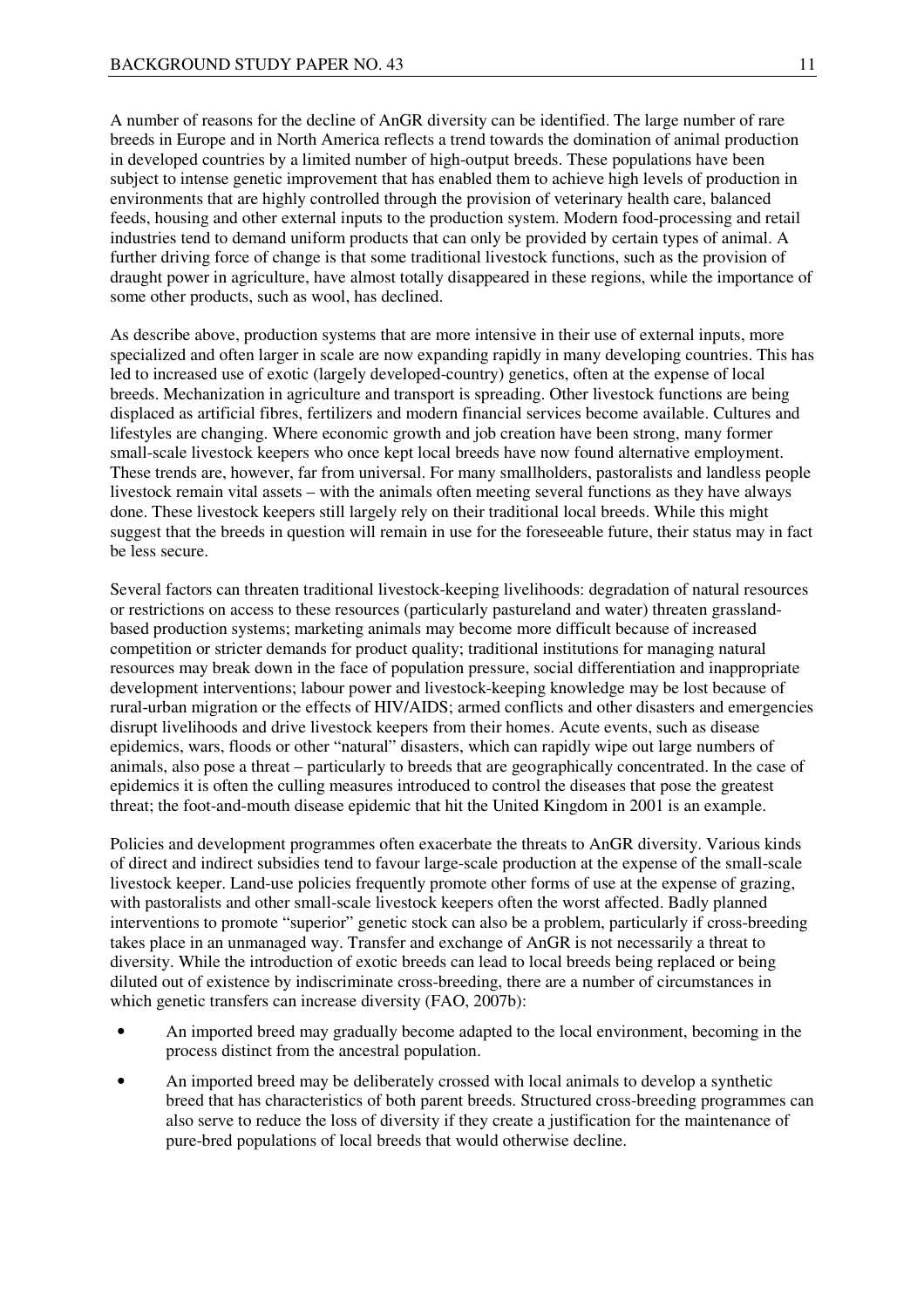A number of reasons for the decline of AnGR diversity can be identified. The large number of rare breeds in Europe and in North America reflects a trend towards the domination of animal production in developed countries by a limited number of high-output breeds. These populations have been subject to intense genetic improvement that has enabled them to achieve high levels of production in environments that are highly controlled through the provision of veterinary health care, balanced feeds, housing and other external inputs to the production system. Modern food-processing and retail industries tend to demand uniform products that can only be provided by certain types of animal. A further driving force of change is that some traditional livestock functions, such as the provision of draught power in agriculture, have almost totally disappeared in these regions, while the importance of some other products, such as wool, has declined.

As describe above, production systems that are more intensive in their use of external inputs, more specialized and often larger in scale are now expanding rapidly in many developing countries. This has led to increased use of exotic (largely developed-country) genetics, often at the expense of local breeds. Mechanization in agriculture and transport is spreading. Other livestock functions are being displaced as artificial fibres, fertilizers and modern financial services become available. Cultures and lifestyles are changing. Where economic growth and job creation have been strong, many former small-scale livestock keepers who once kept local breeds have now found alternative employment. These trends are, however, far from universal. For many smallholders, pastoralists and landless people livestock remain vital assets – with the animals often meeting several functions as they have always done. These livestock keepers still largely rely on their traditional local breeds. While this might suggest that the breeds in question will remain in use for the foreseeable future, their status may in fact be less secure.

Several factors can threaten traditional livestock-keeping livelihoods: degradation of natural resources or restrictions on access to these resources (particularly pastureland and water) threaten grassland-based production systems; marketing animals may become more difficult because of increased competition or stricter demands for product quality; traditional institutions for managing natural resources may break down in the face of population pressure, social differentiation and inappropriate development interventions; labour power and livestock-keeping knowledge may be lost because of rural-urban migration or the effects of HIV/AIDS; armed conflicts and other disasters and emergencies disrupt livelihoods and drive livestock keepers from their homes. Acute events, such as disease epidemics, wars, floods or other "natural" disasters, which can rapidly wipe out large numbers of animals, also pose a threat – particularly to breeds that are geographically concentrated. In the case of epidemics it is often the culling measures introduced to control the diseases that pose the greatest threat; the foot-and-mouth disease epidemic that hit the United Kingdom in 2001 is an example.

Policies and development programmes often exacerbate the threats to AnGR diversity. Various kinds of direct and indirect subsidies tend to favour large-scale production at the expense of the small-scale livestock keeper. Land-use policies frequently promote other forms of use at the expense of grazing, with pastoralists and other small-scale livestock keepers often the worst affected. Badly planned interventions to promote "superior" genetic stock can also be a problem, particularly if cross-breeding takes place in an unmanaged way. Transfer and exchange of AnGR is not necessarily a threat to diversity. While the introduction of exotic breeds can lead to local breeds being replaced or being diluted out of existence by indiscriminate cross-breeding, there are a number of circumstances in which genetic transfers can increase diversity (FAO, 2007b):

- An imported breed may gradually become adapted to the local environment, becoming in the process distinct from the ancestral population.
- An imported breed may be deliberately crossed with local animals to develop a synthetic breed that has characteristics of both parent breeds. Structured cross-breeding programmes can also serve to reduce the loss of diversity if they create a justification for the maintenance of pure-bred populations of local breeds that would otherwise decline.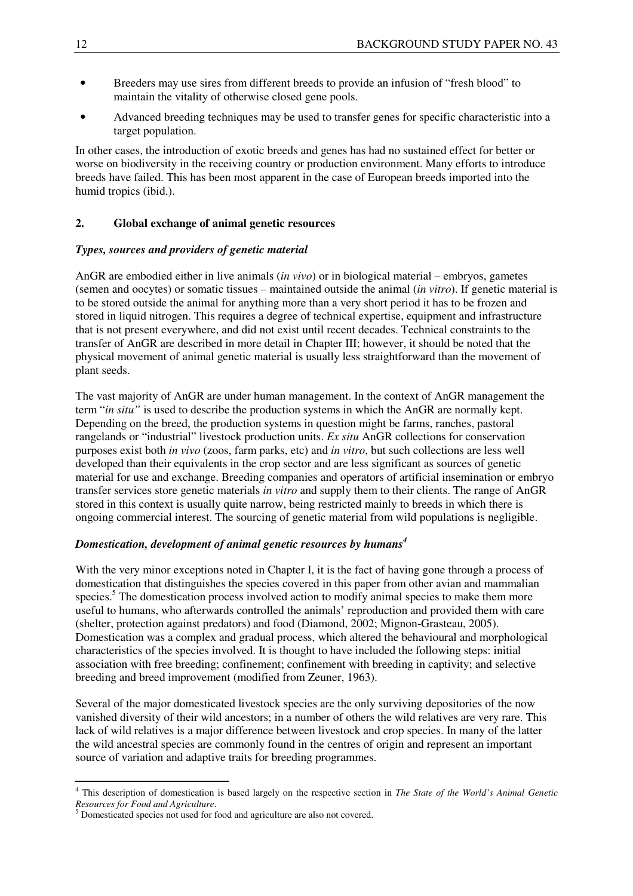- Breeders may use sires from different breeds to provide an infusion of "fresh blood" to maintain the vitality of otherwise closed gene pools.
- Advanced breeding techniques may be used to transfer genes for specific characteristic into a target population.

In other cases, the introduction of exotic breeds and genes has had no sustained effect for better or worse on biodiversity in the receiving country or production environment. Many efforts to introduce breeds have failed. This has been most apparent in the case of European breeds imported into the humid tropics (ibid.).

## 2. Global exchange of animal genetic resources

### *Types, sources and providers of genetic material*

AnGR are embodied either in live animals (*in vivo*) or in biological material – embryos, gametes (semen and oocytes) or somatic tissues – maintained outside the animal (*in vitro*). If genetic material is to be stored outside the animal for anything more than a very short period it has to be frozen and stored in liquid nitrogen. This requires a degree of technical expertise, equipment and infrastructure that is not present everywhere, and did not exist until recent decades. Technical constraints to the transfer of AnGR are described in more detail in Chapter III; however, it should be noted that the physical movement of animal genetic material is usually less straightforward than the movement of plant seeds.

The vast majority of AnGR are under human management. In the context of AnGR management the term "*in situ"* is used to describe the production systems in which the AnGR are normally kept. Depending on the breed, the production systems in question might be farms, ranches, pastoral rangelands or "industrial" livestock production units. *Ex situ* AnGR collections for conservation purposes exist both *in vivo* (zoos, farm parks, etc) and *in vitro*, but such collections are less well developed than their equivalents in the crop sector and are less significant as sources of genetic material for use and exchange. Breeding companies and operators of artificial insemination or embryo transfer services store genetic materials *in vitro* and supply them to their clients. The range of AnGR stored in this context is usually quite narrow, being restricted mainly to breeds in which there is ongoing commercial interest. The sourcing of genetic material from wild populations is negligible.

### *Domestication, development of animal genetic resources by humans*[4]

With the very minor exceptions noted in Chapter I, it is the fact of having gone through a process of domestication that distinguishes the species covered in this paper from other avian and mammalian species.[5] The domestication process involved action to modify animal species to make them more useful to humans, who afterwards controlled the animals' reproduction and provided them with care (shelter, protection against predators) and food (Diamond, 2002; Mignon-Grasteau, 2005). Domestication was a complex and gradual process, which altered the behavioural and morphological characteristics of the species involved. It is thought to have included the following steps: initial association with free breeding; confinement; confinement with breeding in captivity; and selective breeding and breed improvement (modified from Zeuner, 1963).

Several of the major domesticated livestock species are the only surviving depositories of the now vanished diversity of their wild ancestors; in a number of others the wild relatives are very rare. This lack of wild relatives is a major difference between livestock and crop species. In many of the latter the wild ancestral species are commonly found in the centres of origin and represent an important source of variation and adaptive traits for breeding programmes.

---

[4] This description of domestication is based largely on the respective section in *The State of the World's Animal Genetic Resources for Food and Agriculture*.

[5] Domesticated species not used for food and agriculture are also not covered.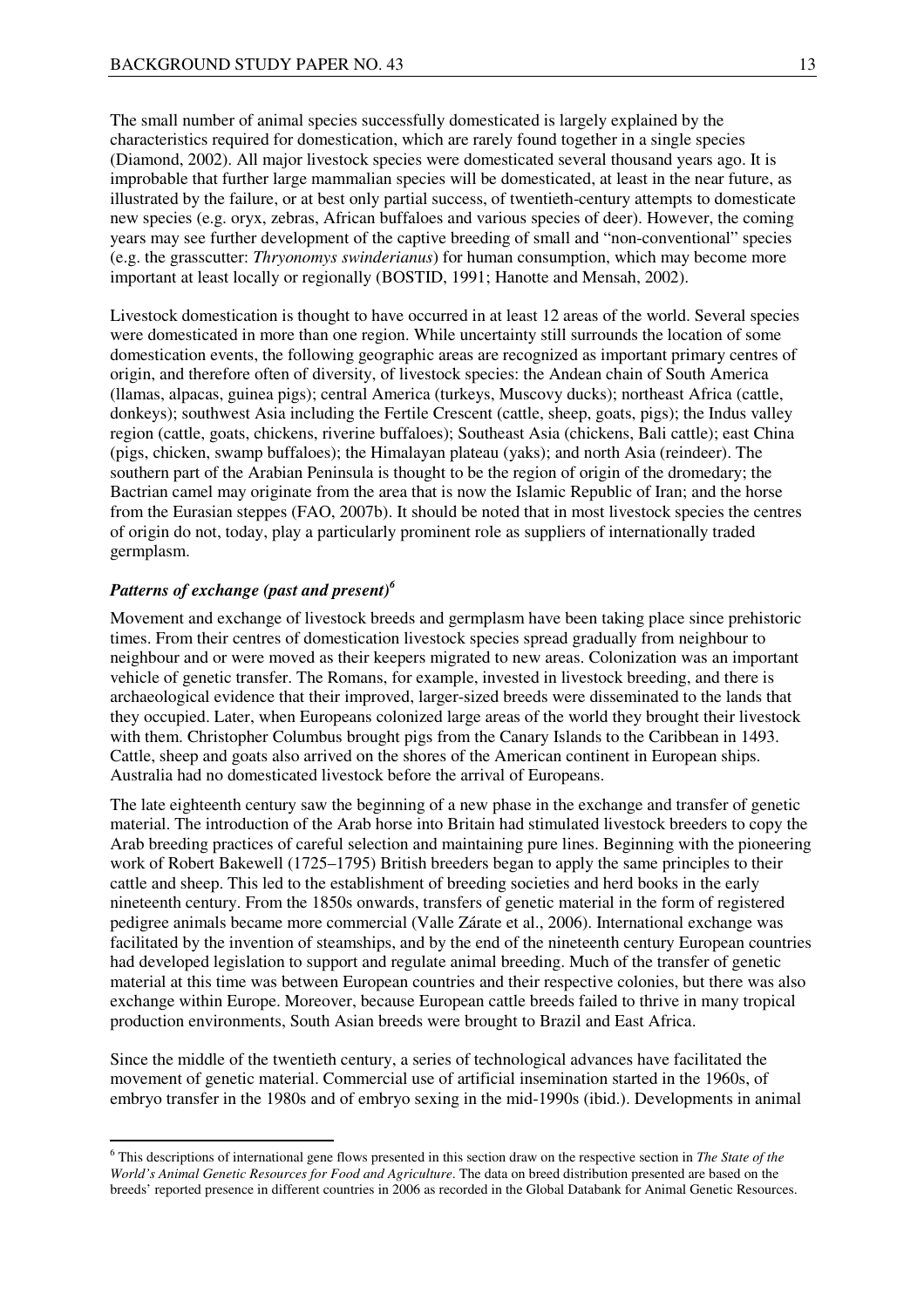The small number of animal species successfully domesticated is largely explained by the characteristics required for domestication, which are rarely found together in a single species (Diamond, 2002). All major livestock species were domesticated several thousand years ago. It is improbable that further large mammalian species will be domesticated, at least in the near future, as illustrated by the failure, or at best only partial success, of twentieth-century attempts to domesticate new species (e.g. oryx, zebras, African buffaloes and various species of deer). However, the coming years may see further development of the captive breeding of small and "non-conventional" species (e.g. the grasscutter: *Thryonomys swinderianus*) for human consumption, which may become more important at least locally or regionally (BOSTID, 1991; Hanotte and Mensah, 2002).

Livestock domestication is thought to have occurred in at least 12 areas of the world. Several species were domesticated in more than one region. While uncertainty still surrounds the location of some domestication events, the following geographic areas are recognized as important primary centres of origin, and therefore often of diversity, of livestock species: the Andean chain of South America (llamas, alpacas, guinea pigs); central America (turkeys, Muscovy ducks); northeast Africa (cattle, donkeys); southwest Asia including the Fertile Crescent (cattle, sheep, goats, pigs); the Indus valley region (cattle, goats, chickens, riverine buffaloes); Southeast Asia (chickens, Bali cattle); east China (pigs, chicken, swamp buffaloes); the Himalayan plateau (yaks); and north Asia (reindeer). The southern part of the Arabian Peninsula is thought to be the region of origin of the dromedary; the Bactrian camel may originate from the area that is now the Islamic Republic of Iran; and the horse from the Eurasian steppes (FAO, 2007b). It should be noted that in most livestock species the centres of origin do not, today, play a particularly prominent role as suppliers of internationally traded germplasm.

### *Patterns of exchange (past and present)*[6]

Movement and exchange of livestock breeds and germplasm have been taking place since prehistoric times. From their centres of domestication livestock species spread gradually from neighbour to neighbour and or were moved as their keepers migrated to new areas. Colonization was an important vehicle of genetic transfer. The Romans, for example, invested in livestock breeding, and there is archaeological evidence that their improved, larger-sized breeds were disseminated to the lands that they occupied. Later, when Europeans colonized large areas of the world they brought their livestock with them. Christopher Columbus brought pigs from the Canary Islands to the Caribbean in 1493. Cattle, sheep and goats also arrived on the shores of the American continent in European ships. Australia had no domesticated livestock before the arrival of Europeans.

The late eighteenth century saw the beginning of a new phase in the exchange and transfer of genetic material. The introduction of the Arab horse into Britain had stimulated livestock breeders to copy the Arab breeding practices of careful selection and maintaining pure lines. Beginning with the pioneering work of Robert Bakewell (1725–1795) British breeders began to apply the same principles to their cattle and sheep. This led to the establishment of breeding societies and herd books in the early nineteenth century. From the 1850s onwards, transfers of genetic material in the form of registered pedigree animals became more commercial (Valle Zárate et al., 2006). International exchange was facilitated by the invention of steamships, and by the end of the nineteenth century European countries had developed legislation to support and regulate animal breeding. Much of the transfer of genetic material at this time was between European countries and their respective colonies, but there was also exchange within Europe. Moreover, because European cattle breeds failed to thrive in many tropical production environments, South Asian breeds were brought to Brazil and East Africa.

Since the middle of the twentieth century, a series of technological advances have facilitated the movement of genetic material. Commercial use of artificial insemination started in the 1960s, of embryo transfer in the 1980s and of embryo sexing in the mid-1990s (ibid.). Developments in animal

[6] This descriptions of international gene flows presented in this section draw on the respective section in *The State of the World's Animal Genetic Resources for Food and Agriculture*. The data on breed distribution presented are based on the breeds' reported presence in different countries in 2006 as recorded in the Global Databank for Animal Genetic Resources.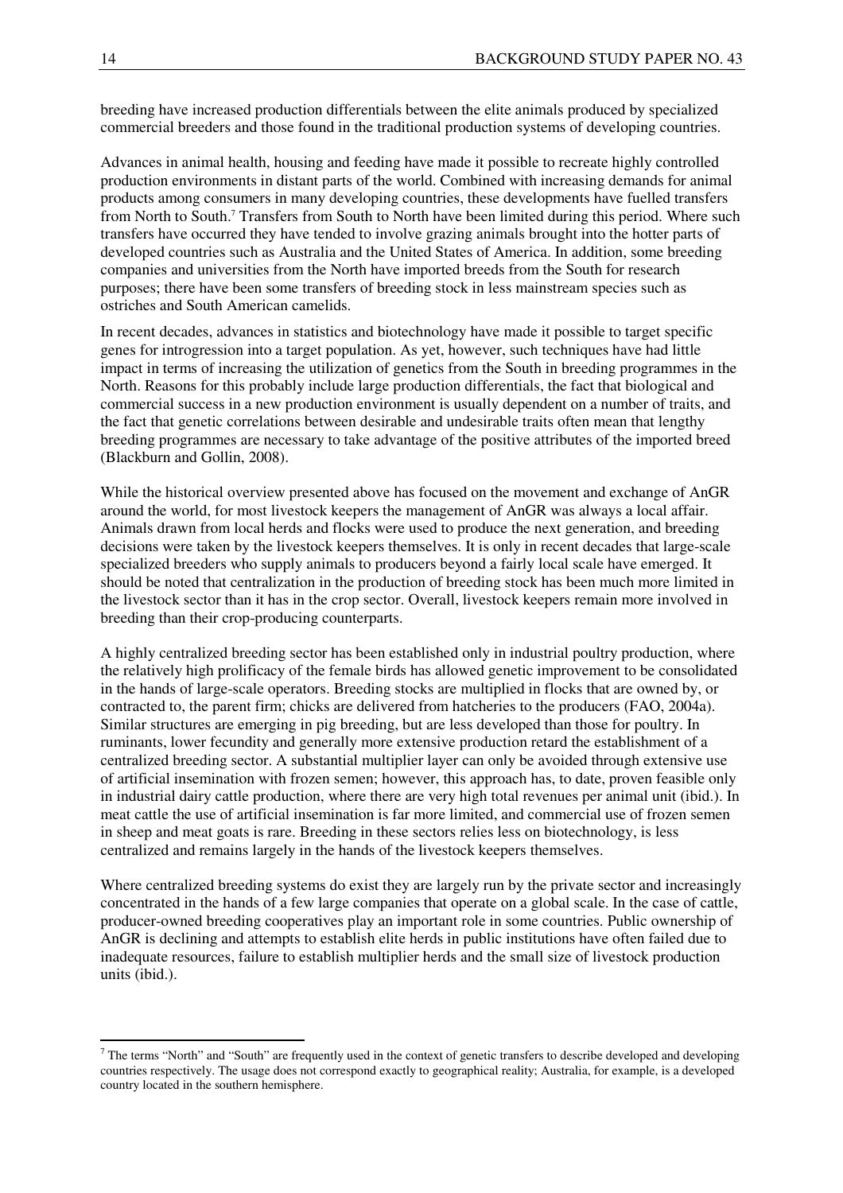breeding have increased production differentials between the elite animals produced by specialized commercial breeders and those found in the traditional production systems of developing countries.

Advances in animal health, housing and feeding have made it possible to recreate highly controlled production environments in distant parts of the world. Combined with increasing demands for animal products among consumers in many developing countries, these developments have fuelled transfers from North to South.[7] Transfers from South to North have been limited during this period. Where such transfers have occurred they have tended to involve grazing animals brought into the hotter parts of developed countries such as Australia and the United States of America. In addition, some breeding companies and universities from the North have imported breeds from the South for research purposes; there have been some transfers of breeding stock in less mainstream species such as ostriches and South American camelids.

In recent decades, advances in statistics and biotechnology have made it possible to target specific genes for introgression into a target population. As yet, however, such techniques have had little impact in terms of increasing the utilization of genetics from the South in breeding programmes in the North. Reasons for this probably include large production differentials, the fact that biological and commercial success in a new production environment is usually dependent on a number of traits, and the fact that genetic correlations between desirable and undesirable traits often mean that lengthy breeding programmes are necessary to take advantage of the positive attributes of the imported breed (Blackburn and Gollin, 2008).

While the historical overview presented above has focused on the movement and exchange of AnGR around the world, for most livestock keepers the management of AnGR was always a local affair. Animals drawn from local herds and flocks were used to produce the next generation, and breeding decisions were taken by the livestock keepers themselves. It is only in recent decades that large-scale specialized breeders who supply animals to producers beyond a fairly local scale have emerged. It should be noted that centralization in the production of breeding stock has been much more limited in the livestock sector than it has in the crop sector. Overall, livestock keepers remain more involved in breeding than their crop-producing counterparts.

A highly centralized breeding sector has been established only in industrial poultry production, where the relatively high prolificacy of the female birds has allowed genetic improvement to be consolidated in the hands of large-scale operators. Breeding stocks are multiplied in flocks that are owned by, or contracted to, the parent firm; chicks are delivered from hatcheries to the producers (FAO, 2004a). Similar structures are emerging in pig breeding, but are less developed than those for poultry. In ruminants, lower fecundity and generally more extensive production retard the establishment of a centralized breeding sector. A substantial multiplier layer can only be avoided through extensive use of artificial insemination with frozen semen; however, this approach has, to date, proven feasible only in industrial dairy cattle production, where there are very high total revenues per animal unit (ibid.). In meat cattle the use of artificial insemination is far more limited, and commercial use of frozen semen in sheep and meat goats is rare. Breeding in these sectors relies less on biotechnology, is less centralized and remains largely in the hands of the livestock keepers themselves.

Where centralized breeding systems do exist they are largely run by the private sector and increasingly concentrated in the hands of a few large companies that operate on a global scale. In the case of cattle, producer-owned breeding cooperatives play an important role in some countries. Public ownership of AnGR is declining and attempts to establish elite herds in public institutions have often failed due to inadequate resources, failure to establish multiplier herds and the small size of livestock production units (ibid.).

---

[7] The terms "North" and "South" are frequently used in the context of genetic transfers to describe developed and developing countries respectively. The usage does not correspond exactly to geographical reality; Australia, for example, is a developed country located in the southern hemisphere.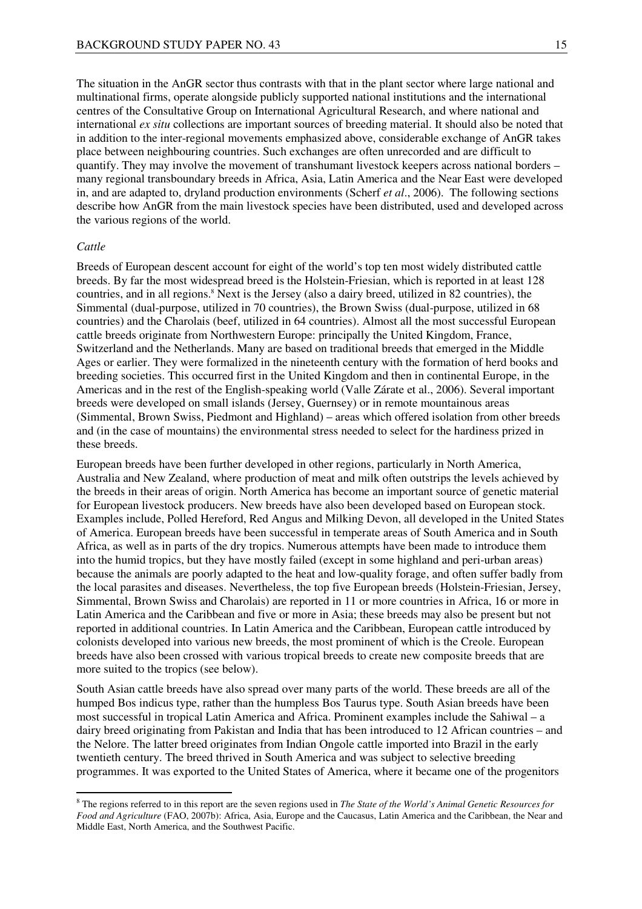The situation in the AnGR sector thus contrasts with that in the plant sector where large national and multinational firms, operate alongside publicly supported national institutions and the international centres of the Consultative Group on International Agricultural Research, and where national and international *ex situ* collections are important sources of breeding material. It should also be noted that in addition to the inter-regional movements emphasized above, considerable exchange of AnGR takes place between neighbouring countries. Such exchanges are often unrecorded and are difficult to quantify. They may involve the movement of transhumant livestock keepers across national borders – many regional transboundary breeds in Africa, Asia, Latin America and the Near East were developed in, and are adapted to, dryland production environments (Scherf *et al*., 2006). The following sections describe how AnGR from the main livestock species have been distributed, used and developed across the various regions of the world.

*Cattle*

Breeds of European descent account for eight of the world's top ten most widely distributed cattle breeds. By far the most widespread breed is the Holstein-Friesian, which is reported in at least 128 countries, and in all regions.[8] Next is the Jersey (also a dairy breed, utilized in 82 countries), the Simmental (dual-purpose, utilized in 70 countries), the Brown Swiss (dual-purpose, utilized in 68 countries) and the Charolais (beef, utilized in 64 countries). Almost all the most successful European cattle breeds originate from Northwestern Europe: principally the United Kingdom, France, Switzerland and the Netherlands. Many are based on traditional breeds that emerged in the Middle Ages or earlier. They were formalized in the nineteenth century with the formation of herd books and breeding societies. This occurred first in the United Kingdom and then in continental Europe, in the Americas and in the rest of the English-speaking world (Valle Zárate et al., 2006). Several important breeds were developed on small islands (Jersey, Guernsey) or in remote mountainous areas (Simmental, Brown Swiss, Piedmont and Highland) – areas which offered isolation from other breeds and (in the case of mountains) the environmental stress needed to select for the hardiness prized in these breeds.

European breeds have been further developed in other regions, particularly in North America, Australia and New Zealand, where production of meat and milk often outstrips the levels achieved by the breeds in their areas of origin. North America has become an important source of genetic material for European livestock producers. New breeds have also been developed based on European stock. Examples include, Polled Hereford, Red Angus and Milking Devon, all developed in the United States of America. European breeds have been successful in temperate areas of South America and in South Africa, as well as in parts of the dry tropics. Numerous attempts have been made to introduce them into the humid tropics, but they have mostly failed (except in some highland and peri-urban areas) because the animals are poorly adapted to the heat and low-quality forage, and often suffer badly from the local parasites and diseases. Nevertheless, the top five European breeds (Holstein-Friesian, Jersey, Simmental, Brown Swiss and Charolais) are reported in 11 or more countries in Africa, 16 or more in Latin America and the Caribbean and five or more in Asia; these breeds may also be present but not reported in additional countries. In Latin America and the Caribbean, European cattle introduced by colonists developed into various new breeds, the most prominent of which is the Creole. European breeds have also been crossed with various tropical breeds to create new composite breeds that are more suited to the tropics (see below).

South Asian cattle breeds have also spread over many parts of the world. These breeds are all of the humped Bos indicus type, rather than the humpless Bos Taurus type. South Asian breeds have been most successful in tropical Latin America and Africa. Prominent examples include the Sahiwal – a dairy breed originating from Pakistan and India that has been introduced to 12 African countries – and the Nelore. The latter breed originates from Indian Ongole cattle imported into Brazil in the early twentieth century. The breed thrived in South America and was subject to selective breeding programmes. It was exported to the United States of America, where it became one of the progenitors

[8] The regions referred to in this report are the seven regions used in *The State of the World's Animal Genetic Resources for Food and Agriculture* (FAO, 2007b): Africa, Asia, Europe and the Caucasus, Latin America and the Caribbean, the Near and Middle East, North America, and the Southwest Pacific.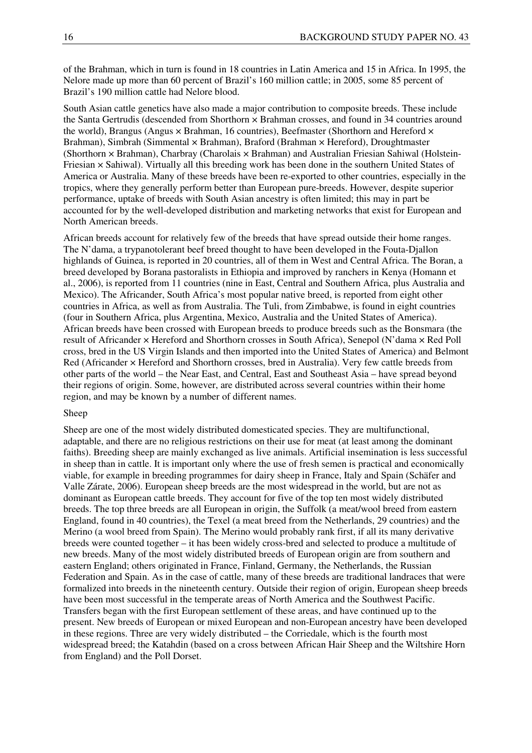of the Brahman, which in turn is found in 18 countries in Latin America and 15 in Africa. In 1995, the Nelore made up more than 60 percent of Brazil's 160 million cattle; in 2005, some 85 percent of Brazil's 190 million cattle had Nelore blood.

South Asian cattle genetics have also made a major contribution to composite breeds. These include the Santa Gertrudis (descended from Shorthorn × Brahman crosses, and found in 34 countries around the world), Brangus (Angus × Brahman, 16 countries), Beefmaster (Shorthorn and Hereford × Brahman), Simbrah (Simmental × Brahman), Braford (Brahman × Hereford), Droughtmaster (Shorthorn × Brahman), Charbray (Charolais × Brahman) and Australian Friesian Sahiwal (Holstein-Friesian × Sahiwal). Virtually all this breeding work has been done in the southern United States of America or Australia. Many of these breeds have been re-exported to other countries, especially in the tropics, where they generally perform better than European pure-breeds. However, despite superior performance, uptake of breeds with South Asian ancestry is often limited; this may in part be accounted for by the well-developed distribution and marketing networks that exist for European and North American breeds.

African breeds account for relatively few of the breeds that have spread outside their home ranges. The N'dama, a trypanotolerant beef breed thought to have been developed in the Fouta-Djallon highlands of Guinea, is reported in 20 countries, all of them in West and Central Africa. The Boran, a breed developed by Borana pastoralists in Ethiopia and improved by ranchers in Kenya (Homann et al., 2006), is reported from 11 countries (nine in East, Central and Southern Africa, plus Australia and Mexico). The Africander, South Africa's most popular native breed, is reported from eight other countries in Africa, as well as from Australia. The Tuli, from Zimbabwe, is found in eight countries (four in Southern Africa, plus Argentina, Mexico, Australia and the United States of America). African breeds have been crossed with European breeds to produce breeds such as the Bonsmara (the result of Africander × Hereford and Shorthorn crosses in South Africa), Senepol (N'dama × Red Poll cross, bred in the US Virgin Islands and then imported into the United States of America) and Belmont Red (Africander × Hereford and Shorthorn crosses, bred in Australia). Very few cattle breeds from other parts of the world – the Near East, and Central, East and Southeast Asia – have spread beyond their regions of origin. Some, however, are distributed across several countries within their home region, and may be known by a number of different names.

### Sheep

Sheep are one of the most widely distributed domesticated species. They are multifunctional, adaptable, and there are no religious restrictions on their use for meat (at least among the dominant faiths). Breeding sheep are mainly exchanged as live animals. Artificial insemination is less successful in sheep than in cattle. It is important only where the use of fresh semen is practical and economically viable, for example in breeding programmes for dairy sheep in France, Italy and Spain (Schäfer and Valle Zárate, 2006). European sheep breeds are the most widespread in the world, but are not as dominant as European cattle breeds. They account for five of the top ten most widely distributed breeds. The top three breeds are all European in origin, the Suffolk (a meat/wool breed from eastern England, found in 40 countries), the Texel (a meat breed from the Netherlands, 29 countries) and the Merino (a wool breed from Spain). The Merino would probably rank first, if all its many derivative breeds were counted together – it has been widely cross-bred and selected to produce a multitude of new breeds. Many of the most widely distributed breeds of European origin are from southern and eastern England; others originated in France, Finland, Germany, the Netherlands, the Russian Federation and Spain. As in the case of cattle, many of these breeds are traditional landraces that were formalized into breeds in the nineteenth century. Outside their region of origin, European sheep breeds have been most successful in the temperate areas of North America and the Southwest Pacific. Transfers began with the first European settlement of these areas, and have continued up to the present. New breeds of European or mixed European and non-European ancestry have been developed in these regions. Three are very widely distributed – the Corriedale, which is the fourth most widespread breed; the Katahdin (based on a cross between African Hair Sheep and the Wiltshire Horn from England) and the Poll Dorset.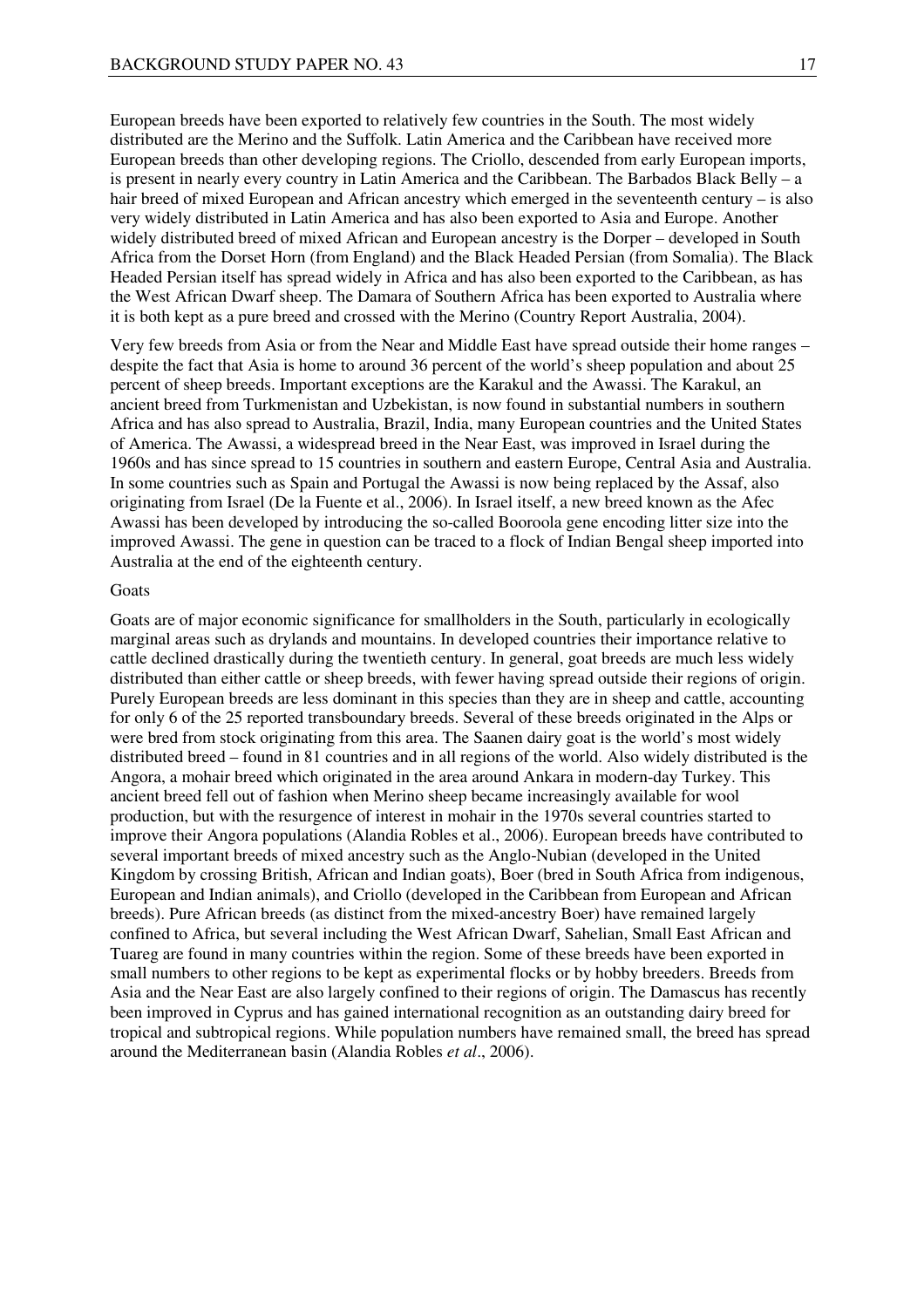European breeds have been exported to relatively few countries in the South. The most widely distributed are the Merino and the Suffolk. Latin America and the Caribbean have received more European breeds than other developing regions. The Criollo, descended from early European imports, is present in nearly every country in Latin America and the Caribbean. The Barbados Black Belly – a hair breed of mixed European and African ancestry which emerged in the seventeenth century – is also very widely distributed in Latin America and has also been exported to Asia and Europe. Another widely distributed breed of mixed African and European ancestry is the Dorper – developed in South Africa from the Dorset Horn (from England) and the Black Headed Persian (from Somalia). The Black Headed Persian itself has spread widely in Africa and has also been exported to the Caribbean, as has the West African Dwarf sheep. The Damara of Southern Africa has been exported to Australia where it is both kept as a pure breed and crossed with the Merino (Country Report Australia, 2004).

Very few breeds from Asia or from the Near and Middle East have spread outside their home ranges – despite the fact that Asia is home to around 36 percent of the world's sheep population and about 25 percent of sheep breeds. Important exceptions are the Karakul and the Awassi. The Karakul, an ancient breed from Turkmenistan and Uzbekistan, is now found in substantial numbers in southern Africa and has also spread to Australia, Brazil, India, many European countries and the United States of America. The Awassi, a widespread breed in the Near East, was improved in Israel during the 1960s and has since spread to 15 countries in southern and eastern Europe, Central Asia and Australia. In some countries such as Spain and Portugal the Awassi is now being replaced by the Assaf, also originating from Israel (De la Fuente et al., 2006). In Israel itself, a new breed known as the Afec Awassi has been developed by introducing the so-called Booroola gene encoding litter size into the improved Awassi. The gene in question can be traced to a flock of Indian Bengal sheep imported into Australia at the end of the eighteenth century.

Goats

Goats are of major economic significance for smallholders in the South, particularly in ecologically marginal areas such as drylands and mountains. In developed countries their importance relative to cattle declined drastically during the twentieth century. In general, goat breeds are much less widely distributed than either cattle or sheep breeds, with fewer having spread outside their regions of origin. Purely European breeds are less dominant in this species than they are in sheep and cattle, accounting for only 6 of the 25 reported transboundary breeds. Several of these breeds originated in the Alps or were bred from stock originating from this area. The Saanen dairy goat is the world's most widely distributed breed – found in 81 countries and in all regions of the world. Also widely distributed is the Angora, a mohair breed which originated in the area around Ankara in modern-day Turkey. This ancient breed fell out of fashion when Merino sheep became increasingly available for wool production, but with the resurgence of interest in mohair in the 1970s several countries started to improve their Angora populations (Alandia Robles et al., 2006). European breeds have contributed to several important breeds of mixed ancestry such as the Anglo-Nubian (developed in the United Kingdom by crossing British, African and Indian goats), Boer (bred in South Africa from indigenous, European and Indian animals), and Criollo (developed in the Caribbean from European and African breeds). Pure African breeds (as distinct from the mixed-ancestry Boer) have remained largely confined to Africa, but several including the West African Dwarf, Sahelian, Small East African and Tuareg are found in many countries within the region. Some of these breeds have been exported in small numbers to other regions to be kept as experimental flocks or by hobby breeders. Breeds from Asia and the Near East are also largely confined to their regions of origin. The Damascus has recently been improved in Cyprus and has gained international recognition as an outstanding dairy breed for tropical and subtropical regions. While population numbers have remained small, the breed has spread around the Mediterranean basin (Alandia Robles *et al*., 2006).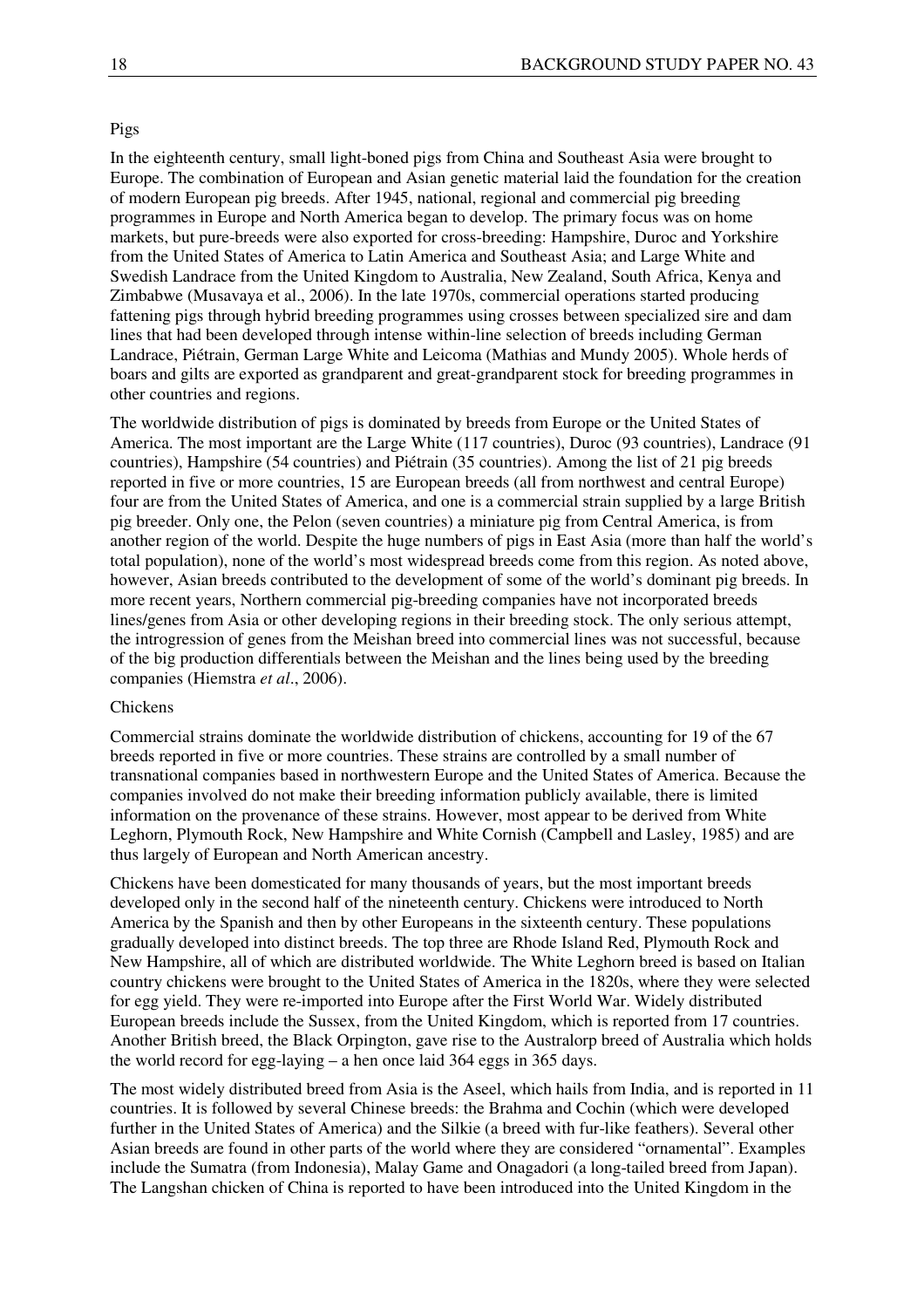Pigs

In the eighteenth century, small light-boned pigs from China and Southeast Asia were brought to Europe. The combination of European and Asian genetic material laid the foundation for the creation of modern European pig breeds. After 1945, national, regional and commercial pig breeding programmes in Europe and North America began to develop. The primary focus was on home markets, but pure-breeds were also exported for cross-breeding: Hampshire, Duroc and Yorkshire from the United States of America to Latin America and Southeast Asia; and Large White and Swedish Landrace from the United Kingdom to Australia, New Zealand, South Africa, Kenya and Zimbabwe (Musavaya et al., 2006). In the late 1970s, commercial operations started producing fattening pigs through hybrid breeding programmes using crosses between specialized sire and dam lines that had been developed through intense within-line selection of breeds including German Landrace, Piétrain, German Large White and Leicoma (Mathias and Mundy 2005). Whole herds of boars and gilts are exported as grandparent and great-grandparent stock for breeding programmes in other countries and regions.

The worldwide distribution of pigs is dominated by breeds from Europe or the United States of America. The most important are the Large White (117 countries), Duroc (93 countries), Landrace (91 countries), Hampshire (54 countries) and Piétrain (35 countries). Among the list of 21 pig breeds reported in five or more countries, 15 are European breeds (all from northwest and central Europe) four are from the United States of America, and one is a commercial strain supplied by a large British pig breeder. Only one, the Pelon (seven countries) a miniature pig from Central America, is from another region of the world. Despite the huge numbers of pigs in East Asia (more than half the world's total population), none of the world's most widespread breeds come from this region. As noted above, however, Asian breeds contributed to the development of some of the world's dominant pig breeds. In more recent years, Northern commercial pig-breeding companies have not incorporated breeds lines/genes from Asia or other developing regions in their breeding stock. The only serious attempt, the introgression of genes from the Meishan breed into commercial lines was not successful, because of the big production differentials between the Meishan and the lines being used by the breeding companies (Hiemstra *et al*., 2006).

Chickens

Commercial strains dominate the worldwide distribution of chickens, accounting for 19 of the 67 breeds reported in five or more countries. These strains are controlled by a small number of transnational companies based in northwestern Europe and the United States of America. Because the companies involved do not make their breeding information publicly available, there is limited information on the provenance of these strains. However, most appear to be derived from White Leghorn, Plymouth Rock, New Hampshire and White Cornish (Campbell and Lasley, 1985) and are thus largely of European and North American ancestry.

Chickens have been domesticated for many thousands of years, but the most important breeds developed only in the second half of the nineteenth century. Chickens were introduced to North America by the Spanish and then by other Europeans in the sixteenth century. These populations gradually developed into distinct breeds. The top three are Rhode Island Red, Plymouth Rock and New Hampshire, all of which are distributed worldwide. The White Leghorn breed is based on Italian country chickens were brought to the United States of America in the 1820s, where they were selected for egg yield. They were re-imported into Europe after the First World War. Widely distributed European breeds include the Sussex, from the United Kingdom, which is reported from 17 countries. Another British breed, the Black Orpington, gave rise to the Australorp breed of Australia which holds the world record for egg-laying – a hen once laid 364 eggs in 365 days.

The most widely distributed breed from Asia is the Aseel, which hails from India, and is reported in 11 countries. It is followed by several Chinese breeds: the Brahma and Cochin (which were developed further in the United States of America) and the Silkie (a breed with fur-like feathers). Several other Asian breeds are found in other parts of the world where they are considered "ornamental". Examples include the Sumatra (from Indonesia), Malay Game and Onagadori (a long-tailed breed from Japan). The Langshan chicken of China is reported to have been introduced into the United Kingdom in the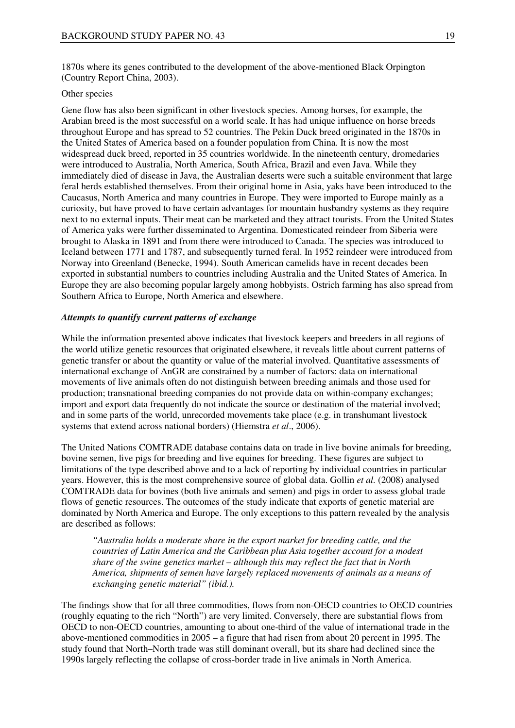1870s where its genes contributed to the development of the above-mentioned Black Orpington (Country Report China, 2003).

Other species

Gene flow has also been significant in other livestock species. Among horses, for example, the Arabian breed is the most successful on a world scale. It has had unique influence on horse breeds throughout Europe and has spread to 52 countries. The Pekin Duck breed originated in the 1870s in the United States of America based on a founder population from China. It is now the most widespread duck breed, reported in 35 countries worldwide. In the nineteenth century, dromedaries were introduced to Australia, North America, South Africa, Brazil and even Java. While they immediately died of disease in Java, the Australian deserts were such a suitable environment that large feral herds established themselves. From their original home in Asia, yaks have been introduced to the Caucasus, North America and many countries in Europe. They were imported to Europe mainly as a curiosity, but have proved to have certain advantages for mountain husbandry systems as they require next to no external inputs. Their meat can be marketed and they attract tourists. From the United States of America yaks were further disseminated to Argentina. Domesticated reindeer from Siberia were brought to Alaska in 1891 and from there were introduced to Canada. The species was introduced to Iceland between 1771 and 1787, and subsequently turned feral. In 1952 reindeer were introduced from Norway into Greenland (Benecke, 1994). South American camelids have in recent decades been exported in substantial numbers to countries including Australia and the United States of America. In Europe they are also becoming popular largely among hobbyists. Ostrich farming has also spread from Southern Africa to Europe, North America and elsewhere.

### *Attempts to quantify current patterns of exchange*

While the information presented above indicates that livestock keepers and breeders in all regions of the world utilize genetic resources that originated elsewhere, it reveals little about current patterns of genetic transfer or about the quantity or value of the material involved. Quantitative assessments of international exchange of AnGR are constrained by a number of factors: data on international movements of live animals often do not distinguish between breeding animals and those used for production; transnational breeding companies do not provide data on within-company exchanges; import and export data frequently do not indicate the source or destination of the material involved; and in some parts of the world, unrecorded movements take place (e.g. in transhumant livestock systems that extend across national borders) (Hiemstra *et al*., 2006).

The United Nations COMTRADE database contains data on trade in live bovine animals for breeding, bovine semen, live pigs for breeding and live equines for breeding. These figures are subject to limitations of the type described above and to a lack of reporting by individual countries in particular years. However, this is the most comprehensive source of global data. Gollin *et al.* (2008) analysed COMTRADE data for bovines (both live animals and semen) and pigs in order to assess global trade flows of genetic resources. The outcomes of the study indicate that exports of genetic material are dominated by North America and Europe. The only exceptions to this pattern revealed by the analysis are described as follows:

> *"Australia holds a moderate share in the export market for breeding cattle, and the countries of Latin America and the Caribbean plus Asia together account for a modest share of the swine genetics market – although this may reflect the fact that in North America, shipments of semen have largely replaced movements of animals as a means of exchanging genetic material" (ibid.).*

The findings show that for all three commodities, flows from non-OECD countries to OECD countries (roughly equating to the rich "North") are very limited. Conversely, there are substantial flows from OECD to non-OECD countries, amounting to about one-third of the value of international trade in the above-mentioned commodities in 2005 – a figure that had risen from about 20 percent in 1995. The study found that North–North trade was still dominant overall, but its share had declined since the 1990s largely reflecting the collapse of cross-border trade in live animals in North America.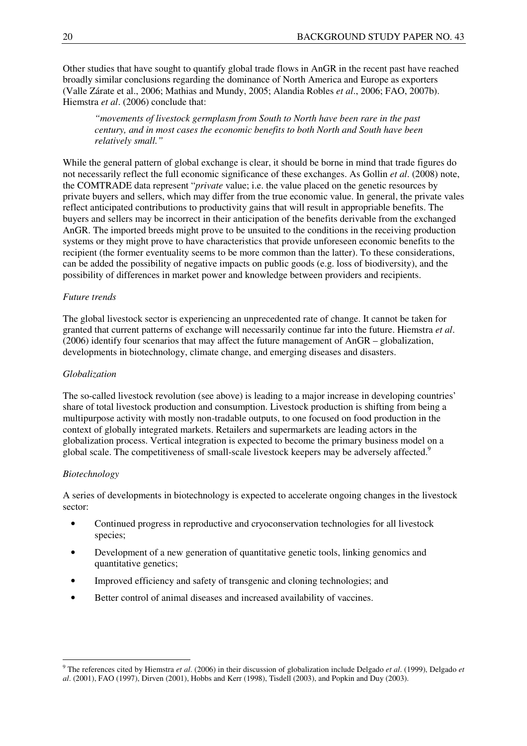Other studies that have sought to quantify global trade flows in AnGR in the recent past have reached broadly similar conclusions regarding the dominance of North America and Europe as exporters (Valle Zárate et al., 2006; Mathias and Mundy, 2005; Alandia Robles *et al*., 2006; FAO, 2007b). Hiemstra *et al*. (2006) conclude that:

> *"movements of livestock germplasm from South to North have been rare in the past century, and in most cases the economic benefits to both North and South have been relatively small."*

While the general pattern of global exchange is clear, it should be borne in mind that trade figures do not necessarily reflect the full economic significance of these exchanges. As Gollin *et al*. (2008) note, the COMTRADE data represent "*private* value; i.e. the value placed on the genetic resources by private buyers and sellers, which may differ from the true economic value. In general, the private vales reflect anticipated contributions to productivity gains that will result in appropriable benefits. The buyers and sellers may be incorrect in their anticipation of the benefits derivable from the exchanged AnGR. The imported breeds might prove to be unsuited to the conditions in the receiving production systems or they might prove to have characteristics that provide unforeseen economic benefits to the recipient (the former eventuality seems to be more common than the latter). To these considerations, can be added the possibility of negative impacts on public goods (e.g. loss of biodiversity), and the possibility of differences in market power and knowledge between providers and recipients.

*Future trends*

The global livestock sector is experiencing an unprecedented rate of change. It cannot be taken for granted that current patterns of exchange will necessarily continue far into the future. Hiemstra *et al*. (2006) identify four scenarios that may affect the future management of AnGR – globalization, developments in biotechnology, climate change, and emerging diseases and disasters.

*Globalization*

The so-called livestock revolution (see above) is leading to a major increase in developing countries' share of total livestock production and consumption. Livestock production is shifting from being a multipurpose activity with mostly non-tradable outputs, to one focused on food production in the context of globally integrated markets. Retailers and supermarkets are leading actors in the globalization process. Vertical integration is expected to become the primary business model on a global scale. The competitiveness of small-scale livestock keepers may be adversely affected.[9]

*Biotechnology*

A series of developments in biotechnology is expected to accelerate ongoing changes in the livestock sector:

- Continued progress in reproductive and cryoconservation technologies for all livestock species;
- Development of a new generation of quantitative genetic tools, linking genomics and quantitative genetics;
- Improved efficiency and safety of transgenic and cloning technologies; and
- Better control of animal diseases and increased availability of vaccines.

---

[9] The references cited by Hiemstra *et al*. (2006) in their discussion of globalization include Delgado *et al*. (1999), Delgado *et al*. (2001), FAO (1997), Dirven (2001), Hobbs and Kerr (1998), Tisdell (2003), and Popkin and Duy (2003).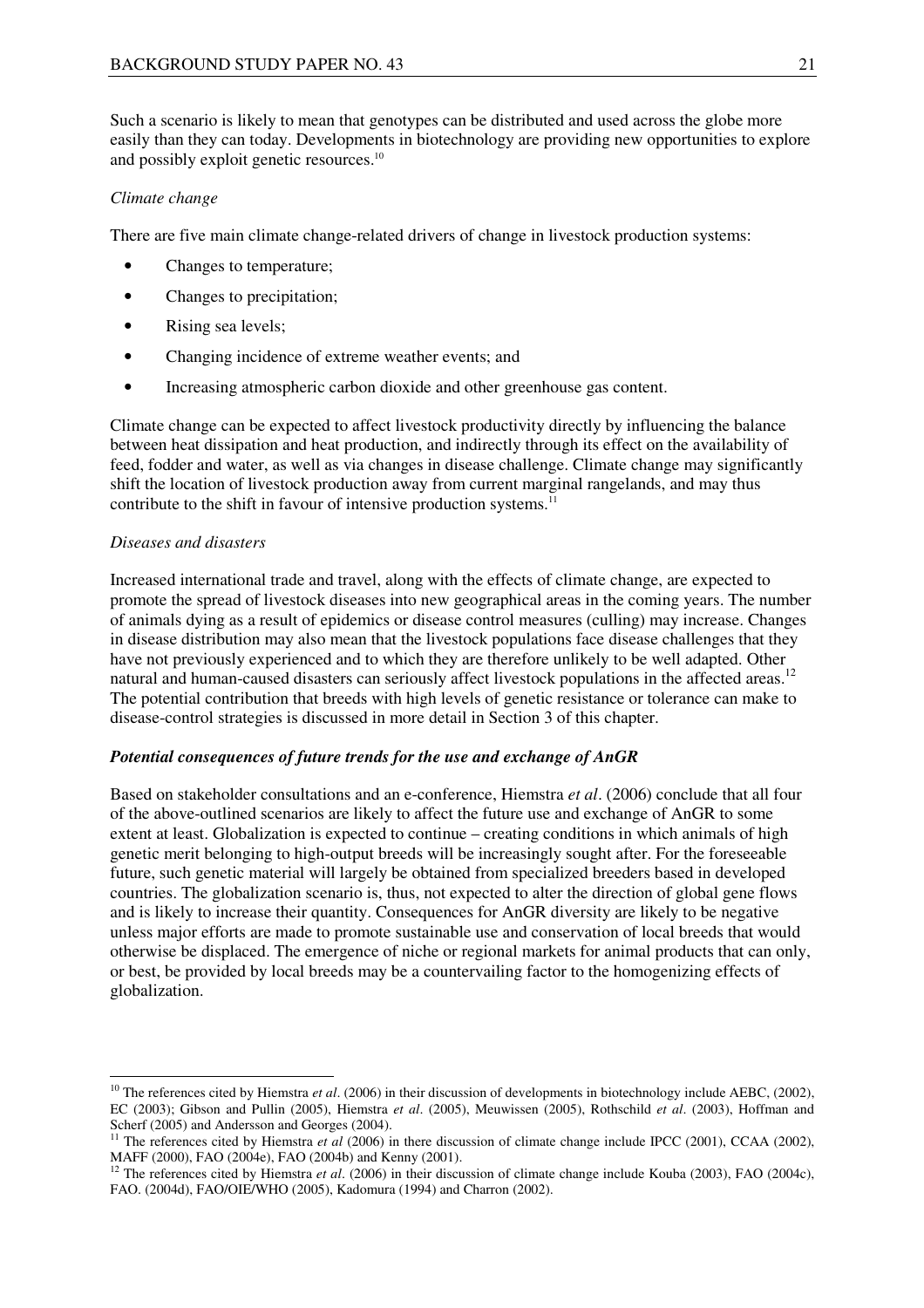Such a scenario is likely to mean that genotypes can be distributed and used across the globe more easily than they can today. Developments in biotechnology are providing new opportunities to explore and possibly exploit genetic resources.[10]

*Climate change*

There are five main climate change-related drivers of change in livestock production systems:

- Changes to temperature;
- Changes to precipitation;
- Rising sea levels;
- Changing incidence of extreme weather events; and
- Increasing atmospheric carbon dioxide and other greenhouse gas content.

Climate change can be expected to affect livestock productivity directly by influencing the balance between heat dissipation and heat production, and indirectly through its effect on the availability of feed, fodder and water, as well as via changes in disease challenge. Climate change may significantly shift the location of livestock production away from current marginal rangelands, and may thus contribute to the shift in favour of intensive production systems.[11]

*Diseases and disasters*

Increased international trade and travel, along with the effects of climate change, are expected to promote the spread of livestock diseases into new geographical areas in the coming years. The number of animals dying as a result of epidemics or disease control measures (culling) may increase. Changes in disease distribution may also mean that the livestock populations face disease challenges that they have not previously experienced and to which they are therefore unlikely to be well adapted. Other natural and human-caused disasters can seriously affect livestock populations in the affected areas.[12] The potential contribution that breeds with high levels of genetic resistance or tolerance can make to disease-control strategies is discussed in more detail in Section 3 of this chapter.

***Potential consequences of future trends for the use and exchange of AnGR***

Based on stakeholder consultations and an e-conference, Hiemstra *et al*. (2006) conclude that all four of the above-outlined scenarios are likely to affect the future use and exchange of AnGR to some extent at least. Globalization is expected to continue – creating conditions in which animals of high genetic merit belonging to high-output breeds will be increasingly sought after. For the foreseeable future, such genetic material will largely be obtained from specialized breeders based in developed countries. The globalization scenario is, thus, not expected to alter the direction of global gene flows and is likely to increase their quantity. Consequences for AnGR diversity are likely to be negative unless major efforts are made to promote sustainable use and conservation of local breeds that would otherwise be displaced. The emergence of niche or regional markets for animal products that can only, or best, be provided by local breeds may be a countervailing factor to the homogenizing effects of globalization.

---

[10] The references cited by Hiemstra *et al*. (2006) in their discussion of developments in biotechnology include AEBC, (2002), EC (2003); Gibson and Pullin (2005), Hiemstra *et al*. (2005), Meuwissen (2005), Rothschild *et al*. (2003), Hoffman and Scherf (2005) and Andersson and Georges (2004).

[11] The references cited by Hiemstra *et al* (2006) in there discussion of climate change include IPCC (2001), CCAA (2002), MAFF (2000), FAO (2004e), FAO (2004b) and Kenny (2001).

[12] The references cited by Hiemstra *et al*. (2006) in their discussion of climate change include Kouba (2003), FAO (2004c), FAO. (2004d), FAO/OIE/WHO (2005), Kadomura (1994) and Charron (2002).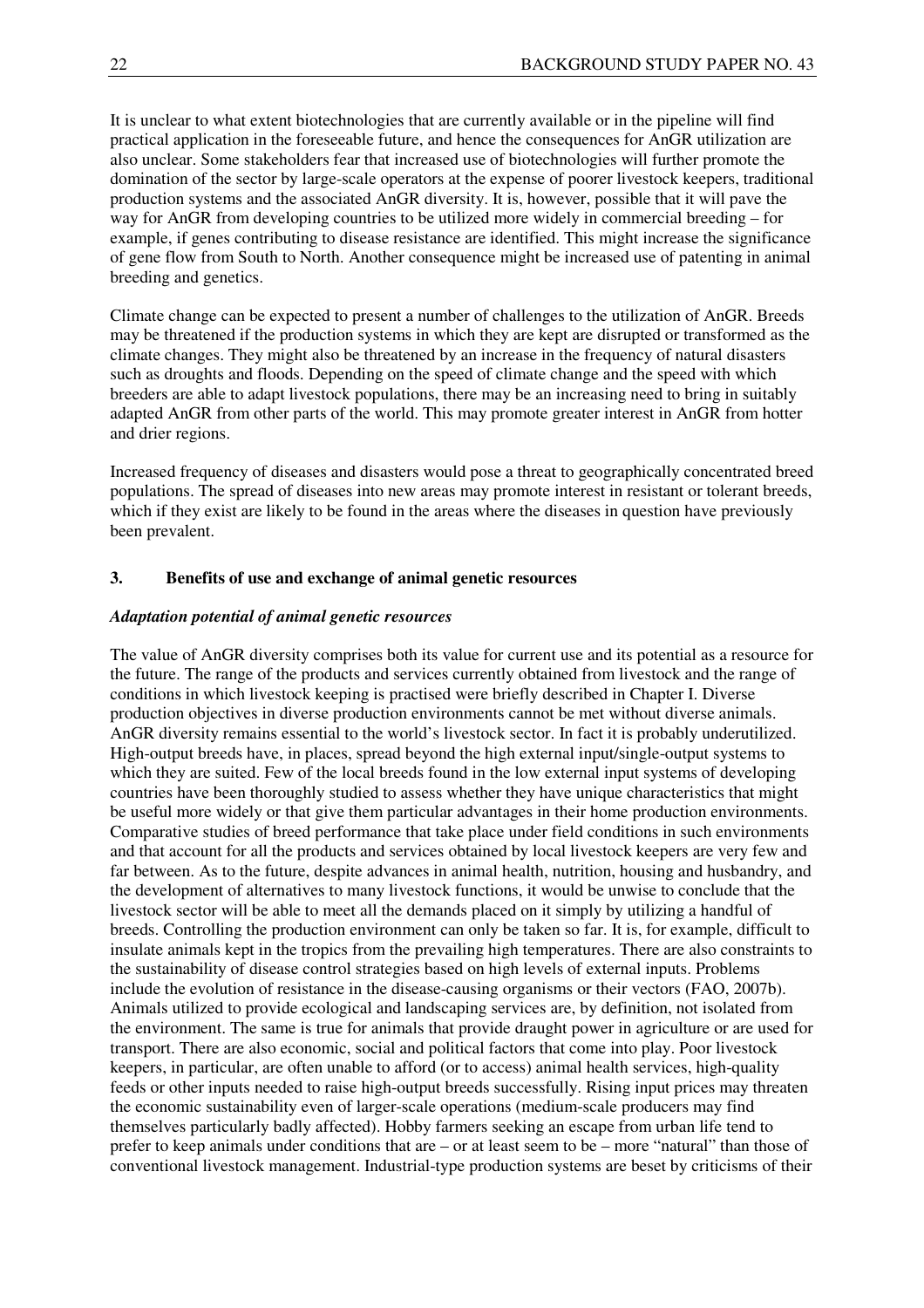It is unclear to what extent biotechnologies that are currently available or in the pipeline will find practical application in the foreseeable future, and hence the consequences for AnGR utilization are also unclear. Some stakeholders fear that increased use of biotechnologies will further promote the domination of the sector by large-scale operators at the expense of poorer livestock keepers, traditional production systems and the associated AnGR diversity. It is, however, possible that it will pave the way for AnGR from developing countries to be utilized more widely in commercial breeding – for example, if genes contributing to disease resistance are identified. This might increase the significance of gene flow from South to North. Another consequence might be increased use of patenting in animal breeding and genetics.

Climate change can be expected to present a number of challenges to the utilization of AnGR. Breeds may be threatened if the production systems in which they are kept are disrupted or transformed as the climate changes. They might also be threatened by an increase in the frequency of natural disasters such as droughts and floods. Depending on the speed of climate change and the speed with which breeders are able to adapt livestock populations, there may be an increasing need to bring in suitably adapted AnGR from other parts of the world. This may promote greater interest in AnGR from hotter and drier regions.

Increased frequency of diseases and disasters would pose a threat to geographically concentrated breed populations. The spread of diseases into new areas may promote interest in resistant or tolerant breeds, which if they exist are likely to be found in the areas where the diseases in question have previously been prevalent.

## 3. Benefits of use and exchange of animal genetic resources

### *Adaptation potential of animal genetic resources*

The value of AnGR diversity comprises both its value for current use and its potential as a resource for the future. The range of the products and services currently obtained from livestock and the range of conditions in which livestock keeping is practised were briefly described in Chapter I. Diverse production objectives in diverse production environments cannot be met without diverse animals. AnGR diversity remains essential to the world's livestock sector. In fact it is probably underutilized. High-output breeds have, in places, spread beyond the high external input/single-output systems to which they are suited. Few of the local breeds found in the low external input systems of developing countries have been thoroughly studied to assess whether they have unique characteristics that might be useful more widely or that give them particular advantages in their home production environments. Comparative studies of breed performance that take place under field conditions in such environments and that account for all the products and services obtained by local livestock keepers are very few and far between. As to the future, despite advances in animal health, nutrition, housing and husbandry, and the development of alternatives to many livestock functions, it would be unwise to conclude that the livestock sector will be able to meet all the demands placed on it simply by utilizing a handful of breeds. Controlling the production environment can only be taken so far. It is, for example, difficult to insulate animals kept in the tropics from the prevailing high temperatures. There are also constraints to the sustainability of disease control strategies based on high levels of external inputs. Problems include the evolution of resistance in the disease-causing organisms or their vectors (FAO, 2007b). Animals utilized to provide ecological and landscaping services are, by definition, not isolated from the environment. The same is true for animals that provide draught power in agriculture or are used for transport. There are also economic, social and political factors that come into play. Poor livestock keepers, in particular, are often unable to afford (or to access) animal health services, high-quality feeds or other inputs needed to raise high-output breeds successfully. Rising input prices may threaten the economic sustainability even of larger-scale operations (medium-scale producers may find themselves particularly badly affected). Hobby farmers seeking an escape from urban life tend to prefer to keep animals under conditions that are – or at least seem to be – more "natural" than those of conventional livestock management. Industrial-type production systems are beset by criticisms of their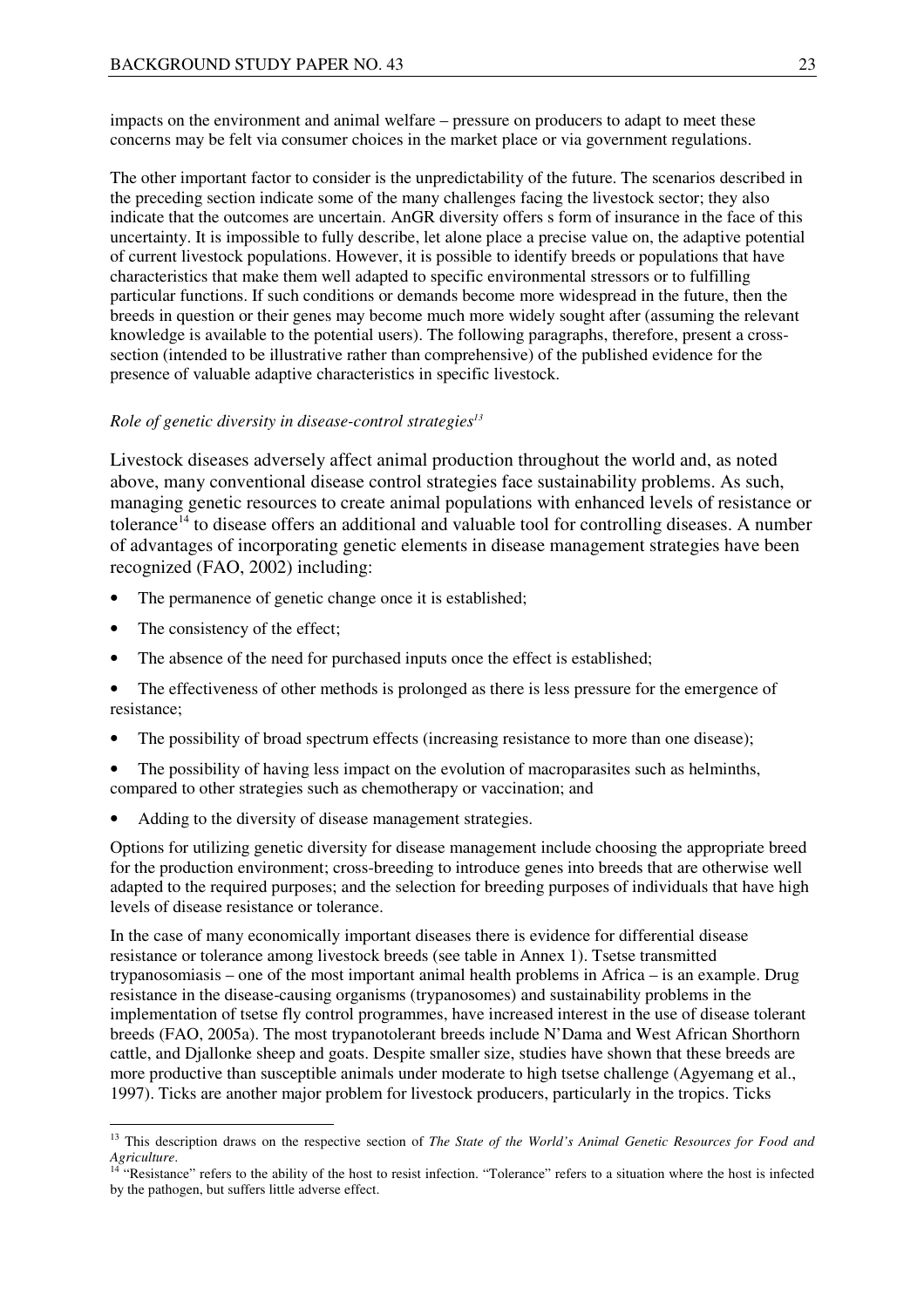impacts on the environment and animal welfare – pressure on producers to adapt to meet these concerns may be felt via consumer choices in the market place or via government regulations.

The other important factor to consider is the unpredictability of the future. The scenarios described in the preceding section indicate some of the many challenges facing the livestock sector; they also indicate that the outcomes are uncertain. AnGR diversity offers s form of insurance in the face of this uncertainty. It is impossible to fully describe, let alone place a precise value on, the adaptive potential of current livestock populations. However, it is possible to identify breeds or populations that have characteristics that make them well adapted to specific environmental stressors or to fulfilling particular functions. If such conditions or demands become more widespread in the future, then the breeds in question or their genes may become much more widely sought after (assuming the relevant knowledge is available to the potential users). The following paragraphs, therefore, present a cross-section (intended to be illustrative rather than comprehensive) of the published evidence for the presence of valuable adaptive characteristics in specific livestock.

*Role of genetic diversity in disease-control strategies*[13]

Livestock diseases adversely affect animal production throughout the world and, as noted above, many conventional disease control strategies face sustainability problems. As such, managing genetic resources to create animal populations with enhanced levels of resistance or tolerance[14] to disease offers an additional and valuable tool for controlling diseases. A number of advantages of incorporating genetic elements in disease management strategies have been recognized (FAO, 2002) including:

- The permanence of genetic change once it is established;
- The consistency of the effect;
- The absence of the need for purchased inputs once the effect is established;
- The effectiveness of other methods is prolonged as there is less pressure for the emergence of resistance;
- The possibility of broad spectrum effects (increasing resistance to more than one disease);
- The possibility of having less impact on the evolution of macroparasites such as helminths, compared to other strategies such as chemotherapy or vaccination; and
- Adding to the diversity of disease management strategies.

Options for utilizing genetic diversity for disease management include choosing the appropriate breed for the production environment; cross-breeding to introduce genes into breeds that are otherwise well adapted to the required purposes; and the selection for breeding purposes of individuals that have high levels of disease resistance or tolerance.

In the case of many economically important diseases there is evidence for differential disease resistance or tolerance among livestock breeds (see table in Annex 1). Tsetse transmitted trypanosomiasis – one of the most important animal health problems in Africa – is an example. Drug resistance in the disease-causing organisms (trypanosomes) and sustainability problems in the implementation of tsetse fly control programmes, have increased interest in the use of disease tolerant breeds (FAO, 2005a). The most trypanotolerant breeds include N'Dama and West African Shorthorn cattle, and Djallonke sheep and goats. Despite smaller size, studies have shown that these breeds are more productive than susceptible animals under moderate to high tsetse challenge (Agyemang et al., 1997). Ticks are another major problem for livestock producers, particularly in the tropics. Ticks

[13] This description draws on the respective section of *The State of the World's Animal Genetic Resources for Food and Agriculture*.

[14] "Resistance" refers to the ability of the host to resist infection. "Tolerance" refers to a situation where the host is infected by the pathogen, but suffers little adverse effect.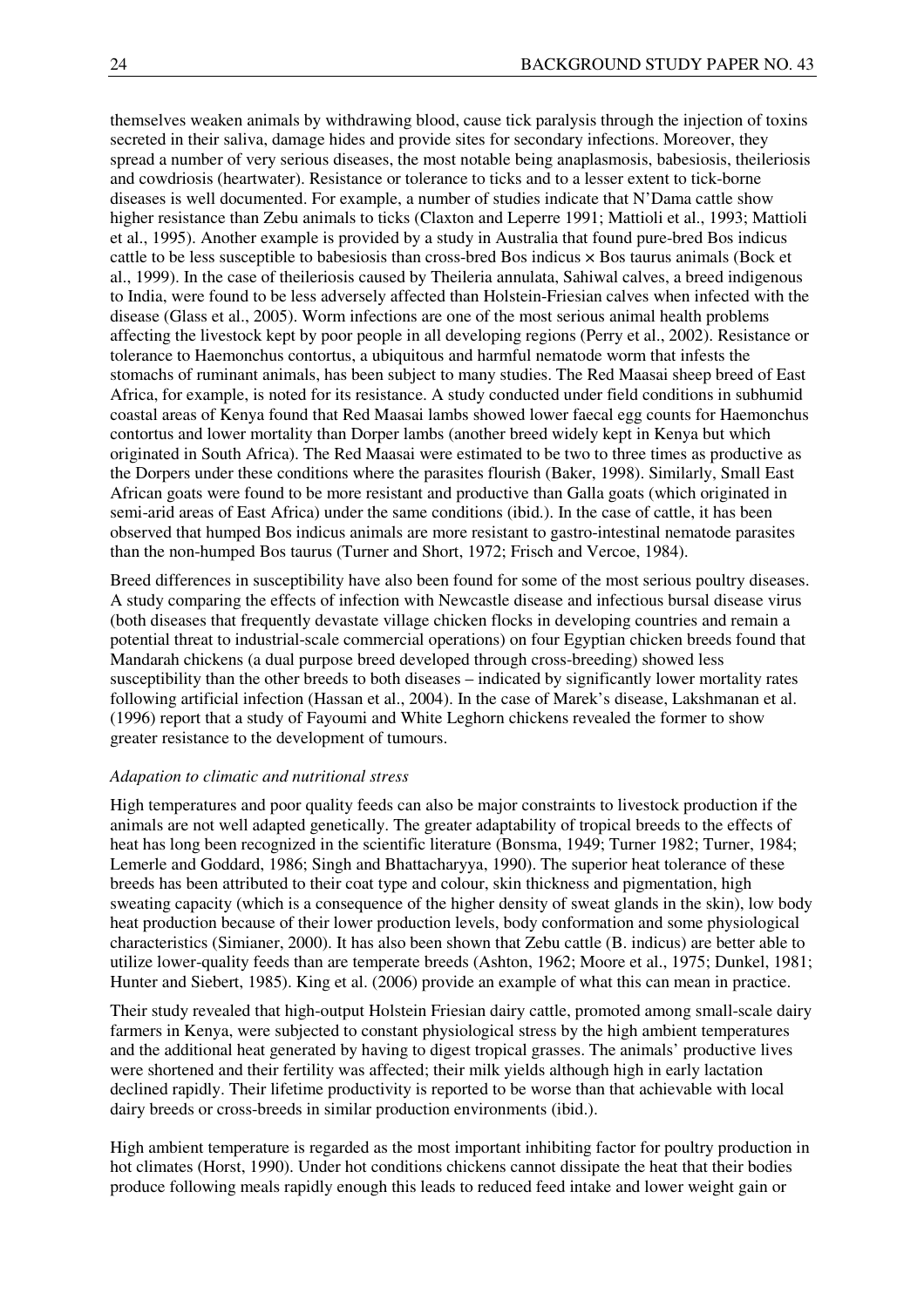themselves weaken animals by withdrawing blood, cause tick paralysis through the injection of toxins secreted in their saliva, damage hides and provide sites for secondary infections. Moreover, they spread a number of very serious diseases, the most notable being anaplasmosis, babesiosis, theileriosis and cowdriosis (heartwater). Resistance or tolerance to ticks and to a lesser extent to tick-borne diseases is well documented. For example, a number of studies indicate that N'Dama cattle show higher resistance than Zebu animals to ticks (Claxton and Leperre 1991; Mattioli et al., 1993; Mattioli et al., 1995). Another example is provided by a study in Australia that found pure-bred Bos indicus cattle to be less susceptible to babesiosis than cross-bred Bos indicus × Bos taurus animals (Bock et al., 1999). In the case of theileriosis caused by Theileria annulata, Sahiwal calves, a breed indigenous to India, were found to be less adversely affected than Holstein-Friesian calves when infected with the disease (Glass et al., 2005). Worm infections are one of the most serious animal health problems affecting the livestock kept by poor people in all developing regions (Perry et al., 2002). Resistance or tolerance to Haemonchus contortus, a ubiquitous and harmful nematode worm that infests the stomachs of ruminant animals, has been subject to many studies. The Red Maasai sheep breed of East Africa, for example, is noted for its resistance. A study conducted under field conditions in subhumid coastal areas of Kenya found that Red Maasai lambs showed lower faecal egg counts for Haemonchus contortus and lower mortality than Dorper lambs (another breed widely kept in Kenya but which originated in South Africa). The Red Maasai were estimated to be two to three times as productive as the Dorpers under these conditions where the parasites flourish (Baker, 1998). Similarly, Small East African goats were found to be more resistant and productive than Galla goats (which originated in semi-arid areas of East Africa) under the same conditions (ibid.). In the case of cattle, it has been observed that humped Bos indicus animals are more resistant to gastro-intestinal nematode parasites than the non-humped Bos taurus (Turner and Short, 1972; Frisch and Vercoe, 1984).

Breed differences in susceptibility have also been found for some of the most serious poultry diseases. A study comparing the effects of infection with Newcastle disease and infectious bursal disease virus (both diseases that frequently devastate village chicken flocks in developing countries and remain a potential threat to industrial-scale commercial operations) on four Egyptian chicken breeds found that Mandarah chickens (a dual purpose breed developed through cross-breeding) showed less susceptibility than the other breeds to both diseases – indicated by significantly lower mortality rates following artificial infection (Hassan et al., 2004). In the case of Marek's disease, Lakshmanan et al. (1996) report that a study of Fayoumi and White Leghorn chickens revealed the former to show greater resistance to the development of tumours.

*Adapation to climatic and nutritional stress*

High temperatures and poor quality feeds can also be major constraints to livestock production if the animals are not well adapted genetically. The greater adaptability of tropical breeds to the effects of heat has long been recognized in the scientific literature (Bonsma, 1949; Turner 1982; Turner, 1984; Lemerle and Goddard, 1986; Singh and Bhattacharyya, 1990). The superior heat tolerance of these breeds has been attributed to their coat type and colour, skin thickness and pigmentation, high sweating capacity (which is a consequence of the higher density of sweat glands in the skin), low body heat production because of their lower production levels, body conformation and some physiological characteristics (Simianer, 2000). It has also been shown that Zebu cattle (B. indicus) are better able to utilize lower-quality feeds than are temperate breeds (Ashton, 1962; Moore et al., 1975; Dunkel, 1981; Hunter and Siebert, 1985). King et al. (2006) provide an example of what this can mean in practice.

Their study revealed that high-output Holstein Friesian dairy cattle, promoted among small-scale dairy farmers in Kenya, were subjected to constant physiological stress by the high ambient temperatures and the additional heat generated by having to digest tropical grasses. The animals' productive lives were shortened and their fertility was affected; their milk yields although high in early lactation declined rapidly. Their lifetime productivity is reported to be worse than that achievable with local dairy breeds or cross-breeds in similar production environments (ibid.).

High ambient temperature is regarded as the most important inhibiting factor for poultry production in hot climates (Horst, 1990). Under hot conditions chickens cannot dissipate the heat that their bodies produce following meals rapidly enough this leads to reduced feed intake and lower weight gain or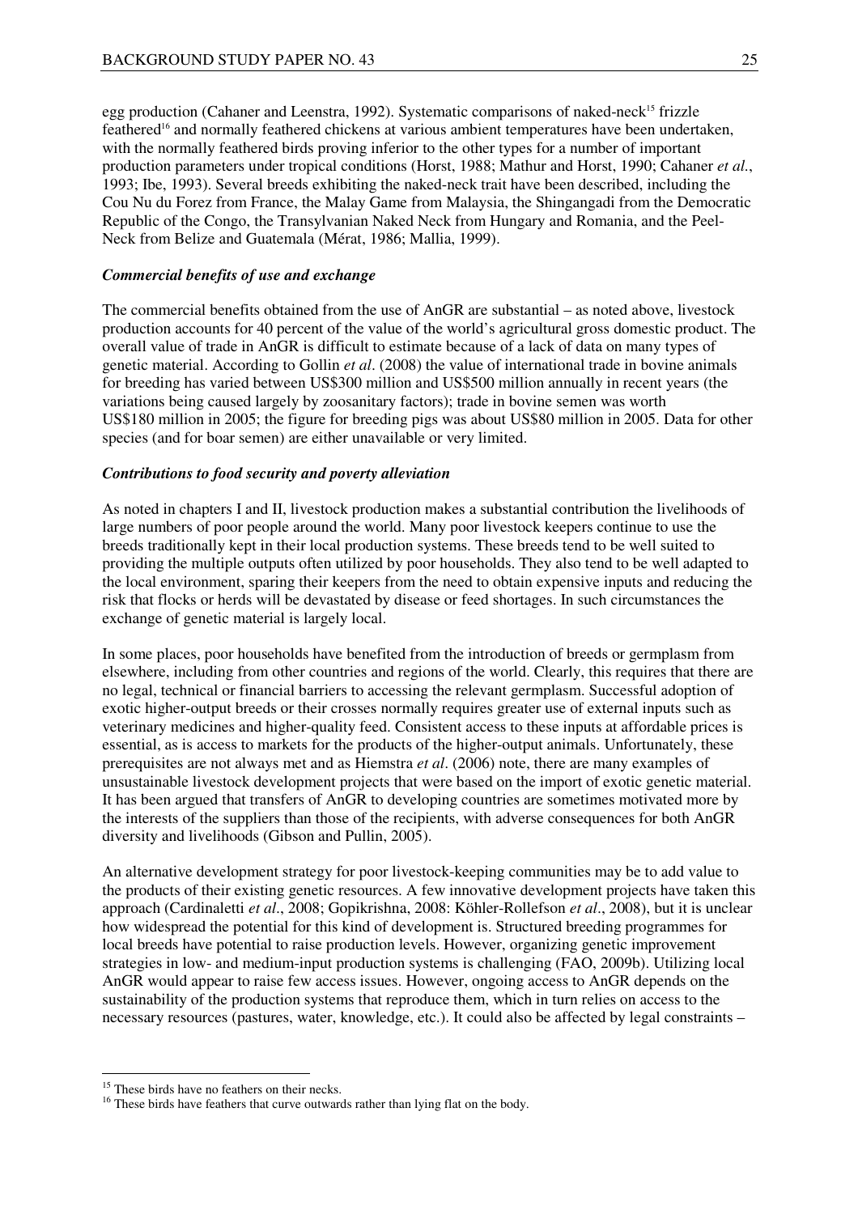egg production (Cahaner and Leenstra, 1992). Systematic comparisons of naked-neck[15] frizzle feathered[16] and normally feathered chickens at various ambient temperatures have been undertaken, with the normally feathered birds proving inferior to the other types for a number of important production parameters under tropical conditions (Horst, 1988; Mathur and Horst, 1990; Cahaner *et al*., 1993; Ibe, 1993). Several breeds exhibiting the naked-neck trait have been described, including the Cou Nu du Forez from France, the Malay Game from Malaysia, the Shingangadi from the Democratic Republic of the Congo, the Transylvanian Naked Neck from Hungary and Romania, and the Peel-Neck from Belize and Guatemala (Mérat, 1986; Mallia, 1999).

### *Commercial benefits of use and exchange*

The commercial benefits obtained from the use of AnGR are substantial – as noted above, livestock production accounts for 40 percent of the value of the world's agricultural gross domestic product. The overall value of trade in AnGR is difficult to estimate because of a lack of data on many types of genetic material. According to Gollin *et al*. (2008) the value of international trade in bovine animals for breeding has varied between US$300 million and US$500 million annually in recent years (the variations being caused largely by zoosanitary factors); trade in bovine semen was worth US$180 million in 2005; the figure for breeding pigs was about US$80 million in 2005. Data for other species (and for boar semen) are either unavailable or very limited.

### *Contributions to food security and poverty alleviation*

As noted in chapters I and II, livestock production makes a substantial contribution the livelihoods of large numbers of poor people around the world. Many poor livestock keepers continue to use the breeds traditionally kept in their local production systems. These breeds tend to be well suited to providing the multiple outputs often utilized by poor households. They also tend to be well adapted to the local environment, sparing their keepers from the need to obtain expensive inputs and reducing the risk that flocks or herds will be devastated by disease or feed shortages. In such circumstances the exchange of genetic material is largely local.

In some places, poor households have benefited from the introduction of breeds or germplasm from elsewhere, including from other countries and regions of the world. Clearly, this requires that there are no legal, technical or financial barriers to accessing the relevant germplasm. Successful adoption of exotic higher-output breeds or their crosses normally requires greater use of external inputs such as veterinary medicines and higher-quality feed. Consistent access to these inputs at affordable prices is essential, as is access to markets for the products of the higher-output animals. Unfortunately, these prerequisites are not always met and as Hiemstra *et al*. (2006) note, there are many examples of unsustainable livestock development projects that were based on the import of exotic genetic material. It has been argued that transfers of AnGR to developing countries are sometimes motivated more by the interests of the suppliers than those of the recipients, with adverse consequences for both AnGR diversity and livelihoods (Gibson and Pullin, 2005).

An alternative development strategy for poor livestock-keeping communities may be to add value to the products of their existing genetic resources. A few innovative development projects have taken this approach (Cardinaletti *et al*., 2008; Gopikrishna, 2008: Köhler-Rollefson *et al*., 2008), but it is unclear how widespread the potential for this kind of development is. Structured breeding programmes for local breeds have potential to raise production levels. However, organizing genetic improvement strategies in low- and medium-input production systems is challenging (FAO, 2009b). Utilizing local AnGR would appear to raise few access issues. However, ongoing access to AnGR depends on the sustainability of the production systems that reproduce them, which in turn relies on access to the necessary resources (pastures, water, knowledge, etc.). It could also be affected by legal constraints –

[15] These birds have no feathers on their necks.

[16] These birds have feathers that curve outwards rather than lying flat on the body.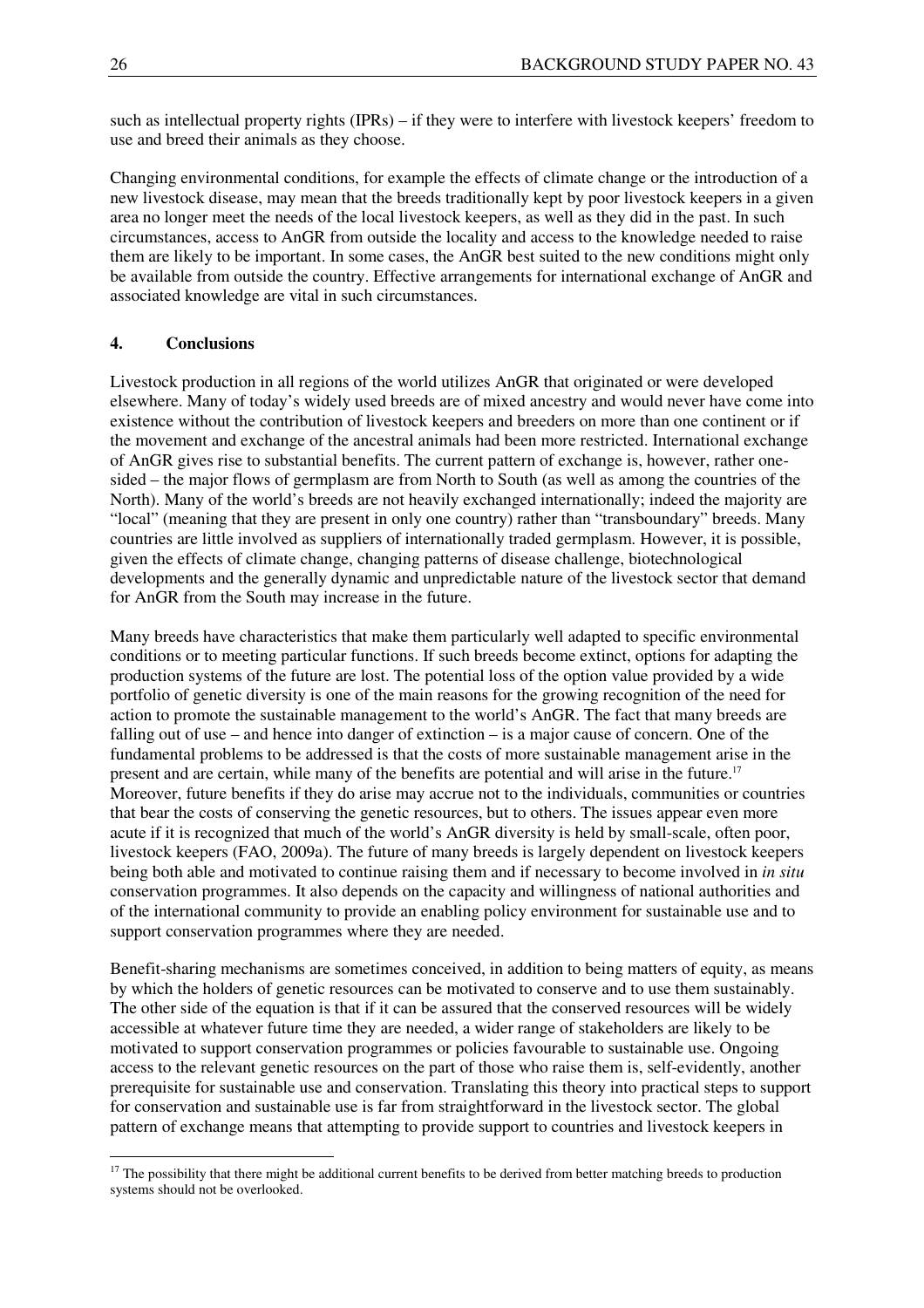such as intellectual property rights (IPRs) – if they were to interfere with livestock keepers' freedom to use and breed their animals as they choose.

Changing environmental conditions, for example the effects of climate change or the introduction of a new livestock disease, may mean that the breeds traditionally kept by poor livestock keepers in a given area no longer meet the needs of the local livestock keepers, as well as they did in the past. In such circumstances, access to AnGR from outside the locality and access to the knowledge needed to raise them are likely to be important. In some cases, the AnGR best suited to the new conditions might only be available from outside the country. Effective arrangements for international exchange of AnGR and associated knowledge are vital in such circumstances.

## 4. Conclusions

Livestock production in all regions of the world utilizes AnGR that originated or were developed elsewhere. Many of today's widely used breeds are of mixed ancestry and would never have come into existence without the contribution of livestock keepers and breeders on more than one continent or if the movement and exchange of the ancestral animals had been more restricted. International exchange of AnGR gives rise to substantial benefits. The current pattern of exchange is, however, rather one-sided – the major flows of germplasm are from North to South (as well as among the countries of the North). Many of the world's breeds are not heavily exchanged internationally; indeed the majority are "local" (meaning that they are present in only one country) rather than "transboundary" breeds. Many countries are little involved as suppliers of internationally traded germplasm. However, it is possible, given the effects of climate change, changing patterns of disease challenge, biotechnological developments and the generally dynamic and unpredictable nature of the livestock sector that demand for AnGR from the South may increase in the future.

Many breeds have characteristics that make them particularly well adapted to specific environmental conditions or to meeting particular functions. If such breeds become extinct, options for adapting the production systems of the future are lost. The potential loss of the option value provided by a wide portfolio of genetic diversity is one of the main reasons for the growing recognition of the need for action to promote the sustainable management to the world's AnGR. The fact that many breeds are falling out of use – and hence into danger of extinction – is a major cause of concern. One of the fundamental problems to be addressed is that the costs of more sustainable management arise in the present and are certain, while many of the benefits are potential and will arise in the future.[17] Moreover, future benefits if they do arise may accrue not to the individuals, communities or countries that bear the costs of conserving the genetic resources, but to others. The issues appear even more acute if it is recognized that much of the world's AnGR diversity is held by small-scale, often poor, livestock keepers (FAO, 2009a). The future of many breeds is largely dependent on livestock keepers being both able and motivated to continue raising them and if necessary to become involved in *in situ* conservation programmes. It also depends on the capacity and willingness of national authorities and of the international community to provide an enabling policy environment for sustainable use and to support conservation programmes where they are needed.

Benefit-sharing mechanisms are sometimes conceived, in addition to being matters of equity, as means by which the holders of genetic resources can be motivated to conserve and to use them sustainably. The other side of the equation is that if it can be assured that the conserved resources will be widely accessible at whatever future time they are needed, a wider range of stakeholders are likely to be motivated to support conservation programmes or policies favourable to sustainable use. Ongoing access to the relevant genetic resources on the part of those who raise them is, self-evidently, another prerequisite for sustainable use and conservation. Translating this theory into practical steps to support for conservation and sustainable use is far from straightforward in the livestock sector. The global pattern of exchange means that attempting to provide support to countries and livestock keepers in

[17] The possibility that there might be additional current benefits to be derived from better matching breeds to production systems should not be overlooked.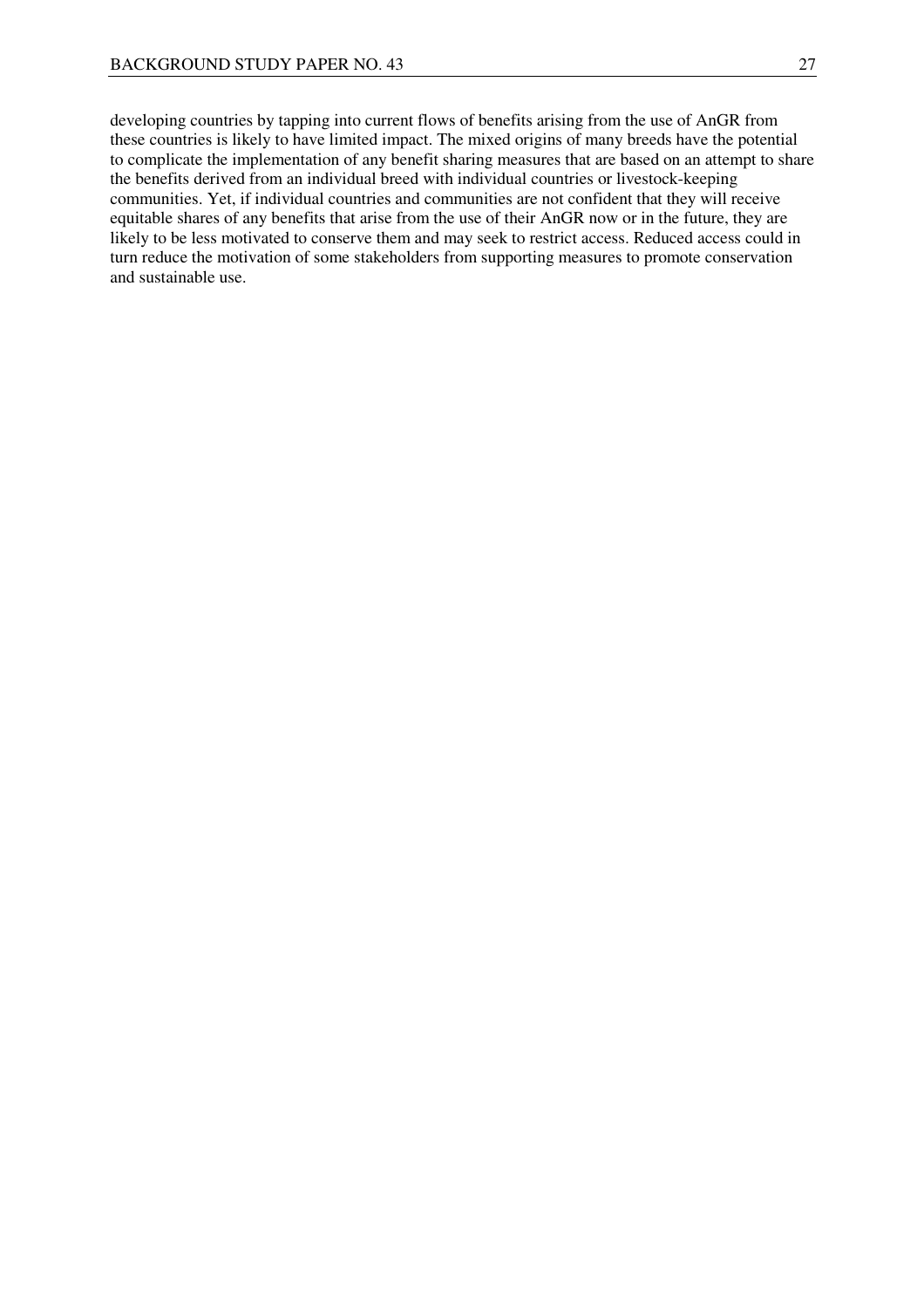developing countries by tapping into current flows of benefits arising from the use of AnGR from these countries is likely to have limited impact. The mixed origins of many breeds have the potential to complicate the implementation of any benefit sharing measures that are based on an attempt to share the benefits derived from an individual breed with individual countries or livestock-keeping communities. Yet, if individual countries and communities are not confident that they will receive equitable shares of any benefits that arise from the use of their AnGR now or in the future, they are likely to be less motivated to conserve them and may seek to restrict access. Reduced access could in turn reduce the motivation of some stakeholders from supporting measures to promote conservation and sustainable use.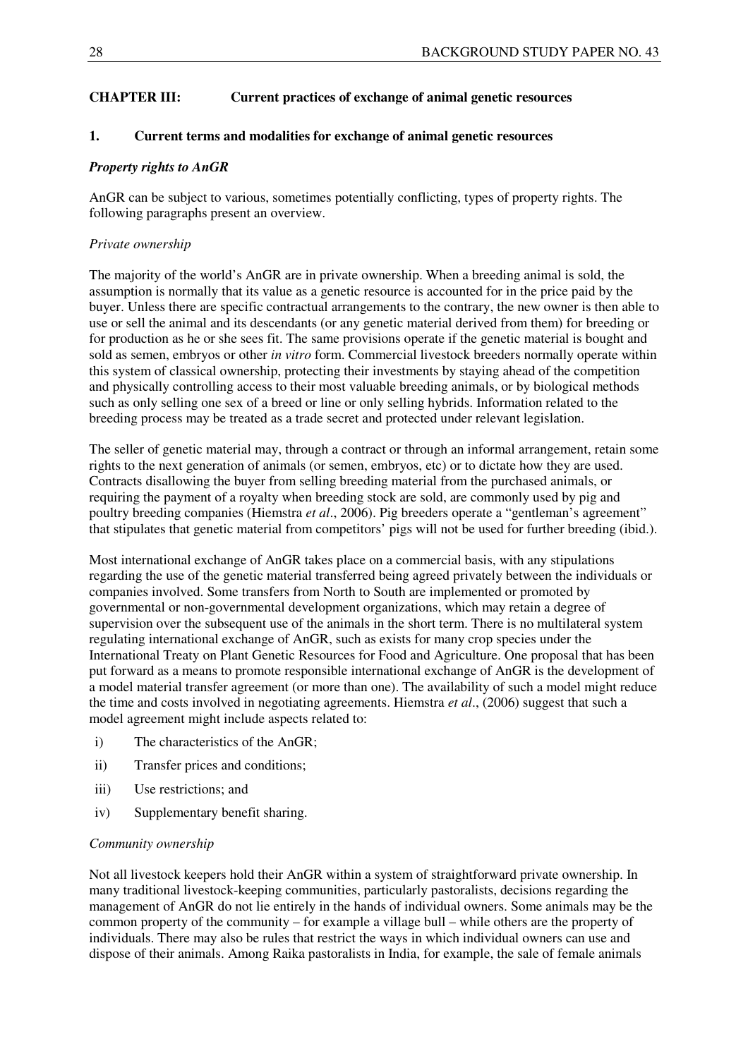## CHAPTER III: Current practices of exchange of animal genetic resources

### 1. Current terms and modalities for exchange of animal genetic resources

#### *Property rights to AnGR*

AnGR can be subject to various, sometimes potentially conflicting, types of property rights. The following paragraphs present an overview.

*Private ownership*

The majority of the world's AnGR are in private ownership. When a breeding animal is sold, the assumption is normally that its value as a genetic resource is accounted for in the price paid by the buyer. Unless there are specific contractual arrangements to the contrary, the new owner is then able to use or sell the animal and its descendants (or any genetic material derived from them) for breeding or for production as he or she sees fit. The same provisions operate if the genetic material is bought and sold as semen, embryos or other *in vitro* form. Commercial livestock breeders normally operate within this system of classical ownership, protecting their investments by staying ahead of the competition and physically controlling access to their most valuable breeding animals, or by biological methods such as only selling one sex of a breed or line or only selling hybrids. Information related to the breeding process may be treated as a trade secret and protected under relevant legislation.

The seller of genetic material may, through a contract or through an informal arrangement, retain some rights to the next generation of animals (or semen, embryos, etc) or to dictate how they are used. Contracts disallowing the buyer from selling breeding material from the purchased animals, or requiring the payment of a royalty when breeding stock are sold, are commonly used by pig and poultry breeding companies (Hiemstra *et al*., 2006). Pig breeders operate a "gentleman's agreement" that stipulates that genetic material from competitors' pigs will not be used for further breeding (ibid.).

Most international exchange of AnGR takes place on a commercial basis, with any stipulations regarding the use of the genetic material transferred being agreed privately between the individuals or companies involved. Some transfers from North to South are implemented or promoted by governmental or non-governmental development organizations, which may retain a degree of supervision over the subsequent use of the animals in the short term. There is no multilateral system regulating international exchange of AnGR, such as exists for many crop species under the International Treaty on Plant Genetic Resources for Food and Agriculture. One proposal that has been put forward as a means to promote responsible international exchange of AnGR is the development of a model material transfer agreement (or more than one). The availability of such a model might reduce the time and costs involved in negotiating agreements. Hiemstra *et al*., (2006) suggest that such a model agreement might include aspects related to:

i) The characteristics of the AnGR;

ii) Transfer prices and conditions;

iii) Use restrictions; and

iv) Supplementary benefit sharing.

*Community ownership*

Not all livestock keepers hold their AnGR within a system of straightforward private ownership. In many traditional livestock-keeping communities, particularly pastoralists, decisions regarding the management of AnGR do not lie entirely in the hands of individual owners. Some animals may be the common property of the community – for example a village bull – while others are the property of individuals. There may also be rules that restrict the ways in which individual owners can use and dispose of their animals. Among Raika pastoralists in India, for example, the sale of female animals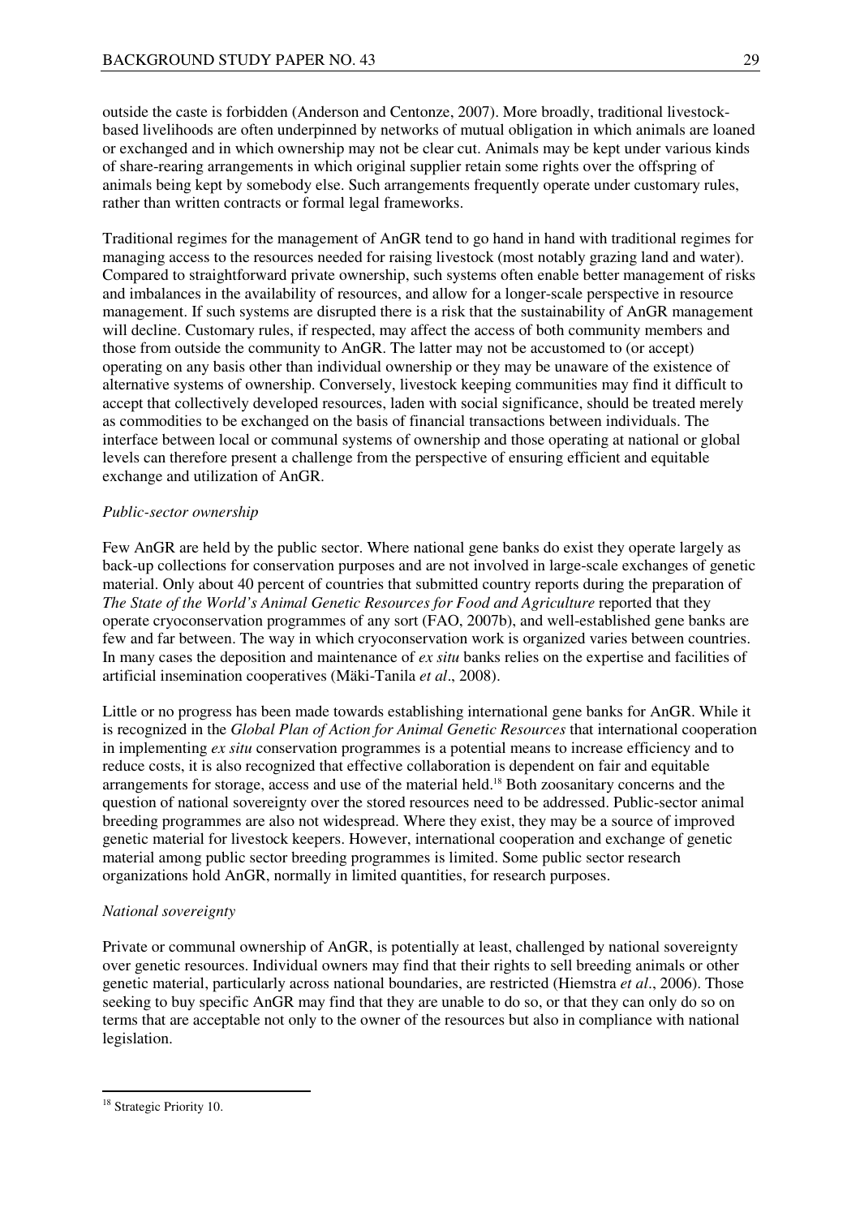outside the caste is forbidden (Anderson and Centonze, 2007). More broadly, traditional livestock-based livelihoods are often underpinned by networks of mutual obligation in which animals are loaned or exchanged and in which ownership may not be clear cut. Animals may be kept under various kinds of share-rearing arrangements in which original supplier retain some rights over the offspring of animals being kept by somebody else. Such arrangements frequently operate under customary rules, rather than written contracts or formal legal frameworks.

Traditional regimes for the management of AnGR tend to go hand in hand with traditional regimes for managing access to the resources needed for raising livestock (most notably grazing land and water). Compared to straightforward private ownership, such systems often enable better management of risks and imbalances in the availability of resources, and allow for a longer-scale perspective in resource management. If such systems are disrupted there is a risk that the sustainability of AnGR management will decline. Customary rules, if respected, may affect the access of both community members and those from outside the community to AnGR. The latter may not be accustomed to (or accept) operating on any basis other than individual ownership or they may be unaware of the existence of alternative systems of ownership. Conversely, livestock keeping communities may find it difficult to accept that collectively developed resources, laden with social significance, should be treated merely as commodities to be exchanged on the basis of financial transactions between individuals. The interface between local or communal systems of ownership and those operating at national or global levels can therefore present a challenge from the perspective of ensuring efficient and equitable exchange and utilization of AnGR.

*Public-sector ownership*

Few AnGR are held by the public sector. Where national gene banks do exist they operate largely as back-up collections for conservation purposes and are not involved in large-scale exchanges of genetic material. Only about 40 percent of countries that submitted country reports during the preparation of *The State of the World's Animal Genetic Resources for Food and Agriculture* reported that they operate cryoconservation programmes of any sort (FAO, 2007b), and well-established gene banks are few and far between. The way in which cryoconservation work is organized varies between countries. In many cases the deposition and maintenance of *ex situ* banks relies on the expertise and facilities of artificial insemination cooperatives (Mäki-Tanila *et al*., 2008).

Little or no progress has been made towards establishing international gene banks for AnGR. While it is recognized in the *Global Plan of Action for Animal Genetic Resources* that international cooperation in implementing *ex situ* conservation programmes is a potential means to increase efficiency and to reduce costs, it is also recognized that effective collaboration is dependent on fair and equitable arrangements for storage, access and use of the material held.[18] Both zoosanitary concerns and the question of national sovereignty over the stored resources need to be addressed. Public-sector animal breeding programmes are also not widespread. Where they exist, they may be a source of improved genetic material for livestock keepers. However, international cooperation and exchange of genetic material among public sector breeding programmes is limited. Some public sector research organizations hold AnGR, normally in limited quantities, for research purposes.

*National sovereignty*

Private or communal ownership of AnGR, is potentially at least, challenged by national sovereignty over genetic resources. Individual owners may find that their rights to sell breeding animals or other genetic material, particularly across national boundaries, are restricted (Hiemstra *et al*., 2006). Those seeking to buy specific AnGR may find that they are unable to do so, or that they can only do so on terms that are acceptable not only to the owner of the resources but also in compliance with national legislation.

---

[18] Strategic Priority 10.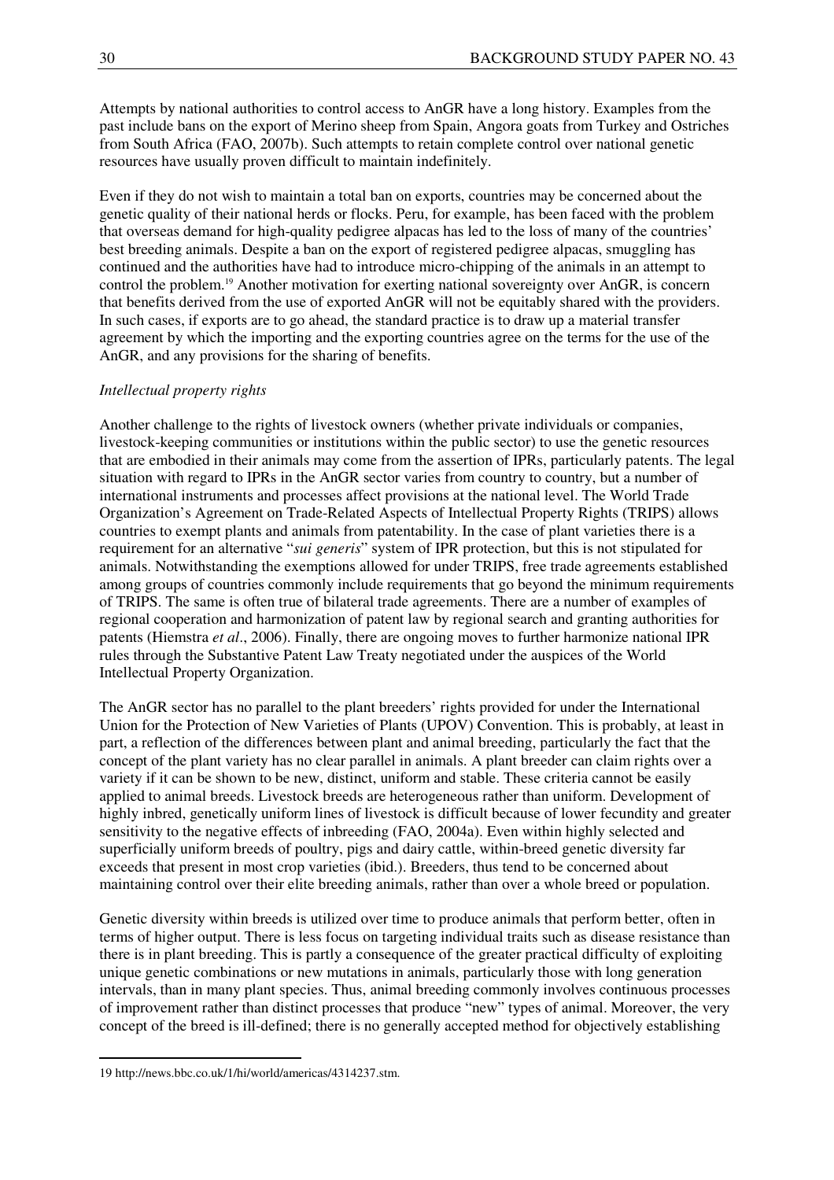Attempts by national authorities to control access to AnGR have a long history. Examples from the past include bans on the export of Merino sheep from Spain, Angora goats from Turkey and Ostriches from South Africa (FAO, 2007b). Such attempts to retain complete control over national genetic resources have usually proven difficult to maintain indefinitely.

Even if they do not wish to maintain a total ban on exports, countries may be concerned about the genetic quality of their national herds or flocks. Peru, for example, has been faced with the problem that overseas demand for high-quality pedigree alpacas has led to the loss of many of the countries' best breeding animals. Despite a ban on the export of registered pedigree alpacas, smuggling has continued and the authorities have had to introduce micro-chipping of the animals in an attempt to control the problem.[19] Another motivation for exerting national sovereignty over AnGR, is concern that benefits derived from the use of exported AnGR will not be equitably shared with the providers. In such cases, if exports are to go ahead, the standard practice is to draw up a material transfer agreement by which the importing and the exporting countries agree on the terms for the use of the AnGR, and any provisions for the sharing of benefits.

*Intellectual property rights*

Another challenge to the rights of livestock owners (whether private individuals or companies, livestock-keeping communities or institutions within the public sector) to use the genetic resources that are embodied in their animals may come from the assertion of IPRs, particularly patents. The legal situation with regard to IPRs in the AnGR sector varies from country to country, but a number of international instruments and processes affect provisions at the national level. The World Trade Organization's Agreement on Trade-Related Aspects of Intellectual Property Rights (TRIPS) allows countries to exempt plants and animals from patentability. In the case of plant varieties there is a requirement for an alternative "*sui generis*" system of IPR protection, but this is not stipulated for animals. Notwithstanding the exemptions allowed for under TRIPS, free trade agreements established among groups of countries commonly include requirements that go beyond the minimum requirements of TRIPS. The same is often true of bilateral trade agreements. There are a number of examples of regional cooperation and harmonization of patent law by regional search and granting authorities for patents (Hiemstra *et al*., 2006). Finally, there are ongoing moves to further harmonize national IPR rules through the Substantive Patent Law Treaty negotiated under the auspices of the World Intellectual Property Organization.

The AnGR sector has no parallel to the plant breeders' rights provided for under the International Union for the Protection of New Varieties of Plants (UPOV) Convention. This is probably, at least in part, a reflection of the differences between plant and animal breeding, particularly the fact that the concept of the plant variety has no clear parallel in animals. A plant breeder can claim rights over a variety if it can be shown to be new, distinct, uniform and stable. These criteria cannot be easily applied to animal breeds. Livestock breeds are heterogeneous rather than uniform. Development of highly inbred, genetically uniform lines of livestock is difficult because of lower fecundity and greater sensitivity to the negative effects of inbreeding (FAO, 2004a). Even within highly selected and superficially uniform breeds of poultry, pigs and dairy cattle, within-breed genetic diversity far exceeds that present in most crop varieties (ibid.). Breeders, thus tend to be concerned about maintaining control over their elite breeding animals, rather than over a whole breed or population.

Genetic diversity within breeds is utilized over time to produce animals that perform better, often in terms of higher output. There is less focus on targeting individual traits such as disease resistance than there is in plant breeding. This is partly a consequence of the greater practical difficulty of exploiting unique genetic combinations or new mutations in animals, particularly those with long generation intervals, than in many plant species. Thus, animal breeding commonly involves continuous processes of improvement rather than distinct processes that produce "new" types of animal. Moreover, the very concept of the breed is ill-defined; there is no generally accepted method for objectively establishing

19 http://news.bbc.co.uk/1/hi/world/americas/4314237.stm.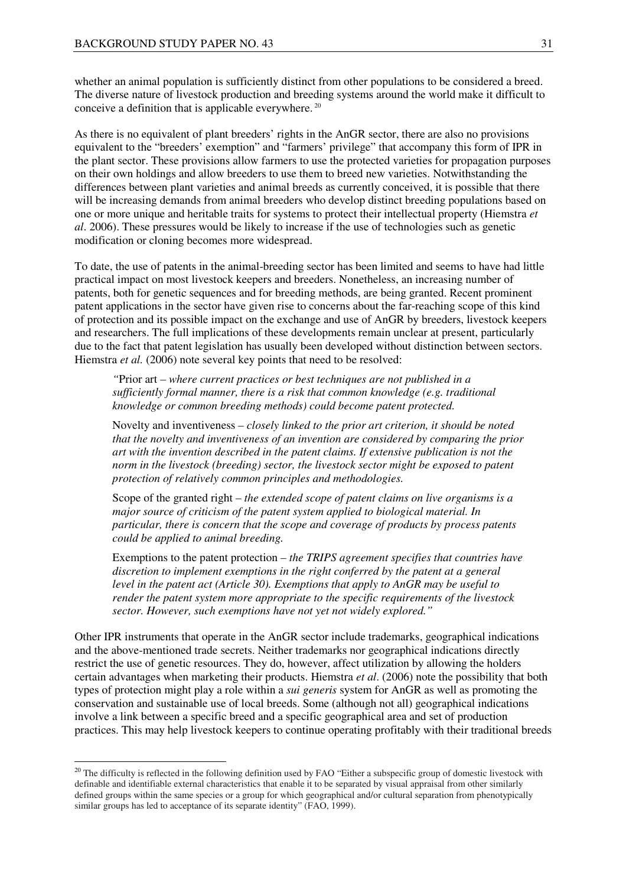whether an animal population is sufficiently distinct from other populations to be considered a breed. The diverse nature of livestock production and breeding systems around the world make it difficult to conceive a definition that is applicable everywhere.[20]

As there is no equivalent of plant breeders' rights in the AnGR sector, there are also no provisions equivalent to the "breeders' exemption" and "farmers' privilege" that accompany this form of IPR in the plant sector. These provisions allow farmers to use the protected varieties for propagation purposes on their own holdings and allow breeders to use them to breed new varieties. Notwithstanding the differences between plant varieties and animal breeds as currently conceived, it is possible that there will be increasing demands from animal breeders who develop distinct breeding populations based on one or more unique and heritable traits for systems to protect their intellectual property (Hiemstra *et al*. 2006). These pressures would be likely to increase if the use of technologies such as genetic modification or cloning becomes more widespread.

To date, the use of patents in the animal-breeding sector has been limited and seems to have had little practical impact on most livestock keepers and breeders. Nonetheless, an increasing number of patents, both for genetic sequences and for breeding methods, are being granted. Recent prominent patent applications in the sector have given rise to concerns about the far-reaching scope of this kind of protection and its possible impact on the exchange and use of AnGR by breeders, livestock keepers and researchers. The full implications of these developments remain unclear at present, particularly due to the fact that patent legislation has usually been developed without distinction between sectors. Hiemstra *et al.* (2006) note several key points that need to be resolved:

> "Prior art – *where current practices or best techniques are not published in a sufficiently formal manner, there is a risk that common knowledge (e.g. traditional knowledge or common breeding methods) could become patent protected.*
>
> Novelty and inventiveness – *closely linked to the prior art criterion, it should be noted that the novelty and inventiveness of an invention are considered by comparing the prior art with the invention described in the patent claims. If extensive publication is not the norm in the livestock (breeding) sector, the livestock sector might be exposed to patent protection of relatively common principles and methodologies.*
>
> Scope of the granted right – *the extended scope of patent claims on live organisms is a major source of criticism of the patent system applied to biological material. In particular, there is concern that the scope and coverage of products by process patents could be applied to animal breeding.*
>
> Exemptions to the patent protection – *the TRIPS agreement specifies that countries have discretion to implement exemptions in the right conferred by the patent at a general level in the patent act (Article 30). Exemptions that apply to AnGR may be useful to render the patent system more appropriate to the specific requirements of the livestock sector. However, such exemptions have not yet not widely explored."*

Other IPR instruments that operate in the AnGR sector include trademarks, geographical indications and the above-mentioned trade secrets. Neither trademarks nor geographical indications directly restrict the use of genetic resources. They do, however, affect utilization by allowing the holders certain advantages when marketing their products. Hiemstra *et al*. (2006) note the possibility that both types of protection might play a role within a *sui generis* system for AnGR as well as promoting the conservation and sustainable use of local breeds. Some (although not all) geographical indications involve a link between a specific breed and a specific geographical area and set of production practices. This may help livestock keepers to continue operating profitably with their traditional breeds

[20] The difficulty is reflected in the following definition used by FAO "Either a subspecific group of domestic livestock with definable and identifiable external characteristics that enable it to be separated by visual appraisal from other similarly defined groups within the same species or a group for which geographical and/or cultural separation from phenotypically similar groups has led to acceptance of its separate identity" (FAO, 1999).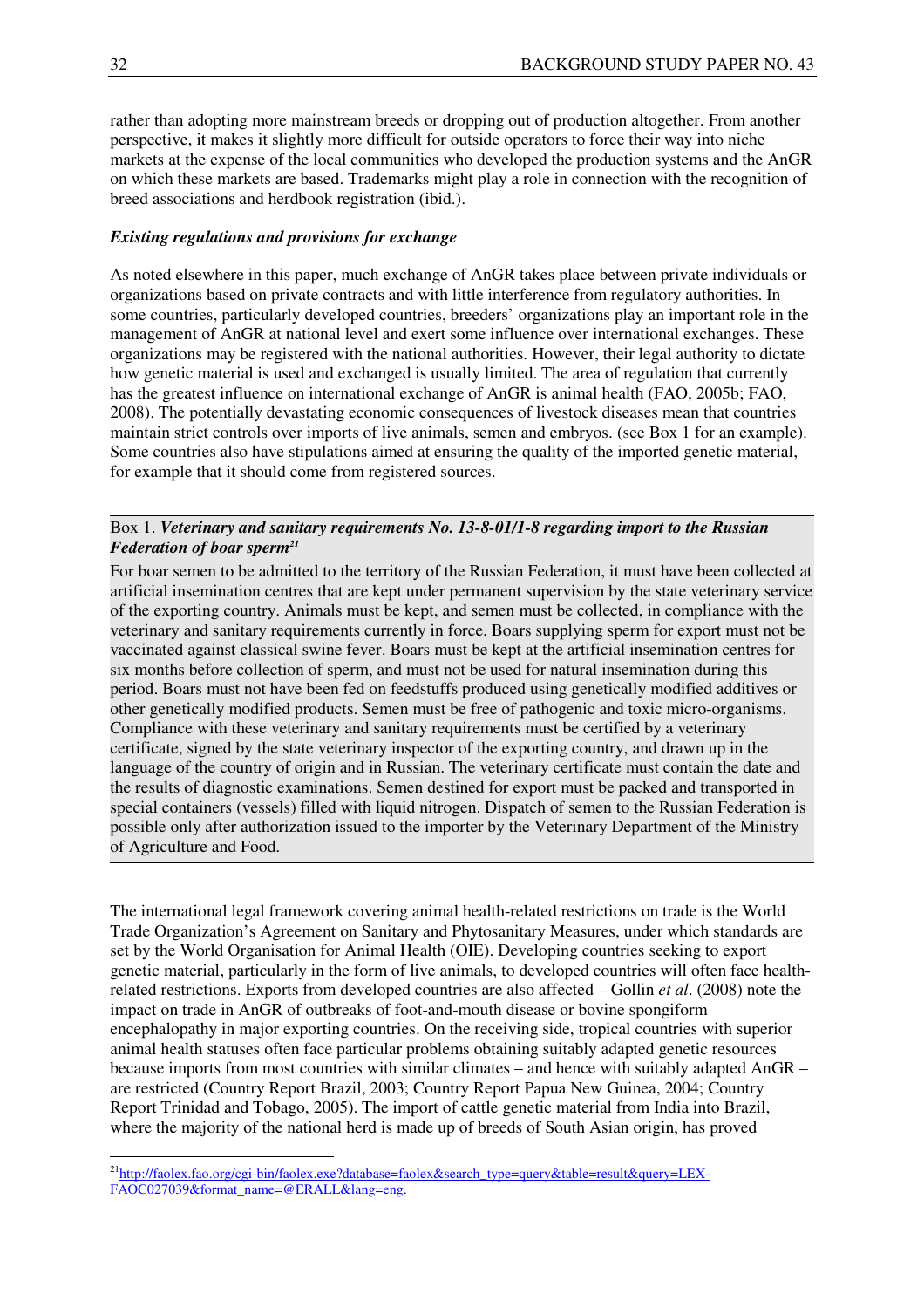rather than adopting more mainstream breeds or dropping out of production altogether. From another perspective, it makes it slightly more difficult for outside operators to force their way into niche markets at the expense of the local communities who developed the production systems and the AnGR on which these markets are based. Trademarks might play a role in connection with the recognition of breed associations and herdbook registration (ibid.).

***Existing regulations and provisions for exchange***

As noted elsewhere in this paper, much exchange of AnGR takes place between private individuals or organizations based on private contracts and with little interference from regulatory authorities. In some countries, particularly developed countries, breeders' organizations play an important role in the management of AnGR at national level and exert some influence over international exchanges. These organizations may be registered with the national authorities. However, their legal authority to dictate how genetic material is used and exchanged is usually limited. The area of regulation that currently has the greatest influence on international exchange of AnGR is animal health (FAO, 2005b; FAO, 2008). The potentially devastating economic consequences of livestock diseases mean that countries maintain strict controls over imports of live animals, semen and embryos. (see Box 1 for an example). Some countries also have stipulations aimed at ensuring the quality of the imported genetic material, for example that it should come from registered sources.

---

Box 1. ***Veterinary and sanitary requirements No. 13-8-01/1-8 regarding import to the Russian Federation of boar sperm***[21]

For boar semen to be admitted to the territory of the Russian Federation, it must have been collected at artificial insemination centres that are kept under permanent supervision by the state veterinary service of the exporting country. Animals must be kept, and semen must be collected, in compliance with the veterinary and sanitary requirements currently in force. Boars supplying sperm for export must not be vaccinated against classical swine fever. Boars must be kept at the artificial insemination centres for six months before collection of sperm, and must not be used for natural insemination during this period. Boars must not have been fed on feedstuffs produced using genetically modified additives or other genetically modified products. Semen must be free of pathogenic and toxic micro-organisms. Compliance with these veterinary and sanitary requirements must be certified by a veterinary certificate, signed by the state veterinary inspector of the exporting country, and drawn up in the language of the country of origin and in Russian. The veterinary certificate must contain the date and the results of diagnostic examinations. Semen destined for export must be packed and transported in special containers (vessels) filled with liquid nitrogen. Dispatch of semen to the Russian Federation is possible only after authorization issued to the importer by the Veterinary Department of the Ministry of Agriculture and Food.

---

The international legal framework covering animal health-related restrictions on trade is the World Trade Organization's Agreement on Sanitary and Phytosanitary Measures, under which standards are set by the World Organisation for Animal Health (OIE). Developing countries seeking to export genetic material, particularly in the form of live animals, to developed countries will often face health-related restrictions. Exports from developed countries are also affected – Gollin *et al*. (2008) note the impact on trade in AnGR of outbreaks of foot-and-mouth disease or bovine spongiform encephalopathy in major exporting countries. On the receiving side, tropical countries with superior animal health statuses often face particular problems obtaining suitably adapted genetic resources because imports from most countries with similar climates – and hence with suitably adapted AnGR – are restricted (Country Report Brazil, 2003; Country Report Papua New Guinea, 2004; Country Report Trinidad and Tobago, 2005). The import of cattle genetic material from India into Brazil, where the majority of the national herd is made up of breeds of South Asian origin, has proved

---

[21] http://faolex.fao.org/cgi-bin/faolex.exe?database=faolex&search_type=query&table=result&query=LEX-FAOC027039&format_name=@ERALL&lang=eng.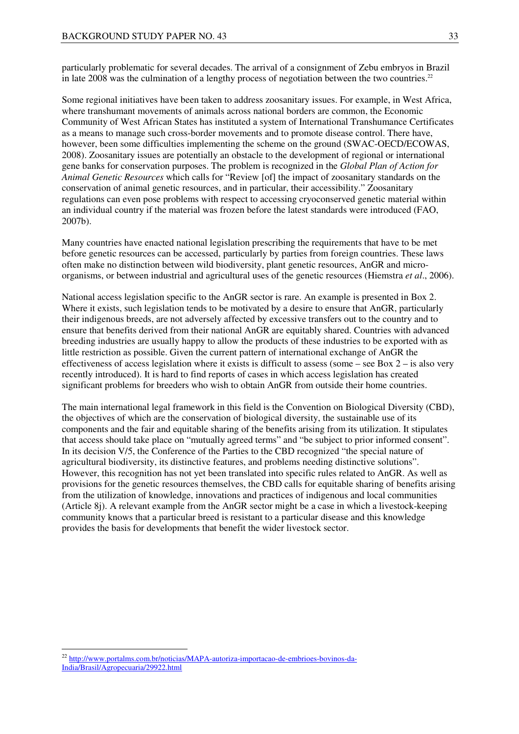particularly problematic for several decades. The arrival of a consignment of Zebu embryos in Brazil in late 2008 was the culmination of a lengthy process of negotiation between the two countries.[22]

Some regional initiatives have been taken to address zoosanitary issues. For example, in West Africa, where transhumant movements of animals across national borders are common, the Economic Community of West African States has instituted a system of International Transhumance Certificates as a means to manage such cross-border movements and to promote disease control. There have, however, been some difficulties implementing the scheme on the ground (SWAC-OECD/ECOWAS, 2008). Zoosanitary issues are potentially an obstacle to the development of regional or international gene banks for conservation purposes. The problem is recognized in the *Global Plan of Action for Animal Genetic Resources* which calls for "Review [of] the impact of zoosanitary standards on the conservation of animal genetic resources, and in particular, their accessibility." Zoosanitary regulations can even pose problems with respect to accessing cryoconserved genetic material within an individual country if the material was frozen before the latest standards were introduced (FAO, 2007b).

Many countries have enacted national legislation prescribing the requirements that have to be met before genetic resources can be accessed, particularly by parties from foreign countries. These laws often make no distinction between wild biodiversity, plant genetic resources, AnGR and micro-organisms, or between industrial and agricultural uses of the genetic resources (Hiemstra *et al*., 2006).

National access legislation specific to the AnGR sector is rare. An example is presented in Box 2. Where it exists, such legislation tends to be motivated by a desire to ensure that AnGR, particularly their indigenous breeds, are not adversely affected by excessive transfers out to the country and to ensure that benefits derived from their national AnGR are equitably shared. Countries with advanced breeding industries are usually happy to allow the products of these industries to be exported with as little restriction as possible. Given the current pattern of international exchange of AnGR the effectiveness of access legislation where it exists is difficult to assess (some – see Box 2 – is also very recently introduced). It is hard to find reports of cases in which access legislation has created significant problems for breeders who wish to obtain AnGR from outside their home countries.

The main international legal framework in this field is the Convention on Biological Diversity (CBD), the objectives of which are the conservation of biological diversity, the sustainable use of its components and the fair and equitable sharing of the benefits arising from its utilization. It stipulates that access should take place on "mutually agreed terms" and "be subject to prior informed consent". In its decision V/5, the Conference of the Parties to the CBD recognized "the special nature of agricultural biodiversity, its distinctive features, and problems needing distinctive solutions". However, this recognition has not yet been translated into specific rules related to AnGR. As well as provisions for the genetic resources themselves, the CBD calls for equitable sharing of benefits arising from the utilization of knowledge, innovations and practices of indigenous and local communities (Article 8j). A relevant example from the AnGR sector might be a case in which a livestock-keeping community knows that a particular breed is resistant to a particular disease and this knowledge provides the basis for developments that benefit the wider livestock sector.

[22] http://www.portalms.com.br/noticias/MAPA-autoriza-importacao-de-embrioes-bovinos-da-India/Brasil/Agropecuaria/29922.html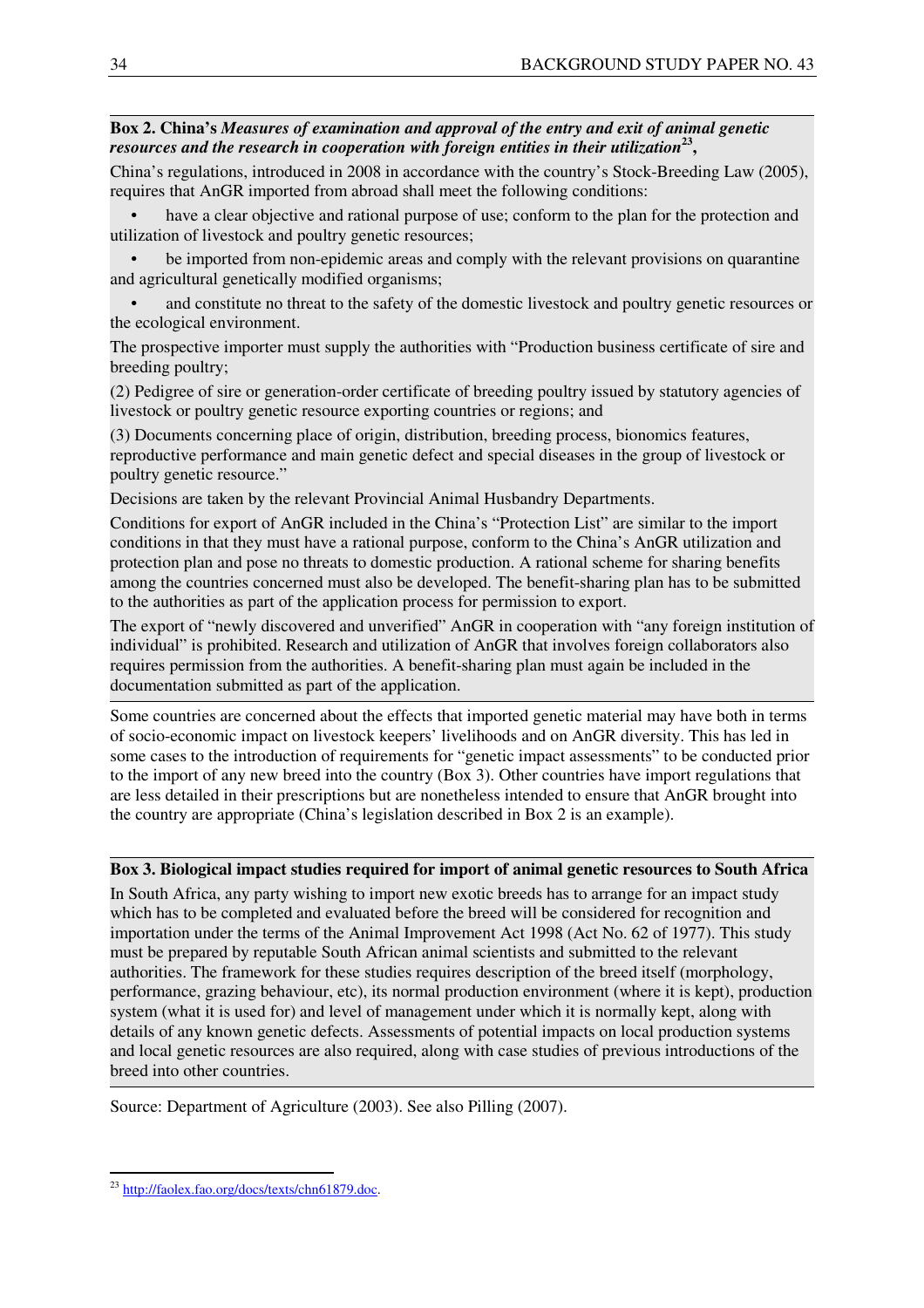**Box 2. China's *Measures of examination and approval of the entry and exit of animal genetic resources and the research in cooperation with foreign entities in their utilization*[23],**

China's regulations, introduced in 2008 in accordance with the country's Stock-Breeding Law (2005), requires that AnGR imported from abroad shall meet the following conditions:

- have a clear objective and rational purpose of use; conform to the plan for the protection and utilization of livestock and poultry genetic resources;
- be imported from non-epidemic areas and comply with the relevant provisions on quarantine and agricultural genetically modified organisms;
- and constitute no threat to the safety of the domestic livestock and poultry genetic resources or the ecological environment.

The prospective importer must supply the authorities with "Production business certificate of sire and breeding poultry;

(2) Pedigree of sire or generation-order certificate of breeding poultry issued by statutory agencies of livestock or poultry genetic resource exporting countries or regions; and

(3) Documents concerning place of origin, distribution, breeding process, bionomics features, reproductive performance and main genetic defect and special diseases in the group of livestock or poultry genetic resource."

Decisions are taken by the relevant Provincial Animal Husbandry Departments.

Conditions for export of AnGR included in the China's "Protection List" are similar to the import conditions in that they must have a rational purpose, conform to the China's AnGR utilization and protection plan and pose no threats to domestic production. A rational scheme for sharing benefits among the countries concerned must also be developed. The benefit-sharing plan has to be submitted to the authorities as part of the application process for permission to export.

The export of "newly discovered and unverified" AnGR in cooperation with "any foreign institution of individual" is prohibited. Research and utilization of AnGR that involves foreign collaborators also requires permission from the authorities. A benefit-sharing plan must again be included in the documentation submitted as part of the application.

Some countries are concerned about the effects that imported genetic material may have both in terms of socio-economic impact on livestock keepers' livelihoods and on AnGR diversity. This has led in some cases to the introduction of requirements for "genetic impact assessments" to be conducted prior to the import of any new breed into the country (Box 3). Other countries have import regulations that are less detailed in their prescriptions but are nonetheless intended to ensure that AnGR brought into the country are appropriate (China's legislation described in Box 2 is an example).

**Box 3. Biological impact studies required for import of animal genetic resources to South Africa**

In South Africa, any party wishing to import new exotic breeds has to arrange for an impact study which has to be completed and evaluated before the breed will be considered for recognition and importation under the terms of the Animal Improvement Act 1998 (Act No. 62 of 1977). This study must be prepared by reputable South African animal scientists and submitted to the relevant authorities. The framework for these studies requires description of the breed itself (morphology, performance, grazing behaviour, etc), its normal production environment (where it is kept), production system (what it is used for) and level of management under which it is normally kept, along with details of any known genetic defects. Assessments of potential impacts on local production systems and local genetic resources are also required, along with case studies of previous introductions of the breed into other countries.

Source: Department of Agriculture (2003). See also Pilling (2007).

[23] http://faolex.fao.org/docs/texts/chn61879.doc.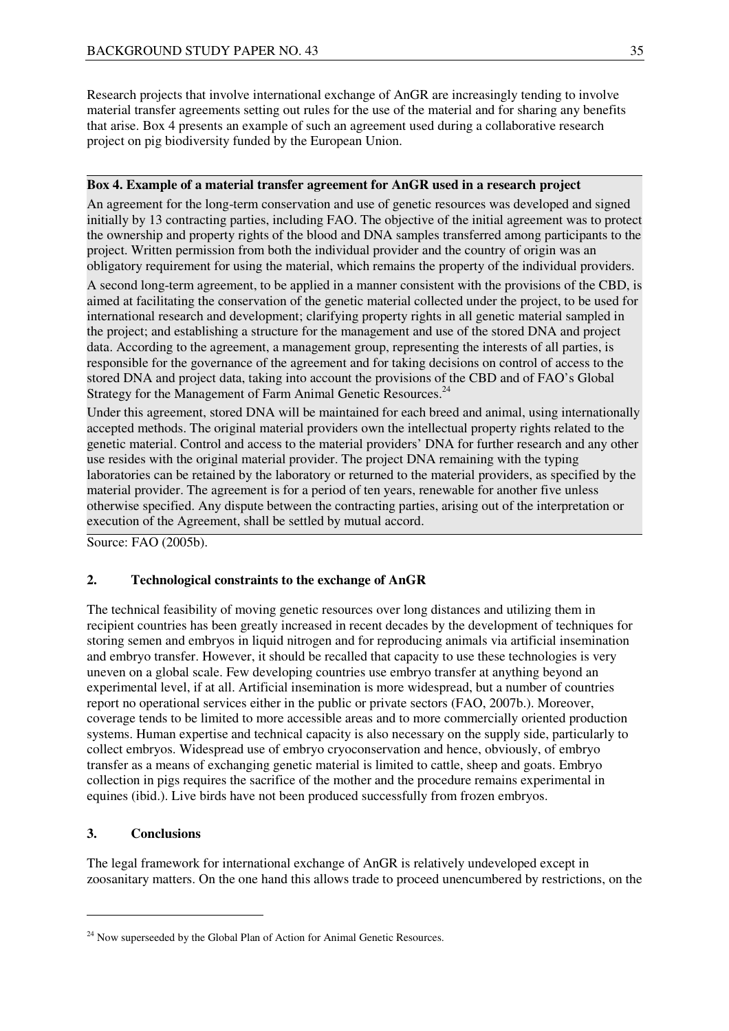Research projects that involve international exchange of AnGR are increasingly tending to involve material transfer agreements setting out rules for the use of the material and for sharing any benefits that arise. Box 4 presents an example of such an agreement used during a collaborative research project on pig biodiversity funded by the European Union.

**Box 4. Example of a material transfer agreement for AnGR used in a research project**

An agreement for the long-term conservation and use of genetic resources was developed and signed initially by 13 contracting parties, including FAO. The objective of the initial agreement was to protect the ownership and property rights of the blood and DNA samples transferred among participants to the project. Written permission from both the individual provider and the country of origin was an obligatory requirement for using the material, which remains the property of the individual providers.

A second long-term agreement, to be applied in a manner consistent with the provisions of the CBD, is aimed at facilitating the conservation of the genetic material collected under the project, to be used for international research and development; clarifying property rights in all genetic material sampled in the project; and establishing a structure for the management and use of the stored DNA and project data. According to the agreement, a management group, representing the interests of all parties, is responsible for the governance of the agreement and for taking decisions on control of access to the stored DNA and project data, taking into account the provisions of the CBD and of FAO's Global Strategy for the Management of Farm Animal Genetic Resources.[24]

Under this agreement, stored DNA will be maintained for each breed and animal, using internationally accepted methods. The original material providers own the intellectual property rights related to the genetic material. Control and access to the material providers' DNA for further research and any other use resides with the original material provider. The project DNA remaining with the typing laboratories can be retained by the laboratory or returned to the material providers, as specified by the material provider. The agreement is for a period of ten years, renewable for another five unless otherwise specified. Any dispute between the contracting parties, arising out of the interpretation or execution of the Agreement, shall be settled by mutual accord.

Source: FAO (2005b).

## 2. Technological constraints to the exchange of AnGR

The technical feasibility of moving genetic resources over long distances and utilizing them in recipient countries has been greatly increased in recent decades by the development of techniques for storing semen and embryos in liquid nitrogen and for reproducing animals via artificial insemination and embryo transfer. However, it should be recalled that capacity to use these technologies is very uneven on a global scale. Few developing countries use embryo transfer at anything beyond an experimental level, if at all. Artificial insemination is more widespread, but a number of countries report no operational services either in the public or private sectors (FAO, 2007b.). Moreover, coverage tends to be limited to more accessible areas and to more commercially oriented production systems. Human expertise and technical capacity is also necessary on the supply side, particularly to collect embryos. Widespread use of embryo cryoconservation and hence, obviously, of embryo transfer as a means of exchanging genetic material is limited to cattle, sheep and goats. Embryo collection in pigs requires the sacrifice of the mother and the procedure remains experimental in equines (ibid.). Live birds have not been produced successfully from frozen embryos.

## 3. Conclusions

The legal framework for international exchange of AnGR is relatively undeveloped except in zoosanitary matters. On the one hand this allows trade to proceed unencumbered by restrictions, on the

[24] Now superseeded by the Global Plan of Action for Animal Genetic Resources.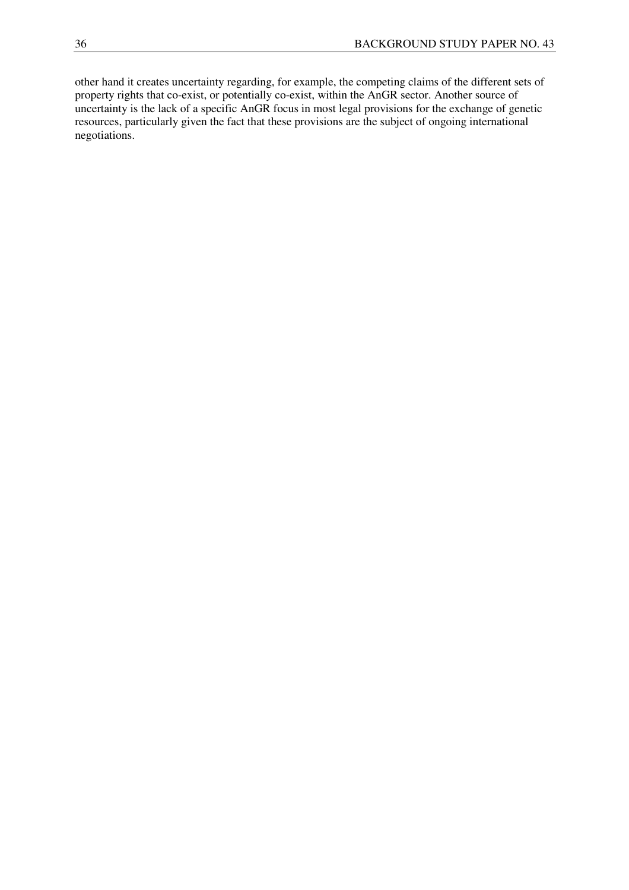other hand it creates uncertainty regarding, for example, the competing claims of the different sets of property rights that co-exist, or potentially co-exist, within the AnGR sector. Another source of uncertainty is the lack of a specific AnGR focus in most legal provisions for the exchange of genetic resources, particularly given the fact that these provisions are the subject of ongoing international negotiations.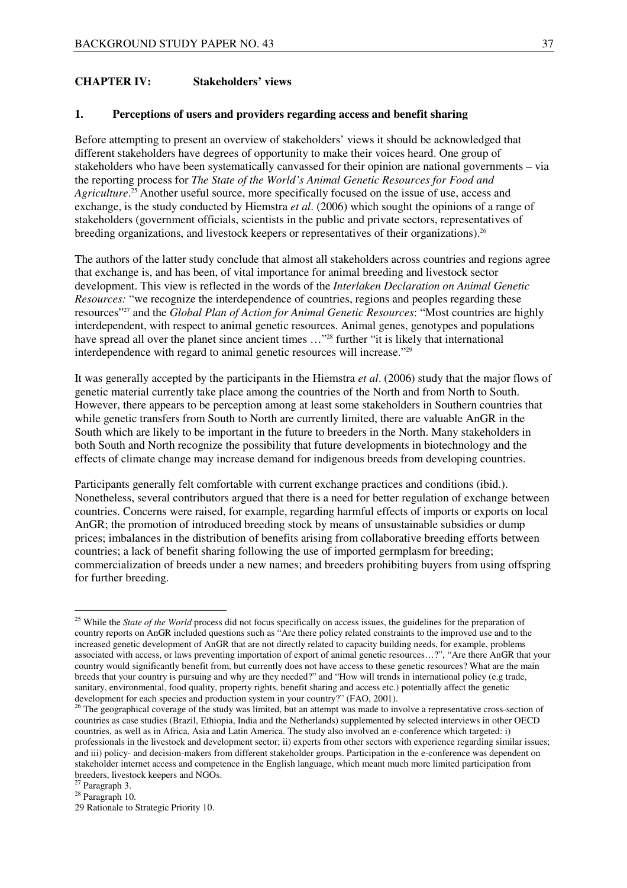## CHAPTER IV: Stakeholders' views

### 1. Perceptions of users and providers regarding access and benefit sharing

Before attempting to present an overview of stakeholders' views it should be acknowledged that different stakeholders have degrees of opportunity to make their voices heard. One group of stakeholders who have been systematically canvassed for their opinion are national governments – via the reporting process for *The State of the World's Animal Genetic Resources for Food and Agriculture*.[25] Another useful source, more specifically focused on the issue of use, access and exchange, is the study conducted by Hiemstra *et al*. (2006) which sought the opinions of a range of stakeholders (government officials, scientists in the public and private sectors, representatives of breeding organizations, and livestock keepers or representatives of their organizations).[26]

The authors of the latter study conclude that almost all stakeholders across countries and regions agree that exchange is, and has been, of vital importance for animal breeding and livestock sector development. This view is reflected in the words of the *Interlaken Declaration on Animal Genetic Resources:* "we recognize the interdependence of countries, regions and peoples regarding these resources"[27] and the *Global Plan of Action for Animal Genetic Resources*: "Most countries are highly interdependent, with respect to animal genetic resources. Animal genes, genotypes and populations have spread all over the planet since ancient times …"[28] further "it is likely that international interdependence with regard to animal genetic resources will increase."[29]

It was generally accepted by the participants in the Hiemstra *et al*. (2006) study that the major flows of genetic material currently take place among the countries of the North and from North to South. However, there appears to be perception among at least some stakeholders in Southern countries that while genetic transfers from South to North are currently limited, there are valuable AnGR in the South which are likely to be important in the future to breeders in the North. Many stakeholders in both South and North recognize the possibility that future developments in biotechnology and the effects of climate change may increase demand for indigenous breeds from developing countries.

Participants generally felt comfortable with current exchange practices and conditions (ibid.). Nonetheless, several contributors argued that there is a need for better regulation of exchange between countries. Concerns were raised, for example, regarding harmful effects of imports or exports on local AnGR; the promotion of introduced breeding stock by means of unsustainable subsidies or dump prices; imbalances in the distribution of benefits arising from collaborative breeding efforts between countries; a lack of benefit sharing following the use of imported germplasm for breeding; commercialization of breeds under a new names; and breeders prohibiting buyers from using offspring for further breeding.

---

[25] While the *State of the World* process did not focus specifically on access issues, the guidelines for the preparation of country reports on AnGR included questions such as "Are there policy related constraints to the improved use and to the increased genetic development of AnGR that are not directly related to capacity building needs, for example, problems associated with access, or laws preventing importation of export of animal genetic resources…?", "Are there AnGR that your country would significantly benefit from, but currently does not have access to these genetic resources? What are the main breeds that your country is pursuing and why are they needed?" and "How will trends in international policy (e.g trade, sanitary, environmental, food quality, property rights, benefit sharing and access etc.) potentially affect the genetic development for each species and production system in your country?" (FAO, 2001).

[26] The geographical coverage of the study was limited, but an attempt was made to involve a representative cross-section of countries as case studies (Brazil, Ethiopia, India and the Netherlands) supplemented by selected interviews in other OECD countries, as well as in Africa, Asia and Latin America. The study also involved an e-conference which targeted: i) professionals in the livestock and development sector; ii) experts from other sectors with experience regarding similar issues; and iii) policy- and decision-makers from different stakeholder groups. Participation in the e-conference was dependent on stakeholder internet access and competence in the English language, which meant much more limited participation from breeders, livestock keepers and NGOs.

[27] Paragraph 3.

[28] Paragraph 10.

[29] Rationale to Strategic Priority 10.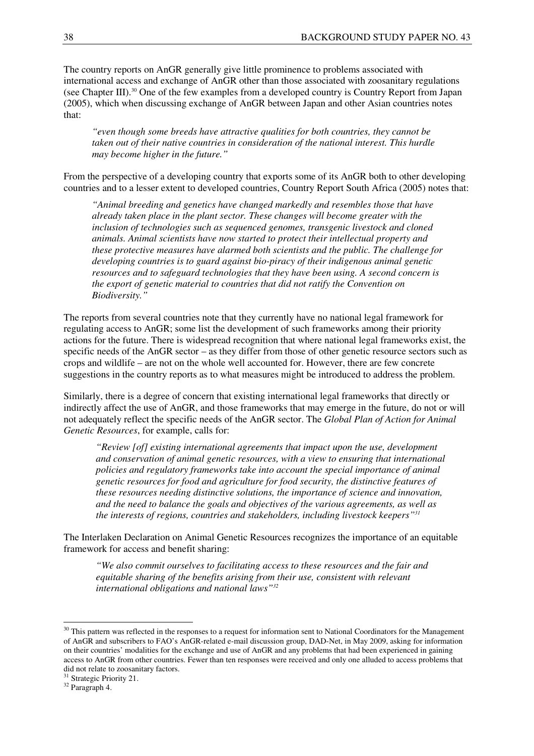The country reports on AnGR generally give little prominence to problems associated with international access and exchange of AnGR other than those associated with zoosanitary regulations (see Chapter III).[30] One of the few examples from a developed country is Country Report from Japan (2005), which when discussing exchange of AnGR between Japan and other Asian countries notes that:

> *"even though some breeds have attractive qualities for both countries, they cannot be taken out of their native countries in consideration of the national interest. This hurdle may become higher in the future."*

From the perspective of a developing country that exports some of its AnGR both to other developing countries and to a lesser extent to developed countries, Country Report South Africa (2005) notes that:

> *"Animal breeding and genetics have changed markedly and resembles those that have already taken place in the plant sector. These changes will become greater with the inclusion of technologies such as sequenced genomes, transgenic livestock and cloned animals. Animal scientists have now started to protect their intellectual property and these protective measures have alarmed both scientists and the public. The challenge for developing countries is to guard against bio-piracy of their indigenous animal genetic resources and to safeguard technologies that they have been using. A second concern is the export of genetic material to countries that did not ratify the Convention on Biodiversity."*

The reports from several countries note that they currently have no national legal framework for regulating access to AnGR; some list the development of such frameworks among their priority actions for the future. There is widespread recognition that where national legal frameworks exist, the specific needs of the AnGR sector – as they differ from those of other genetic resource sectors such as crops and wildlife – are not on the whole well accounted for. However, there are few concrete suggestions in the country reports as to what measures might be introduced to address the problem.

Similarly, there is a degree of concern that existing international legal frameworks that directly or indirectly affect the use of AnGR, and those frameworks that may emerge in the future, do not or will not adequately reflect the specific needs of the AnGR sector. The *Global Plan of Action for Animal Genetic Resources*, for example, calls for:

> *"Review [of] existing international agreements that impact upon the use, development and conservation of animal genetic resources, with a view to ensuring that international policies and regulatory frameworks take into account the special importance of animal genetic resources for food and agriculture for food security, the distinctive features of these resources needing distinctive solutions, the importance of science and innovation, and the need to balance the goals and objectives of the various agreements, as well as the interests of regions, countries and stakeholders, including livestock keepers"*[31]

The Interlaken Declaration on Animal Genetic Resources recognizes the importance of an equitable framework for access and benefit sharing:

> *"We also commit ourselves to facilitating access to these resources and the fair and equitable sharing of the benefits arising from their use, consistent with relevant international obligations and national laws"*[32]

---

[30] This pattern was reflected in the responses to a request for information sent to National Coordinators for the Management of AnGR and subscribers to FAO's AnGR-related e-mail discussion group, DAD-Net, in May 2009, asking for information on their countries' modalities for the exchange and use of AnGR and any problems that had been experienced in gaining access to AnGR from other countries. Fewer than ten responses were received and only one alluded to access problems that did not relate to zoosanitary factors.

[31] Strategic Priority 21.

[32] Paragraph 4.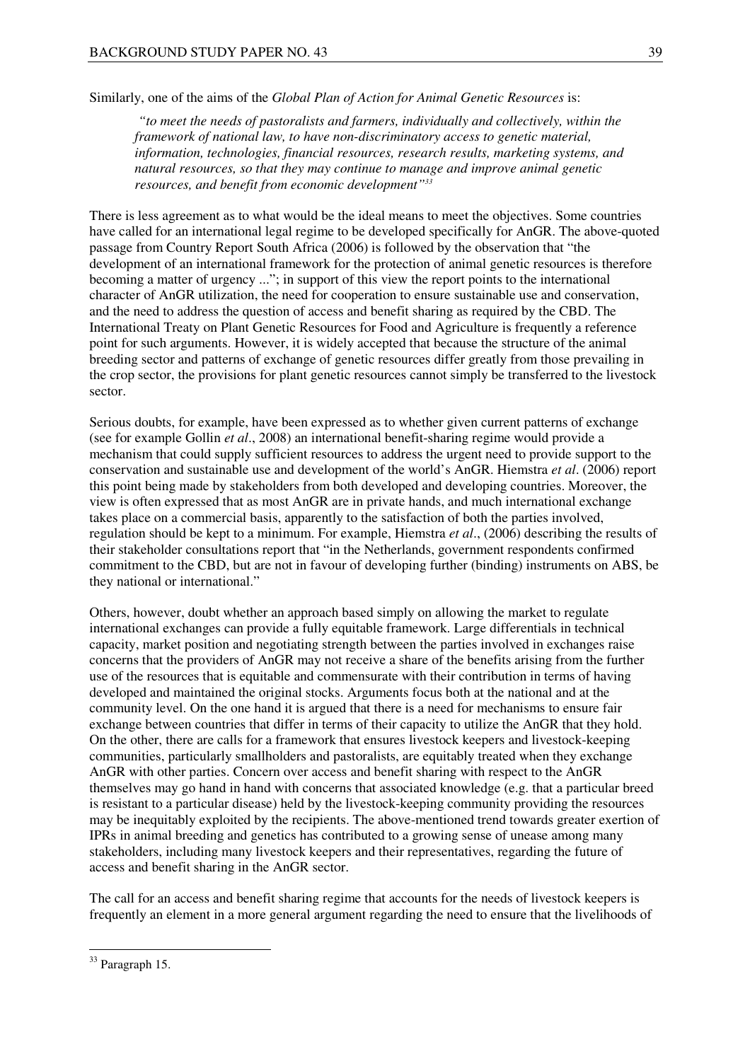Similarly, one of the aims of the *Global Plan of Action for Animal Genetic Resources* is:

> *"to meet the needs of pastoralists and farmers, individually and collectively, within the framework of national law, to have non-discriminatory access to genetic material, information, technologies, financial resources, research results, marketing systems, and natural resources, so that they may continue to manage and improve animal genetic resources, and benefit from economic development"*[33]

There is less agreement as to what would be the ideal means to meet the objectives. Some countries have called for an international legal regime to be developed specifically for AnGR. The above-quoted passage from Country Report South Africa (2006) is followed by the observation that "the development of an international framework for the protection of animal genetic resources is therefore becoming a matter of urgency ..."; in support of this view the report points to the international character of AnGR utilization, the need for cooperation to ensure sustainable use and conservation, and the need to address the question of access and benefit sharing as required by the CBD. The International Treaty on Plant Genetic Resources for Food and Agriculture is frequently a reference point for such arguments. However, it is widely accepted that because the structure of the animal breeding sector and patterns of exchange of genetic resources differ greatly from those prevailing in the crop sector, the provisions for plant genetic resources cannot simply be transferred to the livestock sector.

Serious doubts, for example, have been expressed as to whether given current patterns of exchange (see for example Gollin *et al*., 2008) an international benefit-sharing regime would provide a mechanism that could supply sufficient resources to address the urgent need to provide support to the conservation and sustainable use and development of the world's AnGR. Hiemstra *et al*. (2006) report this point being made by stakeholders from both developed and developing countries. Moreover, the view is often expressed that as most AnGR are in private hands, and much international exchange takes place on a commercial basis, apparently to the satisfaction of both the parties involved, regulation should be kept to a minimum. For example, Hiemstra *et al*., (2006) describing the results of their stakeholder consultations report that "in the Netherlands, government respondents confirmed commitment to the CBD, but are not in favour of developing further (binding) instruments on ABS, be they national or international."

Others, however, doubt whether an approach based simply on allowing the market to regulate international exchanges can provide a fully equitable framework. Large differentials in technical capacity, market position and negotiating strength between the parties involved in exchanges raise concerns that the providers of AnGR may not receive a share of the benefits arising from the further use of the resources that is equitable and commensurate with their contribution in terms of having developed and maintained the original stocks. Arguments focus both at the national and at the community level. On the one hand it is argued that there is a need for mechanisms to ensure fair exchange between countries that differ in terms of their capacity to utilize the AnGR that they hold. On the other, there are calls for a framework that ensures livestock keepers and livestock-keeping communities, particularly smallholders and pastoralists, are equitably treated when they exchange AnGR with other parties. Concern over access and benefit sharing with respect to the AnGR themselves may go hand in hand with concerns that associated knowledge (e.g. that a particular breed is resistant to a particular disease) held by the livestock-keeping community providing the resources may be inequitably exploited by the recipients. The above-mentioned trend towards greater exertion of IPRs in animal breeding and genetics has contributed to a growing sense of unease among many stakeholders, including many livestock keepers and their representatives, regarding the future of access and benefit sharing in the AnGR sector.

The call for an access and benefit sharing regime that accounts for the needs of livestock keepers is frequently an element in a more general argument regarding the need to ensure that the livelihoods of

---

[33] Paragraph 15.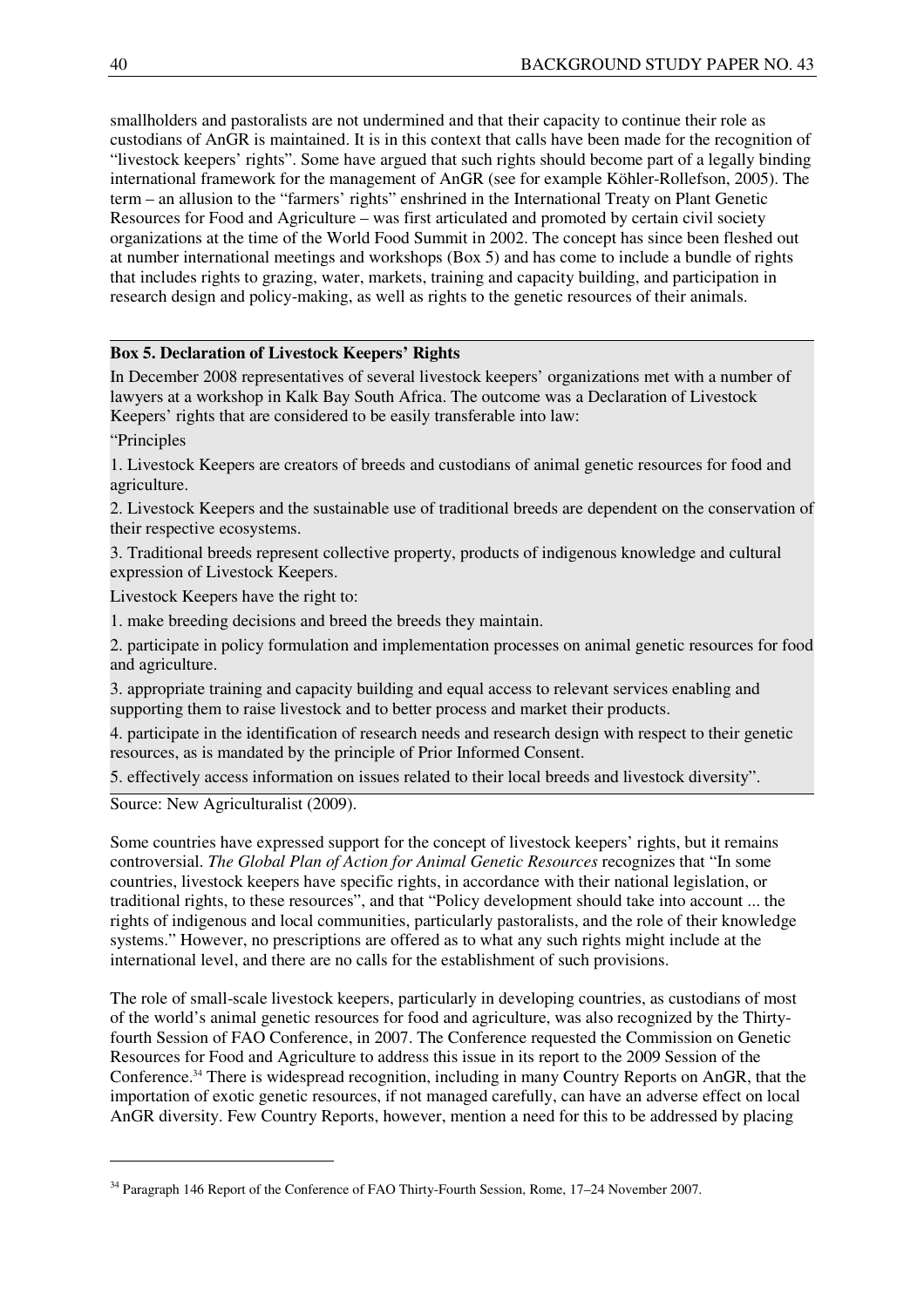smallholders and pastoralists are not undermined and that their capacity to continue their role as custodians of AnGR is maintained. It is in this context that calls have been made for the recognition of "livestock keepers' rights". Some have argued that such rights should become part of a legally binding international framework for the management of AnGR (see for example Köhler-Rollefson, 2005). The term – an allusion to the "farmers' rights" enshrined in the International Treaty on Plant Genetic Resources for Food and Agriculture – was first articulated and promoted by certain civil society organizations at the time of the World Food Summit in 2002. The concept has since been fleshed out at number international meetings and workshops (Box 5) and has come to include a bundle of rights that includes rights to grazing, water, markets, training and capacity building, and participation in research design and policy-making, as well as rights to the genetic resources of their animals.

**Box 5. Declaration of Livestock Keepers' Rights**

In December 2008 representatives of several livestock keepers' organizations met with a number of lawyers at a workshop in Kalk Bay South Africa. The outcome was a Declaration of Livestock Keepers' rights that are considered to be easily transferable into law:

"Principles

1. Livestock Keepers are creators of breeds and custodians of animal genetic resources for food and agriculture.
2. Livestock Keepers and the sustainable use of traditional breeds are dependent on the conservation of their respective ecosystems.
3. Traditional breeds represent collective property, products of indigenous knowledge and cultural expression of Livestock Keepers.

Livestock Keepers have the right to:

1. make breeding decisions and breed the breeds they maintain.
2. participate in policy formulation and implementation processes on animal genetic resources for food and agriculture.
3. appropriate training and capacity building and equal access to relevant services enabling and supporting them to raise livestock and to better process and market their products.
4. participate in the identification of research needs and research design with respect to their genetic resources, as is mandated by the principle of Prior Informed Consent.
5. effectively access information on issues related to their local breeds and livestock diversity".

Source: New Agriculturalist (2009).

Some countries have expressed support for the concept of livestock keepers' rights, but it remains controversial. *The Global Plan of Action for Animal Genetic Resources* recognizes that "In some countries, livestock keepers have specific rights, in accordance with their national legislation, or traditional rights, to these resources", and that "Policy development should take into account ... the rights of indigenous and local communities, particularly pastoralists, and the role of their knowledge systems." However, no prescriptions are offered as to what any such rights might include at the international level, and there are no calls for the establishment of such provisions.

The role of small-scale livestock keepers, particularly in developing countries, as custodians of most of the world's animal genetic resources for food and agriculture, was also recognized by the Thirty-fourth Session of FAO Conference, in 2007. The Conference requested the Commission on Genetic Resources for Food and Agriculture to address this issue in its report to the 2009 Session of the Conference.[34] There is widespread recognition, including in many Country Reports on AnGR, that the importation of exotic genetic resources, if not managed carefully, can have an adverse effect on local AnGR diversity. Few Country Reports, however, mention a need for this to be addressed by placing

[34] Paragraph 146 Report of the Conference of FAO Thirty-Fourth Session, Rome, 17–24 November 2007.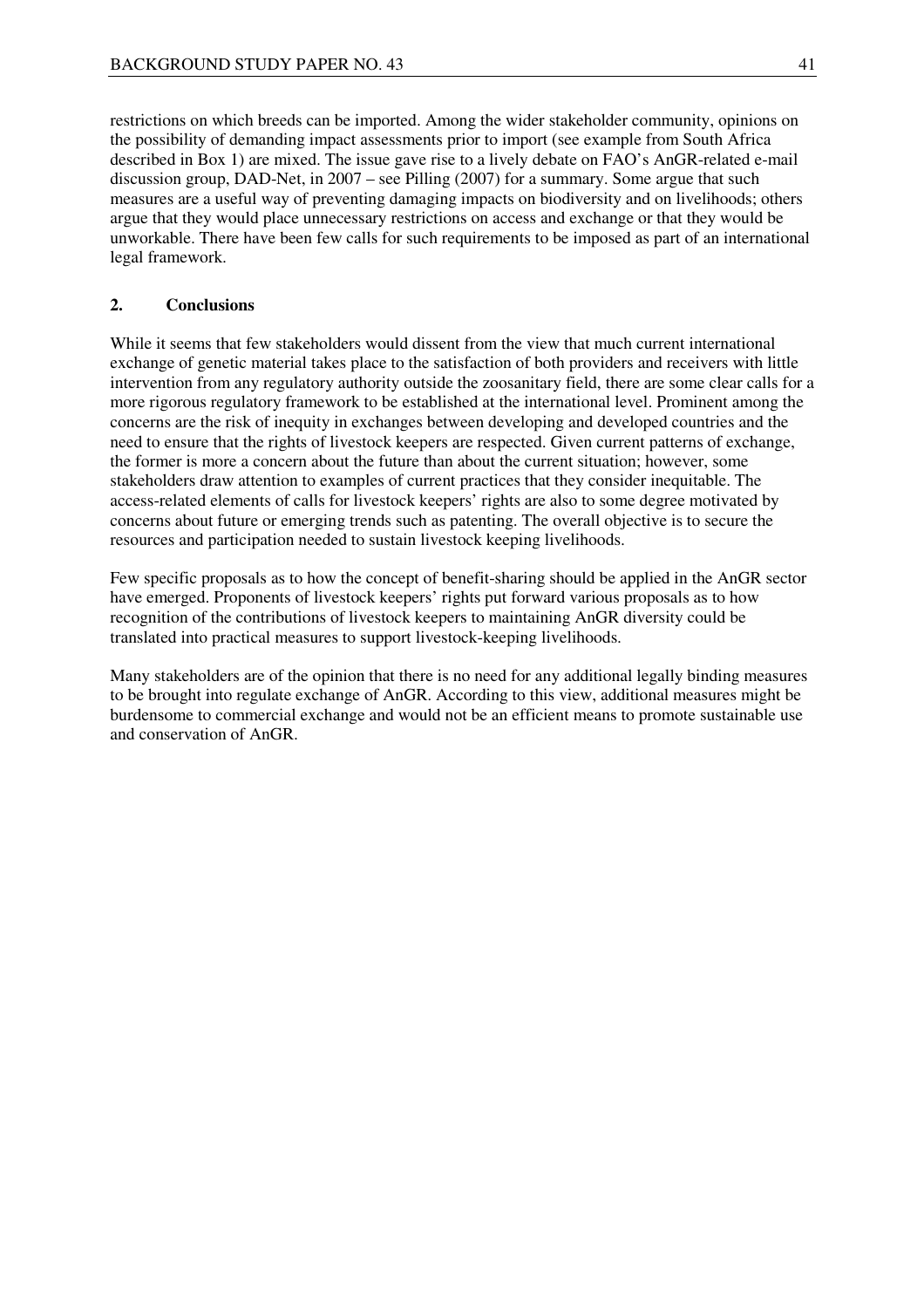restrictions on which breeds can be imported. Among the wider stakeholder community, opinions on the possibility of demanding impact assessments prior to import (see example from South Africa described in Box 1) are mixed. The issue gave rise to a lively debate on FAO's AnGR-related e-mail discussion group, DAD-Net, in 2007 – see Pilling (2007) for a summary. Some argue that such measures are a useful way of preventing damaging impacts on biodiversity and on livelihoods; others argue that they would place unnecessary restrictions on access and exchange or that they would be unworkable. There have been few calls for such requirements to be imposed as part of an international legal framework.

## 2. Conclusions

While it seems that few stakeholders would dissent from the view that much current international exchange of genetic material takes place to the satisfaction of both providers and receivers with little intervention from any regulatory authority outside the zoosanitary field, there are some clear calls for a more rigorous regulatory framework to be established at the international level. Prominent among the concerns are the risk of inequity in exchanges between developing and developed countries and the need to ensure that the rights of livestock keepers are respected. Given current patterns of exchange, the former is more a concern about the future than about the current situation; however, some stakeholders draw attention to examples of current practices that they consider inequitable. The access-related elements of calls for livestock keepers' rights are also to some degree motivated by concerns about future or emerging trends such as patenting. The overall objective is to secure the resources and participation needed to sustain livestock keeping livelihoods.

Few specific proposals as to how the concept of benefit-sharing should be applied in the AnGR sector have emerged. Proponents of livestock keepers' rights put forward various proposals as to how recognition of the contributions of livestock keepers to maintaining AnGR diversity could be translated into practical measures to support livestock-keeping livelihoods.

Many stakeholders are of the opinion that there is no need for any additional legally binding measures to be brought into regulate exchange of AnGR. According to this view, additional measures might be burdensome to commercial exchange and would not be an efficient means to promote sustainable use and conservation of AnGR.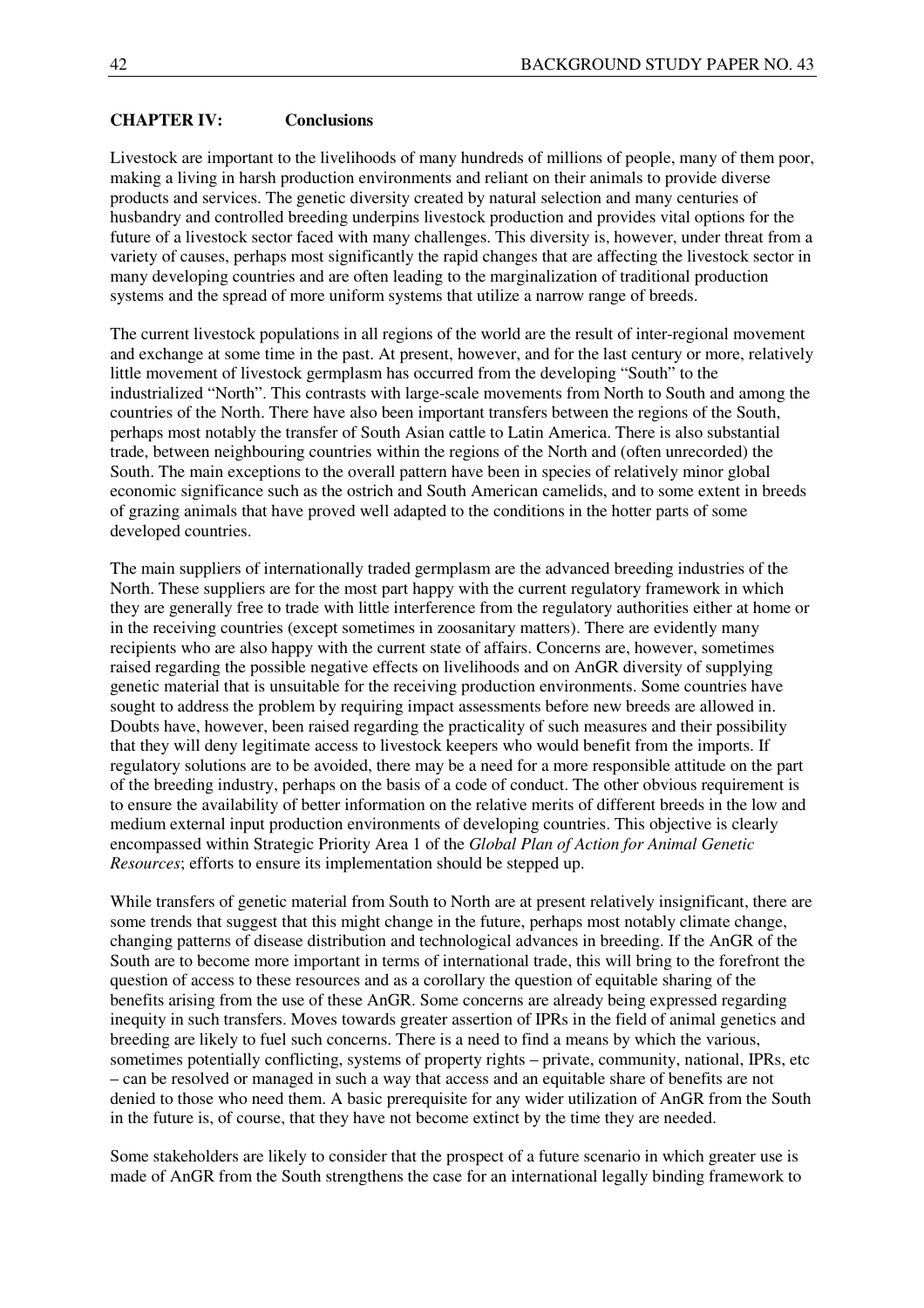## CHAPTER IV: Conclusions

Livestock are important to the livelihoods of many hundreds of millions of people, many of them poor, making a living in harsh production environments and reliant on their animals to provide diverse products and services. The genetic diversity created by natural selection and many centuries of husbandry and controlled breeding underpins livestock production and provides vital options for the future of a livestock sector faced with many challenges. This diversity is, however, under threat from a variety of causes, perhaps most significantly the rapid changes that are affecting the livestock sector in many developing countries and are often leading to the marginalization of traditional production systems and the spread of more uniform systems that utilize a narrow range of breeds.

The current livestock populations in all regions of the world are the result of inter-regional movement and exchange at some time in the past. At present, however, and for the last century or more, relatively little movement of livestock germplasm has occurred from the developing "South" to the industrialized "North". This contrasts with large-scale movements from North to South and among the countries of the North. There have also been important transfers between the regions of the South, perhaps most notably the transfer of South Asian cattle to Latin America. There is also substantial trade, between neighbouring countries within the regions of the North and (often unrecorded) the South. The main exceptions to the overall pattern have been in species of relatively minor global economic significance such as the ostrich and South American camelids, and to some extent in breeds of grazing animals that have proved well adapted to the conditions in the hotter parts of some developed countries.

The main suppliers of internationally traded germplasm are the advanced breeding industries of the North. These suppliers are for the most part happy with the current regulatory framework in which they are generally free to trade with little interference from the regulatory authorities either at home or in the receiving countries (except sometimes in zoosanitary matters). There are evidently many recipients who are also happy with the current state of affairs. Concerns are, however, sometimes raised regarding the possible negative effects on livelihoods and on AnGR diversity of supplying genetic material that is unsuitable for the receiving production environments. Some countries have sought to address the problem by requiring impact assessments before new breeds are allowed in. Doubts have, however, been raised regarding the practicality of such measures and their possibility that they will deny legitimate access to livestock keepers who would benefit from the imports. If regulatory solutions are to be avoided, there may be a need for a more responsible attitude on the part of the breeding industry, perhaps on the basis of a code of conduct. The other obvious requirement is to ensure the availability of better information on the relative merits of different breeds in the low and medium external input production environments of developing countries. This objective is clearly encompassed within Strategic Priority Area 1 of the *Global Plan of Action for Animal Genetic Resources*; efforts to ensure its implementation should be stepped up.

While transfers of genetic material from South to North are at present relatively insignificant, there are some trends that suggest that this might change in the future, perhaps most notably climate change, changing patterns of disease distribution and technological advances in breeding. If the AnGR of the South are to become more important in terms of international trade, this will bring to the forefront the question of access to these resources and as a corollary the question of equitable sharing of the benefits arising from the use of these AnGR. Some concerns are already being expressed regarding inequity in such transfers. Moves towards greater assertion of IPRs in the field of animal genetics and breeding are likely to fuel such concerns. There is a need to find a means by which the various, sometimes potentially conflicting, systems of property rights – private, community, national, IPRs, etc – can be resolved or managed in such a way that access and an equitable share of benefits are not denied to those who need them. A basic prerequisite for any wider utilization of AnGR from the South in the future is, of course, that they have not become extinct by the time they are needed.

Some stakeholders are likely to consider that the prospect of a future scenario in which greater use is made of AnGR from the South strengthens the case for an international legally binding framework to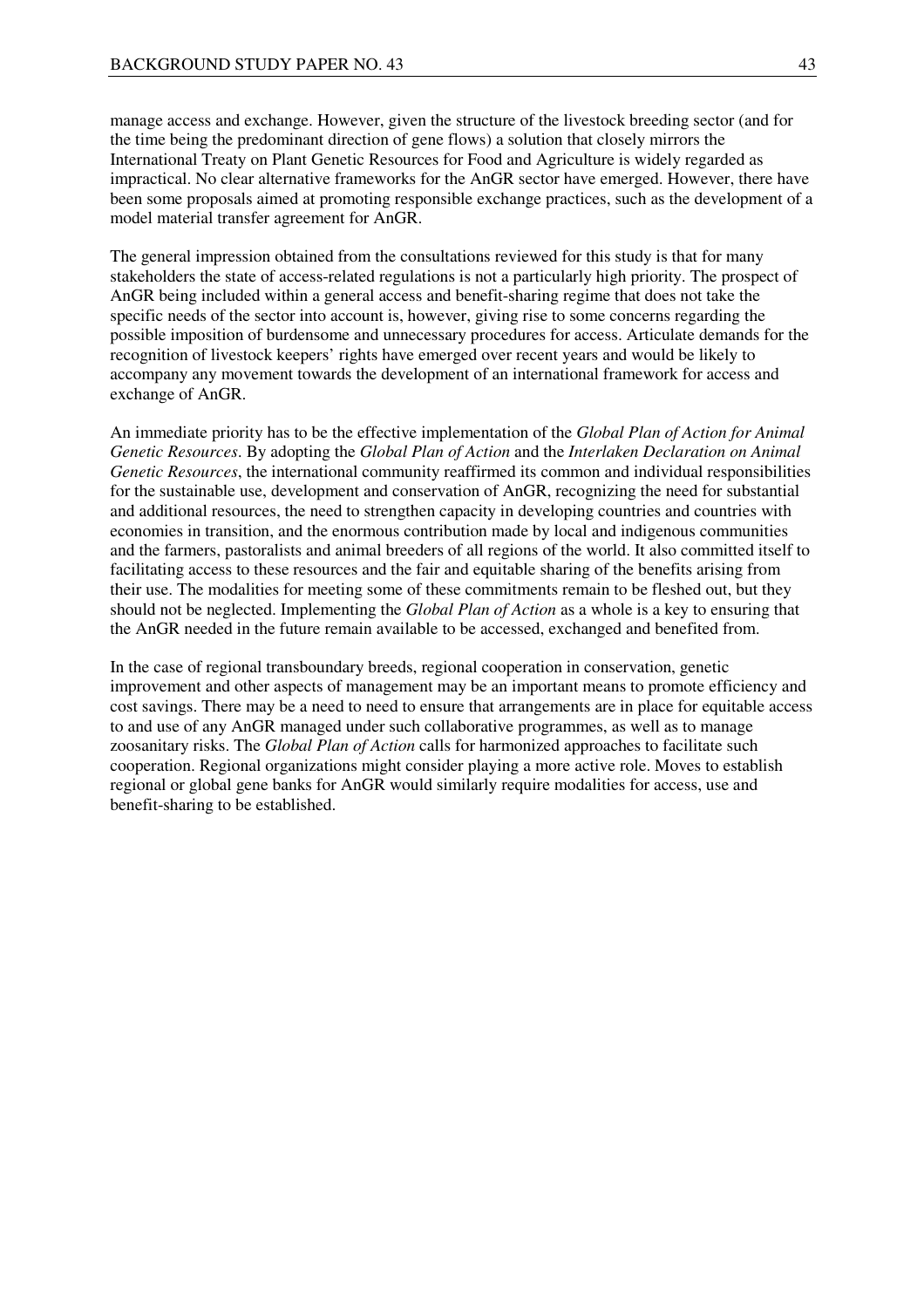manage access and exchange. However, given the structure of the livestock breeding sector (and for the time being the predominant direction of gene flows) a solution that closely mirrors the International Treaty on Plant Genetic Resources for Food and Agriculture is widely regarded as impractical. No clear alternative frameworks for the AnGR sector have emerged. However, there have been some proposals aimed at promoting responsible exchange practices, such as the development of a model material transfer agreement for AnGR.

The general impression obtained from the consultations reviewed for this study is that for many stakeholders the state of access-related regulations is not a particularly high priority. The prospect of AnGR being included within a general access and benefit-sharing regime that does not take the specific needs of the sector into account is, however, giving rise to some concerns regarding the possible imposition of burdensome and unnecessary procedures for access. Articulate demands for the recognition of livestock keepers' rights have emerged over recent years and would be likely to accompany any movement towards the development of an international framework for access and exchange of AnGR.

An immediate priority has to be the effective implementation of the *Global Plan of Action for Animal Genetic Resources*. By adopting the *Global Plan of Action* and the *Interlaken Declaration on Animal Genetic Resources*, the international community reaffirmed its common and individual responsibilities for the sustainable use, development and conservation of AnGR, recognizing the need for substantial and additional resources, the need to strengthen capacity in developing countries and countries with economies in transition, and the enormous contribution made by local and indigenous communities and the farmers, pastoralists and animal breeders of all regions of the world. It also committed itself to facilitating access to these resources and the fair and equitable sharing of the benefits arising from their use. The modalities for meeting some of these commitments remain to be fleshed out, but they should not be neglected. Implementing the *Global Plan of Action* as a whole is a key to ensuring that the AnGR needed in the future remain available to be accessed, exchanged and benefited from.

In the case of regional transboundary breeds, regional cooperation in conservation, genetic improvement and other aspects of management may be an important means to promote efficiency and cost savings. There may be a need to need to ensure that arrangements are in place for equitable access to and use of any AnGR managed under such collaborative programmes, as well as to manage zoosanitary risks. The *Global Plan of Action* calls for harmonized approaches to facilitate such cooperation. Regional organizations might consider playing a more active role. Moves to establish regional or global gene banks for AnGR would similarly require modalities for access, use and benefit-sharing to be established.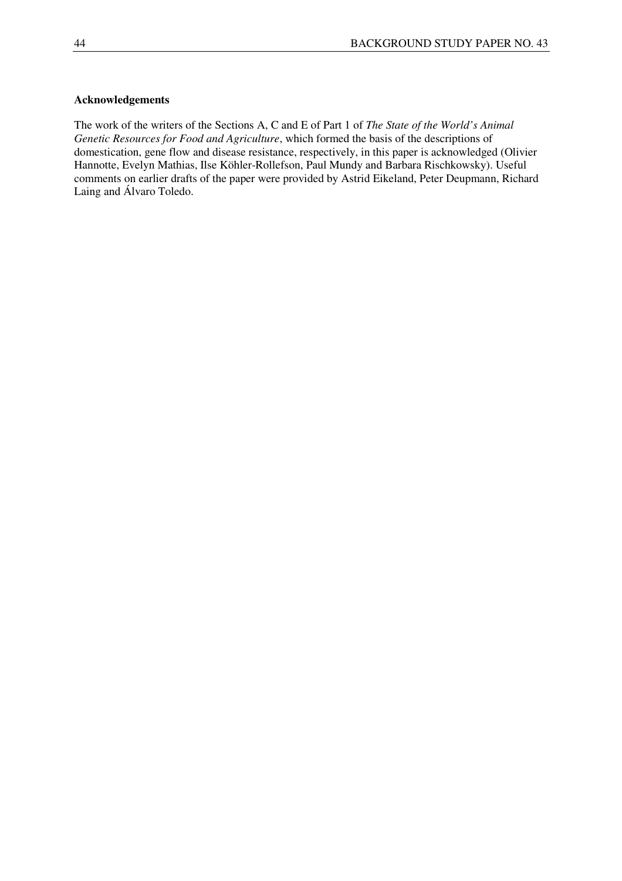**Acknowledgements**

The work of the writers of the Sections A, C and E of Part 1 of *The State of the World's Animal Genetic Resources for Food and Agriculture*, which formed the basis of the descriptions of domestication, gene flow and disease resistance, respectively, in this paper is acknowledged (Olivier Hannotte, Evelyn Mathias, Ilse Köhler-Rollefson, Paul Mundy and Barbara Rischkowsky). Useful comments on earlier drafts of the paper were provided by Astrid Eikeland, Peter Deupmann, Richard Laing and Álvaro Toledo.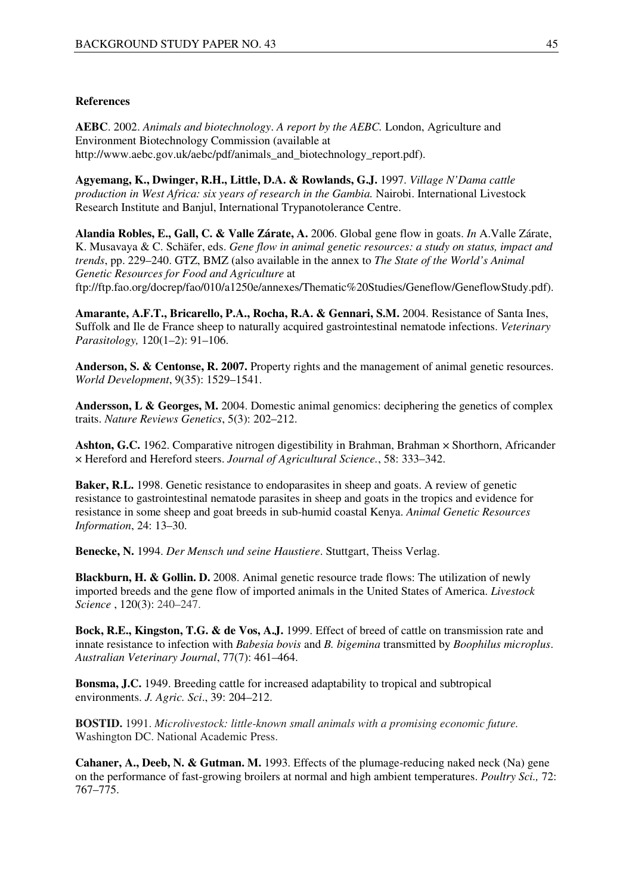**References**

**AEBC**. 2002. *Animals and biotechnology*. *A report by the AEBC.* London, Agriculture and Environment Biotechnology Commission (available at http://www.aebc.gov.uk/aebc/pdf/animals_and_biotechnology_report.pdf).

**Agyemang, K., Dwinger, R.H., Little, D.A. & Rowlands, G.J.** 1997. *Village N'Dama cattle production in West Africa: six years of research in the Gambia.* Nairobi. International Livestock Research Institute and Banjul, International Trypanotolerance Centre.

**Alandia Robles, E., Gall, C. & Valle Zárate, A.** 2006. Global gene flow in goats. *In* A.Valle Zárate, K. Musavaya & C. Schäfer, eds. *Gene flow in animal genetic resources: a study on status, impact and trends*, pp. 229–240. GTZ, BMZ (also available in the annex to *The State of the World's Animal Genetic Resources for Food and Agriculture* at ftp://ftp.fao.org/docrep/fao/010/a1250e/annexes/Thematic%20Studies/Geneflow/GeneflowStudy.pdf).

**Amarante, A.F.T., Bricarello, P.A., Rocha, R.A. & Gennari, S.M.** 2004. Resistance of Santa Ines, Suffolk and Ile de France sheep to naturally acquired gastrointestinal nematode infections. *Veterinary Parasitology,* 120(1–2): 91–106.

**Anderson, S. & Centonse, R. 2007.** Property rights and the management of animal genetic resources. *World Development*, 9(35): 1529–1541.

**Andersson, L & Georges, M.** 2004. Domestic animal genomics: deciphering the genetics of complex traits. *Nature Reviews Genetics*, 5(3): 202–212.

**Ashton, G.C.** 1962. Comparative nitrogen digestibility in Brahman, Brahman × Shorthorn, Africander × Hereford and Hereford steers. *Journal of Agricultural Science.*, 58: 333–342.

**Baker, R.L.** 1998. Genetic resistance to endoparasites in sheep and goats. A review of genetic resistance to gastrointestinal nematode parasites in sheep and goats in the tropics and evidence for resistance in some sheep and goat breeds in sub-humid coastal Kenya. *Animal Genetic Resources Information*, 24: 13–30.

**Benecke, N.** 1994. *Der Mensch und seine Haustiere*. Stuttgart, Theiss Verlag.

**Blackburn, H. & Gollin. D.** 2008. Animal genetic resource trade flows: The utilization of newly imported breeds and the gene flow of imported animals in the United States of America. *Livestock Science* , 120(3): 240–247.

**Bock, R.E., Kingston, T.G. & de Vos, A.J.** 1999. Effect of breed of cattle on transmission rate and innate resistance to infection with *Babesia bovis* and *B. bigemina* transmitted by *Boophilus microplus*. *Australian Veterinary Journal*, 77(7): 461–464.

**Bonsma, J.C.** 1949. Breeding cattle for increased adaptability to tropical and subtropical environments. *J. Agric. Sci*., 39: 204–212.

**BOSTID.** 1991. *Microlivestock: little-known small animals with a promising economic future.* Washington DC. National Academic Press.

**Cahaner, A., Deeb, N. & Gutman. M.** 1993. Effects of the plumage-reducing naked neck (Na) gene on the performance of fast-growing broilers at normal and high ambient temperatures. *Poultry Sci.,* 72: 767–775.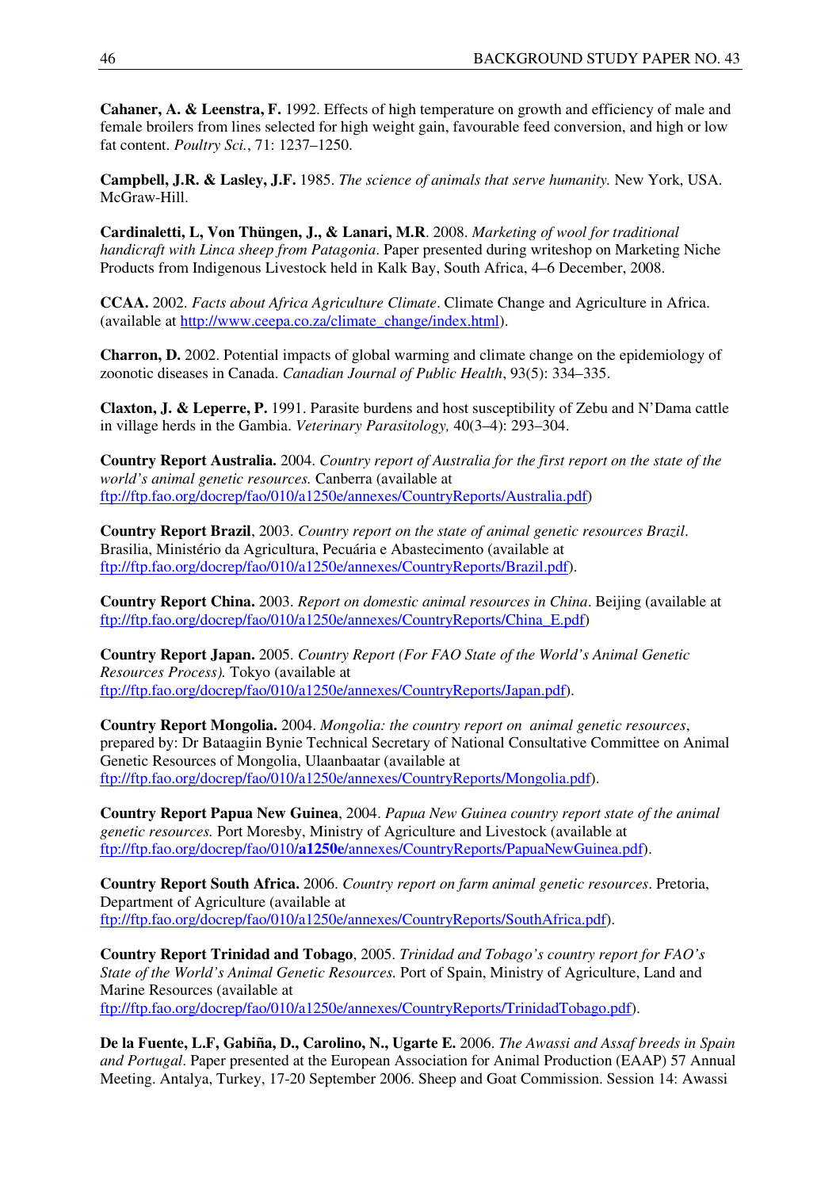**Cahaner, A. & Leenstra, F.** 1992. Effects of high temperature on growth and efficiency of male and female broilers from lines selected for high weight gain, favourable feed conversion, and high or low fat content. *Poultry Sci.*, 71: 1237–1250.

**Campbell, J.R. & Lasley, J.F.** 1985. *The science of animals that serve humanity.* New York, USA. McGraw-Hill.

**Cardinaletti, L, Von Thüngen, J., & Lanari, M.R**. 2008. *Marketing of wool for traditional handicraft with Linca sheep from Patagonia*. Paper presented during writeshop on Marketing Niche Products from Indigenous Livestock held in Kalk Bay, South Africa, 4–6 December, 2008.

**CCAA.** 2002. *Facts about Africa Agriculture Climate*. Climate Change and Agriculture in Africa. (available at http://www.ceepa.co.za/climate_change/index.html).

**Charron, D.** 2002. Potential impacts of global warming and climate change on the epidemiology of zoonotic diseases in Canada. *Canadian Journal of Public Health*, 93(5): 334–335.

**Claxton, J. & Leperre, P.** 1991. Parasite burdens and host susceptibility of Zebu and N'Dama cattle in village herds in the Gambia. *Veterinary Parasitology,* 40(3–4): 293–304.

**Country Report Australia.** 2004. *Country report of Australia for the first report on the state of the world's animal genetic resources.* Canberra (available at ftp://ftp.fao.org/docrep/fao/010/a1250e/annexes/CountryReports/Australia.pdf)

**Country Report Brazil**, 2003. *Country report on the state of animal genetic resources Brazil*. Brasilia, Ministério da Agricultura, Pecuária e Abastecimento (available at ftp://ftp.fao.org/docrep/fao/010/a1250e/annexes/CountryReports/Brazil.pdf).

**Country Report China.** 2003. *Report on domestic animal resources in China*. Beijing (available at ftp://ftp.fao.org/docrep/fao/010/a1250e/annexes/CountryReports/China_E.pdf)

**Country Report Japan.** 2005. *Country Report (For FAO State of the World's Animal Genetic Resources Process).* Tokyo (available at ftp://ftp.fao.org/docrep/fao/010/a1250e/annexes/CountryReports/Japan.pdf).

**Country Report Mongolia.** 2004. *Mongolia: the country report on animal genetic resources*, prepared by: Dr Bataagiin Bynie Technical Secretary of National Consultative Committee on Animal Genetic Resources of Mongolia, Ulaanbaatar (available at ftp://ftp.fao.org/docrep/fao/010/a1250e/annexes/CountryReports/Mongolia.pdf).

**Country Report Papua New Guinea**, 2004. *Papua New Guinea country report state of the animal genetic resources.* Port Moresby, Ministry of Agriculture and Livestock (available at ftp://ftp.fao.org/docrep/fao/010/**a1250e**/annexes/CountryReports/PapuaNewGuinea.pdf).

**Country Report South Africa.** 2006. *Country report on farm animal genetic resources*. Pretoria, Department of Agriculture (available at ftp://ftp.fao.org/docrep/fao/010/a1250e/annexes/CountryReports/SouthAfrica.pdf).

**Country Report Trinidad and Tobago**, 2005. *Trinidad and Tobago's country report for FAO's State of the World's Animal Genetic Resources.* Port of Spain, Ministry of Agriculture, Land and Marine Resources (available at ftp://ftp.fao.org/docrep/fao/010/a1250e/annexes/CountryReports/TrinidadTobago.pdf).

**De la Fuente, L.F, Gabiña, D., Carolino, N., Ugarte E.** 2006. *The Awassi and Assaf breeds in Spain and Portugal*. Paper presented at the European Association for Animal Production (EAAP) 57 Annual Meeting. Antalya, Turkey, 17-20 September 2006. Sheep and Goat Commission. Session 14: Awassi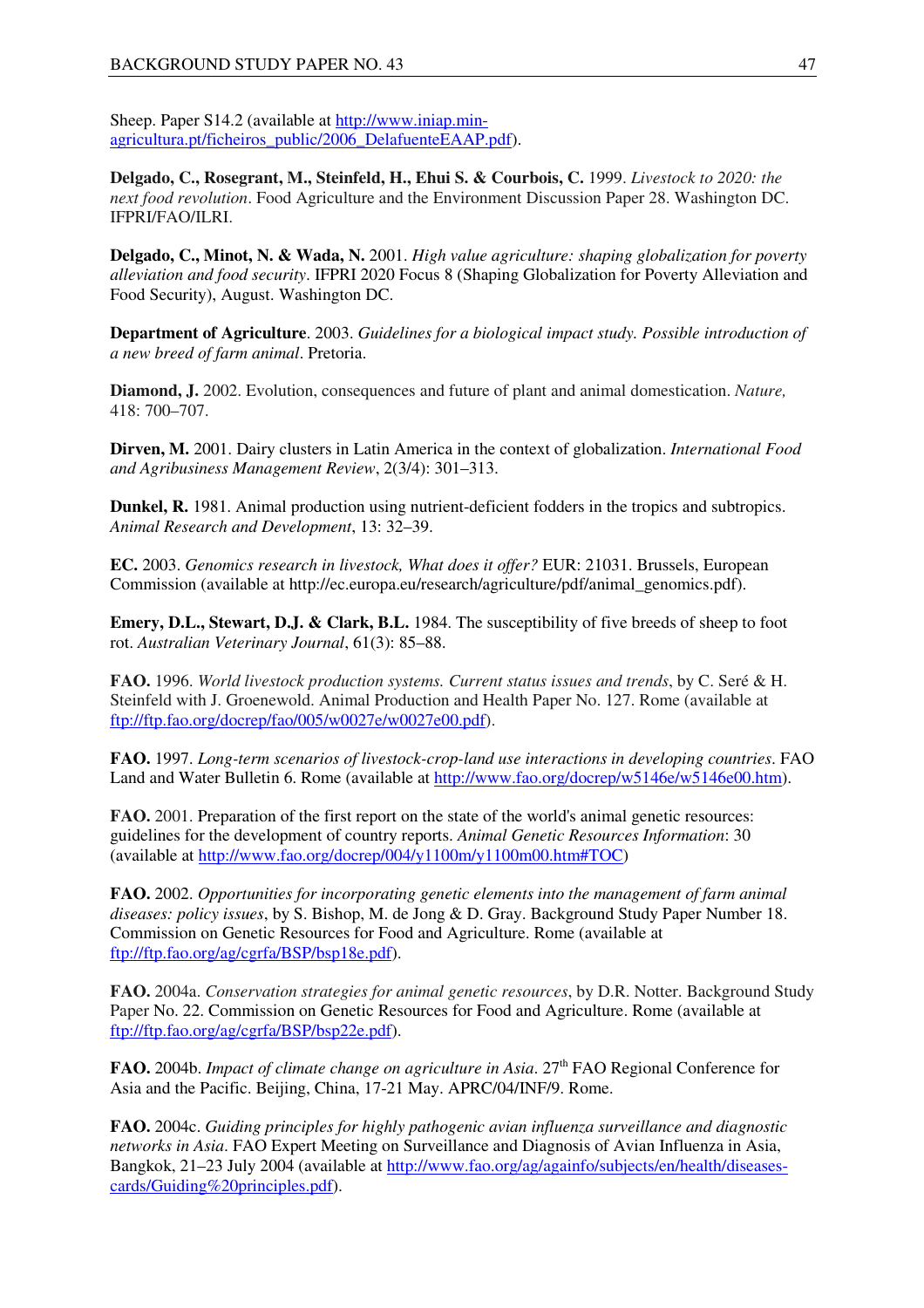Sheep. Paper S14.2 (available at http://www.iniap.min-agricultura.pt/ficheiros_public/2006_DelafuenteEAAP.pdf).

**Delgado, C., Rosegrant, M., Steinfeld, H., Ehui S. & Courbois, C.** 1999. *Livestock to 2020: the next food revolution*. Food Agriculture and the Environment Discussion Paper 28. Washington DC. IFPRI/FAO/ILRI.

**Delgado, C., Minot, N. & Wada, N.** 2001. *High value agriculture: shaping globalization for poverty alleviation and food security*. IFPRI 2020 Focus 8 (Shaping Globalization for Poverty Alleviation and Food Security), August. Washington DC.

**Department of Agriculture**. 2003. *Guidelines for a biological impact study. Possible introduction of a new breed of farm animal*. Pretoria.

**Diamond, J.** 2002. Evolution, consequences and future of plant and animal domestication. *Nature,* 418: 700–707.

**Dirven, M.** 2001. Dairy clusters in Latin America in the context of globalization. *International Food and Agribusiness Management Review*, 2(3/4): 301–313.

**Dunkel, R.** 1981. Animal production using nutrient-deficient fodders in the tropics and subtropics. *Animal Research and Development*, 13: 32–39.

**EC.** 2003. *Genomics research in livestock, What does it offer?* EUR: 21031. Brussels, European Commission (available at http://ec.europa.eu/research/agriculture/pdf/animal_genomics.pdf).

**Emery, D.L., Stewart, D.J. & Clark, B.L.** 1984. The susceptibility of five breeds of sheep to foot rot. *Australian Veterinary Journal*, 61(3): 85–88.

**FAO.** 1996. *World livestock production systems. Current status issues and trends*, by C. Seré & H. Steinfeld with J. Groenewold. Animal Production and Health Paper No. 127. Rome (available at ftp://ftp.fao.org/docrep/fao/005/w0027e/w0027e00.pdf).

**FAO.** 1997. *Long-term scenarios of livestock-crop-land use interactions in developing countries*. FAO Land and Water Bulletin 6. Rome (available at http://www.fao.org/docrep/w5146e/w5146e00.htm).

**FAO.** 2001. Preparation of the first report on the state of the world's animal genetic resources: guidelines for the development of country reports. *Animal Genetic Resources Information*: 30 (available at http://www.fao.org/docrep/004/y1100m/y1100m00.htm#TOC)

**FAO.** 2002. *Opportunities for incorporating genetic elements into the management of farm animal diseases: policy issues*, by S. Bishop, M. de Jong & D. Gray. Background Study Paper Number 18. Commission on Genetic Resources for Food and Agriculture. Rome (available at ftp://ftp.fao.org/ag/cgrfa/BSP/bsp18e.pdf).

**FAO.** 2004a. *Conservation strategies for animal genetic resources*, by D.R. Notter. Background Study Paper No. 22. Commission on Genetic Resources for Food and Agriculture. Rome (available at ftp://ftp.fao.org/ag/cgrfa/BSP/bsp22e.pdf).

**FAO.** 2004b. *Impact of climate change on agriculture in Asia*. 27th FAO Regional Conference for Asia and the Pacific. Beijing, China, 17-21 May. APRC/04/INF/9. Rome.

**FAO.** 2004c. *Guiding principles for highly pathogenic avian influenza surveillance and diagnostic networks in Asia*. FAO Expert Meeting on Surveillance and Diagnosis of Avian Influenza in Asia, Bangkok, 21–23 July 2004 (available at http://www.fao.org/ag/againfo/subjects/en/health/diseases-cards/Guiding%20principles.pdf).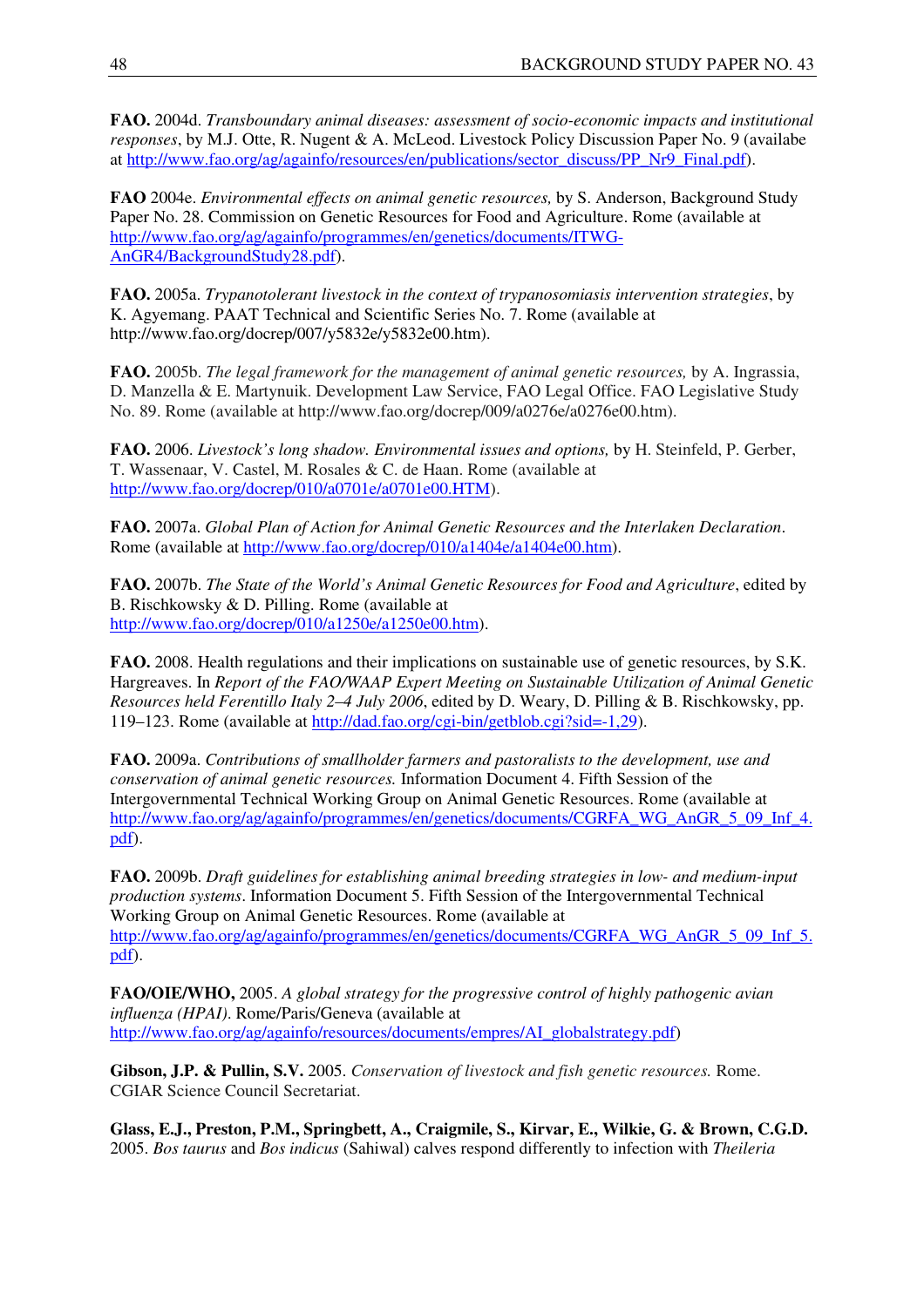**FAO.** 2004d. *Transboundary animal diseases: assessment of socio-economic impacts and institutional responses*, by M.J. Otte, R. Nugent & A. McLeod. Livestock Policy Discussion Paper No. 9 (availabe at http://www.fao.org/ag/againfo/resources/en/publications/sector_discuss/PP_Nr9_Final.pdf).

**FAO** 2004e. *Environmental effects on animal genetic resources,* by S. Anderson, Background Study Paper No. 28. Commission on Genetic Resources for Food and Agriculture. Rome (available at http://www.fao.org/ag/againfo/programmes/en/genetics/documents/ITWG-AnGR4/BackgroundStudy28.pdf).

**FAO.** 2005a. *Trypanotolerant livestock in the context of trypanosomiasis intervention strategies*, by K. Agyemang. PAAT Technical and Scientific Series No. 7. Rome (available at http://www.fao.org/docrep/007/y5832e/y5832e00.htm).

**FAO.** 2005b. *The legal framework for the management of animal genetic resources,* by A. Ingrassia, D. Manzella & E. Martynuik. Development Law Service, FAO Legal Office. FAO Legislative Study No. 89. Rome (available at http://www.fao.org/docrep/009/a0276e/a0276e00.htm).

**FAO.** 2006. *Livestock's long shadow. Environmental issues and options,* by H. Steinfeld, P. Gerber, T. Wassenaar, V. Castel, M. Rosales & C. de Haan. Rome (available at http://www.fao.org/docrep/010/a0701e/a0701e00.HTM).

**FAO.** 2007a. *Global Plan of Action for Animal Genetic Resources and the Interlaken Declaration*. Rome (available at http://www.fao.org/docrep/010/a1404e/a1404e00.htm).

**FAO.** 2007b. *The State of the World's Animal Genetic Resources for Food and Agriculture*, edited by B. Rischkowsky & D. Pilling. Rome (available at http://www.fao.org/docrep/010/a1250e/a1250e00.htm).

**FAO.** 2008. Health regulations and their implications on sustainable use of genetic resources, by S.K. Hargreaves. In *Report of the FAO/WAAP Expert Meeting on Sustainable Utilization of Animal Genetic Resources held Ferentillo Italy 2–4 July 2006*, edited by D. Weary, D. Pilling & B. Rischkowsky, pp. 119–123. Rome (available at http://dad.fao.org/cgi-bin/getblob.cgi?sid=-1,29).

**FAO.** 2009a. *Contributions of smallholder farmers and pastoralists to the development, use and conservation of animal genetic resources.* Information Document 4. Fifth Session of the Intergovernmental Technical Working Group on Animal Genetic Resources. Rome (available at http://www.fao.org/ag/againfo/programmes/en/genetics/documents/CGRFA_WG_AnGR_5_09_Inf_4.pdf).

**FAO.** 2009b. *Draft guidelines for establishing animal breeding strategies in low- and medium-input production systems*. Information Document 5. Fifth Session of the Intergovernmental Technical Working Group on Animal Genetic Resources. Rome (available at http://www.fao.org/ag/againfo/programmes/en/genetics/documents/CGRFA_WG_AnGR_5_09_Inf_5.pdf).

**FAO/OIE/WHO,** 2005. *A global strategy for the progressive control of highly pathogenic avian influenza (HPAI).* Rome/Paris/Geneva (available at http://www.fao.org/ag/againfo/resources/documents/empres/AI_globalstrategy.pdf)

**Gibson, J.P. & Pullin, S.V.** 2005. *Conservation of livestock and fish genetic resources.* Rome. CGIAR Science Council Secretariat.

**Glass, E.J., Preston, P.M., Springbett, A., Craigmile, S., Kirvar, E., Wilkie, G. & Brown, C.G.D.** 2005. *Bos taurus* and *Bos indicus* (Sahiwal) calves respond differently to infection with *Theileria*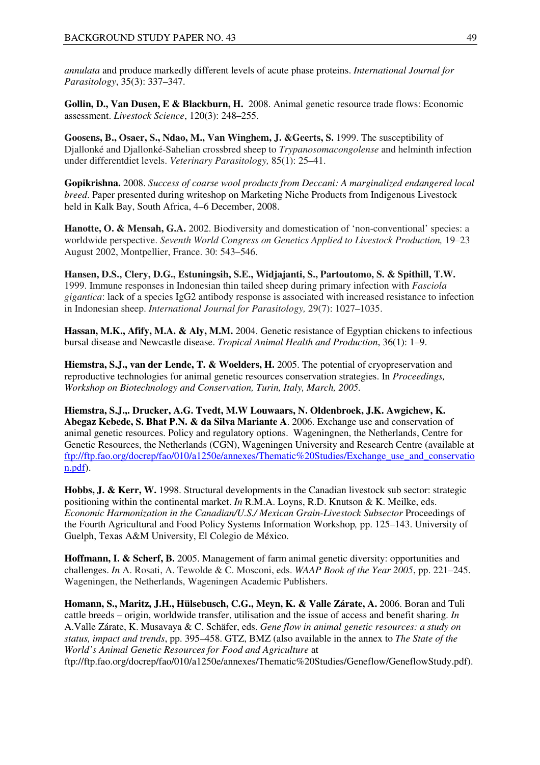*annulata* and produce markedly different levels of acute phase proteins. *International Journal for Parasitology*, 35(3): 337–347.

**Gollin, D., Van Dusen, E & Blackburn, H.** 2008. Animal genetic resource trade flows: Economic assessment. *Livestock Science*, 120(3): 248–255.

**Goosens, B., Osaer, S., Ndao, M., Van Winghem, J. &Geerts, S.** 1999. The susceptibility of Djallonké and Djallonké-Sahelian crossbred sheep to *Trypanosomacongolense* and helminth infection under differentdiet levels. *Veterinary Parasitology,* 85(1): 25–41.

**Gopikrishna.** 2008. *Success of coarse wool products from Deccani: A marginalized endangered local breed*. Paper presented during writeshop on Marketing Niche Products from Indigenous Livestock held in Kalk Bay, South Africa, 4–6 December, 2008.

**Hanotte, O. & Mensah, G.A.** 2002. Biodiversity and domestication of 'non-conventional' species: a worldwide perspective. *Seventh World Congress on Genetics Applied to Livestock Production,* 19–23 August 2002, Montpellier, France. 30: 543–546.

**Hansen, D.S., Clery, D.G., Estuningsih, S.E., Widjajanti, S., Partoutomo, S. & Spithill, T.W.** 1999. Immune responses in Indonesian thin tailed sheep during primary infection with *Fasciola gigantica*: lack of a species IgG2 antibody response is associated with increased resistance to infection in Indonesian sheep. *International Journal for Parasitology,* 29(7): 1027–1035.

**Hassan, M.K., Afify, M.A. & Aly, M.M.** 2004. Genetic resistance of Egyptian chickens to infectious bursal disease and Newcastle disease. *Tropical Animal Health and Production*, 36(1): 1–9.

**Hiemstra, S.J., van der Lende, T. & Woelders, H.** 2005. The potential of cryopreservation and reproductive technologies for animal genetic resources conservation strategies. In *Proceedings, Workshop on Biotechnology and Conservation, Turin, Italy, March, 2005.*

**Hiemstra, S.J.,. Drucker, A.G. Tvedt, M.W Louwaars, N. Oldenbroek, J.K. Awgichew, K. Abegaz Kebede, S. Bhat P.N. & da Silva Mariante A**. 2006. Exchange use and conservation of animal genetic resources. Policy and regulatory options. Wageningnen, the Netherlands, Centre for Genetic Resources, the Netherlands (CGN), Wageningen University and Research Centre (available at ftp://ftp.fao.org/docrep/fao/010/a1250e/annexes/Thematic%20Studies/Exchange_use_and_conservation.pdf).

**Hobbs, J. & Kerr, W.** 1998. Structural developments in the Canadian livestock sub sector: strategic positioning within the continental market. *In* R.M.A. Loyns, R.D. Knutson & K. Meilke, eds. *Economic Harmonization in the Canadian/U.S./ Mexican Grain-Livestock Subsector* Proceedings of the Fourth Agricultural and Food Policy Systems Information Workshop*,* pp. 125–143. University of Guelph, Texas A&M University, El Colegio de México.

**Hoffmann, I. & Scherf, B.** 2005. Management of farm animal genetic diversity: opportunities and challenges. *In* A. Rosati, A. Tewolde & C. Mosconi, eds. *WAAP Book of the Year 2005*, pp. 221–245. Wageningen, the Netherlands, Wageningen Academic Publishers.

**Homann, S., Maritz, J.H., Hülsebusch, C.G., Meyn, K. & Valle Zárate, A.** 2006. Boran and Tuli cattle breeds – origin, worldwide transfer, utilisation and the issue of access and benefit sharing. *In* A.Valle Zárate, K. Musavaya & C. Schäfer, eds. *Gene flow in animal genetic resources: a study on status, impact and trends*, pp. 395–458. GTZ, BMZ (also available in the annex to *The State of the World's Animal Genetic Resources for Food and Agriculture* at ftp://ftp.fao.org/docrep/fao/010/a1250e/annexes/Thematic%20Studies/Geneflow/GeneflowStudy.pdf).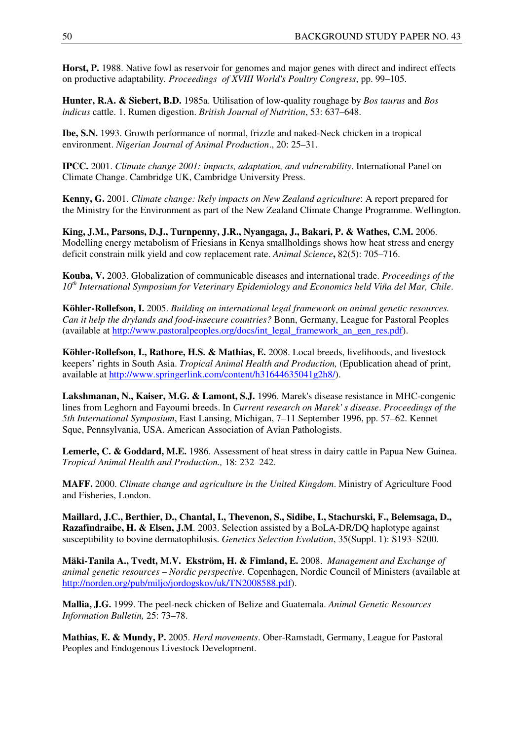**Horst, P.** 1988. Native fowl as reservoir for genomes and major genes with direct and indirect effects on productive adaptability. *Proceedings of XVIII World's Poultry Congress*, pp. 99–105.

**Hunter, R.A. & Siebert, B.D.** 1985a. Utilisation of low-quality roughage by *Bos taurus* and *Bos indicus* cattle. 1. Rumen digestion. *British Journal of Nutrition*, 53: 637–648.

**Ibe, S.N.** 1993. Growth performance of normal, frizzle and naked-Neck chicken in a tropical environment. *Nigerian Journal of Animal Production*., 20: 25–31.

**IPCC.** 2001. *Climate change 2001: impacts, adaptation, and vulnerability*. International Panel on Climate Change. Cambridge UK, Cambridge University Press.

**Kenny, G.** 2001. *Climate change: lkely impacts on New Zealand agriculture*: A report prepared for the Ministry for the Environment as part of the New Zealand Climate Change Programme. Wellington.

**King, J.M., Parsons, D.J., Turnpenny, J.R., Nyangaga, J., Bakari, P. & Wathes, C.M.** 2006. Modelling energy metabolism of Friesians in Kenya smallholdings shows how heat stress and energy deficit constrain milk yield and cow replacement rate. *Animal Science***,** 82(5): 705–716.

**Kouba, V.** 2003. Globalization of communicable diseases and international trade. *Proceedings of the 10th International Symposium for Veterinary Epidemiology and Economics held Viña del Mar, Chile*.

**Köhler-Rollefson, I.** 2005. *Building an international legal framework on animal genetic resources. Can it help the drylands and food-insecure countries?* Bonn, Germany, League for Pastoral Peoples (available at http://www.pastoralpeoples.org/docs/int_legal_framework_an_gen_res.pdf).

**Köhler-Rollefson, I., Rathore, H.S. & Mathias, E.** 2008. Local breeds, livelihoods, and livestock keepers' rights in South Asia. *Tropical Animal Health and Production,* (Epublication ahead of print, available at http://www.springerlink.com/content/h31644635041g2h8/).

**Lakshmanan, N., Kaiser, M.G. & Lamont, S.J.** 1996. Marek's disease resistance in MHC-congenic lines from Leghorn and Fayoumi breeds. In *Current research on Marek' s disease*. *Proceedings of the 5th International Symposium*, East Lansing, Michigan, 7–11 September 1996, pp. 57–62. Kennet Sque, Pennsylvania, USA. American Association of Avian Pathologists.

**Lemerle, C. & Goddard, M.E.** 1986. Assessment of heat stress in dairy cattle in Papua New Guinea. *Tropical Animal Health and Production.,* 18: 232–242.

**MAFF.** 2000. *Climate change and agriculture in the United Kingdom*. Ministry of Agriculture Food and Fisheries, London.

**Maillard, J.C., Berthier, D., Chantal, I., Thevenon, S., Sidibe, I., Stachurski, F., Belemsaga, D., Razafindraibe, H. & Elsen, J.M**. 2003. Selection assisted by a BoLA-DR/DQ haplotype against susceptibility to bovine dermatophilosis. *Genetics Selection Evolution*, 35(Suppl. 1): S193–S200.

**Mäki-Tanila A., Tvedt, M.V. Ekström, H. & Fimland, E.** 2008. *Management and Exchange of animal genetic resources – Nordic perspective*. Copenhagen, Nordic Council of Ministers (available at http://norden.org/pub/miljo/jordogskov/uk/TN2008588.pdf).

**Mallia, J.G.** 1999. The peel-neck chicken of Belize and Guatemala. *Animal Genetic Resources Information Bulletin,* 25: 73–78.

**Mathias, E. & Mundy, P.** 2005. *Herd movements*. Ober-Ramstadt, Germany, League for Pastoral Peoples and Endogenous Livestock Development.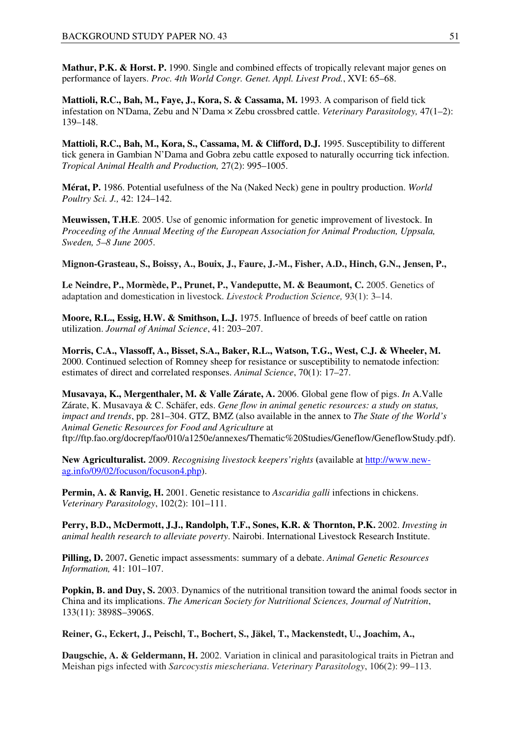**Mathur, P.K. & Horst. P.** 1990. Single and combined effects of tropically relevant major genes on performance of layers. *Proc. 4th World Congr. Genet. Appl. Livest Prod.*, XVI: 65–68.

**Mattioli, R.C., Bah, M., Faye, J., Kora, S. & Cassama, M.** 1993. A comparison of field tick infestation on N'Dama, Zebu and N'Dama × Zebu crossbred cattle. *Veterinary Parasitology,* 47(1–2): 139–148.

**Mattioli, R.C., Bah, M., Kora, S., Cassama, M. & Clifford, D.J.** 1995. Susceptibility to different tick genera in Gambian N'Dama and Gobra zebu cattle exposed to naturally occurring tick infection. *Tropical Animal Health and Production,* 27(2): 995–1005.

**Mérat, P.** 1986. Potential usefulness of the Na (Naked Neck) gene in poultry production. *World Poultry Sci. J.,* 42: 124–142.

**Meuwissen, T.H.E**. 2005. Use of genomic information for genetic improvement of livestock. In *Proceeding of the Annual Meeting of the European Association for Animal Production, Uppsala, Sweden, 5–8 June 2005*.

**Mignon-Grasteau, S., Boissy, A., Bouix, J., Faure, J.-M., Fisher, A.D., Hinch, G.N., Jensen, P., Le Neindre, P., Mormède, P., Prunet, P., Vandeputte, M. & Beaumont, C.** 2005. Genetics of adaptation and domestication in livestock. *Livestock Production Science,* 93(1): 3–14.

**Moore, R.L., Essig, H.W. & Smithson, L.J.** 1975. Influence of breeds of beef cattle on ration utilization. *Journal of Animal Science*, 41: 203–207.

**Morris, C.A., Vlassoff, A., Bisset, S.A., Baker, R.L., Watson, T.G., West, C.J. & Wheeler, M.** 2000. Continued selection of Romney sheep for resistance or susceptibility to nematode infection: estimates of direct and correlated responses. *Animal Science*, 70(1): 17–27.

**Musavaya, K., Mergenthaler, M. & Valle Zárate, A.** 2006. Global gene flow of pigs. *In* A.Valle Zárate, K. Musavaya & C. Schäfer, eds. *Gene flow in animal genetic resources: a study on status, impact and trends*, pp. 281–304. GTZ, BMZ (also available in the annex to *The State of the World's Animal Genetic Resources for Food and Agriculture* at ftp://ftp.fao.org/docrep/fao/010/a1250e/annexes/Thematic%20Studies/Geneflow/GeneflowStudy.pdf).

**New Agriculturalist.** 2009. *Recognising livestock keepers' rights* (available at http://www.new-ag.info/09/02/focuson/focuson4.php).

**Permin, A. & Ranvig, H.** 2001. Genetic resistance to *Ascaridia galli* infections in chickens. *Veterinary Parasitology*, 102(2): 101–111.

**Perry, B.D., McDermott, J.J., Randolph, T.F., Sones, K.R. & Thornton, P.K.** 2002. *Investing in animal health research to alleviate poverty*. Nairobi. International Livestock Research Institute.

**Pilling, D.** 2007**.** Genetic impact assessments: summary of a debate. *Animal Genetic Resources Information,* 41: 101–107.

**Popkin, B. and Duy, S.** 2003. Dynamics of the nutritional transition toward the animal foods sector in China and its implications. *The American Society for Nutritional Sciences, Journal of Nutrition*, 133(11): 3898S–3906S.

**Reiner, G., Eckert, J., Peischl, T., Bochert, S., Jäkel, T., Mackenstedt, U., Joachim, A., Daugschie, A. & Geldermann, H.** 2002. Variation in clinical and parasitological traits in Pietran and Meishan pigs infected with *Sarcocystis miescheriana*. *Veterinary Parasitology*, 106(2): 99–113.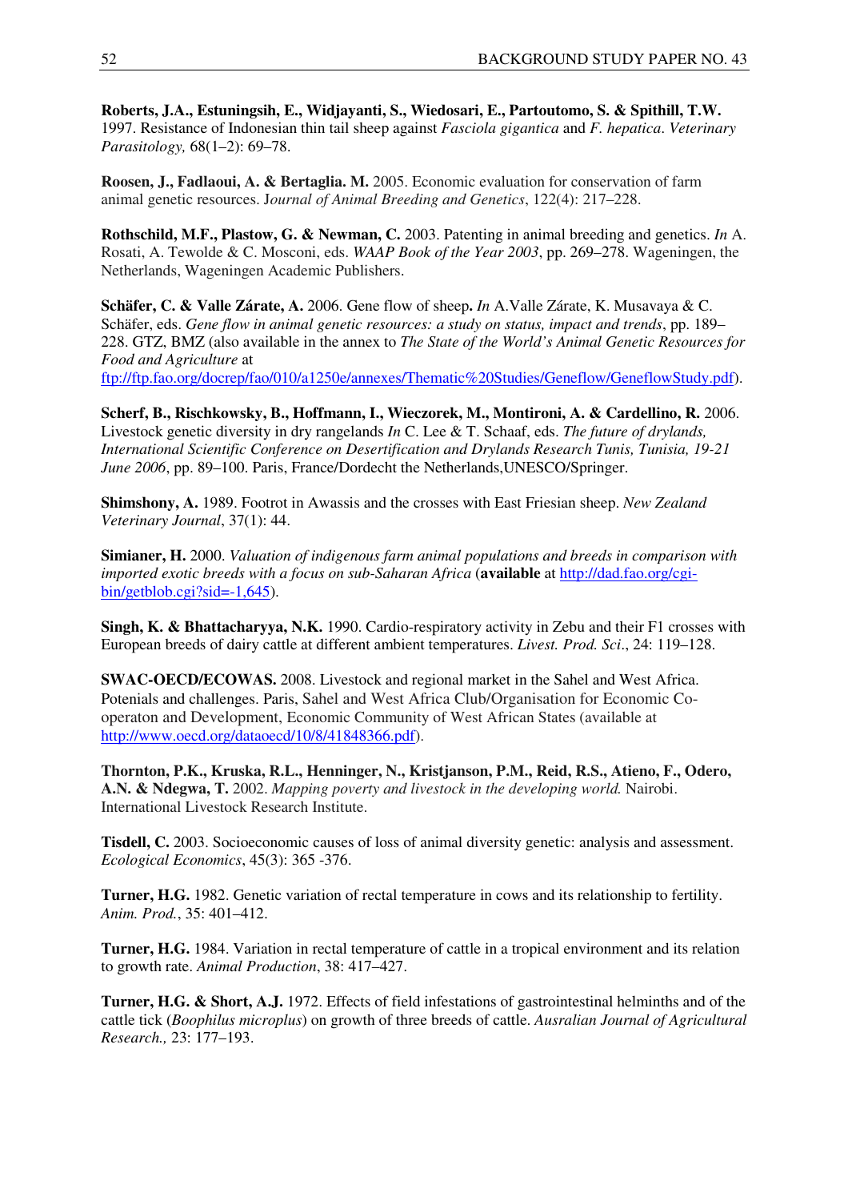**Roberts, J.A., Estuningsih, E., Widjayanti, S., Wiedosari, E., Partoutomo, S. & Spithill, T.W.** 1997. Resistance of Indonesian thin tail sheep against *Fasciola gigantica* and *F. hepatica*. *Veterinary Parasitology,* 68(1–2): 69–78.

**Roosen, J., Fadlaoui, A. & Bertaglia. M.** 2005. Economic evaluation for conservation of farm animal genetic resources. J*ournal of Animal Breeding and Genetics*, 122(4): 217–228.

**Rothschild, M.F., Plastow, G. & Newman, C.** 2003. Patenting in animal breeding and genetics. *In* A. Rosati, A. Tewolde & C. Mosconi, eds. *WAAP Book of the Year 2003*, pp. 269–278. Wageningen, the Netherlands, Wageningen Academic Publishers.

**Schäfer, C. & Valle Zárate, A.** 2006. Gene flow of sheep**.** *In* A.Valle Zárate, K. Musavaya & C. Schäfer, eds. *Gene flow in animal genetic resources: a study on status, impact and trends*, pp. 189–228. GTZ, BMZ (also available in the annex to *The State of the World's Animal Genetic Resources for Food and Agriculture* at ftp://ftp.fao.org/docrep/fao/010/a1250e/annexes/Thematic%20Studies/Geneflow/GeneflowStudy.pdf).

**Scherf, B., Rischkowsky, B., Hoffmann, I., Wieczorek, M., Montironi, A. & Cardellino, R.** 2006. Livestock genetic diversity in dry rangelands *In* C. Lee & T. Schaaf, eds. *The future of drylands, International Scientific Conference on Desertification and Drylands Research Tunis, Tunisia, 19-21 June 2006*, pp. 89–100. Paris, France/Dordecht the Netherlands,UNESCO/Springer.

**Shimshony, A.** 1989. Footrot in Awassis and the crosses with East Friesian sheep. *New Zealand Veterinary Journal*, 37(1): 44.

**Simianer, H.** 2000. *Valuation of indigenous farm animal populations and breeds in comparison with imported exotic breeds with a focus on sub-Saharan Africa* (**available** at http://dad.fao.org/cgi-bin/getblob.cgi?sid=-1,645).

**Singh, K. & Bhattacharyya, N.K.** 1990. Cardio-respiratory activity in Zebu and their F1 crosses with European breeds of dairy cattle at different ambient temperatures. *Livest. Prod. Sci*., 24: 119–128.

**SWAC-OECD/ECOWAS.** 2008. Livestock and regional market in the Sahel and West Africa. Potenials and challenges. Paris, Sahel and West Africa Club/Organisation for Economic Co-operaton and Development, Economic Community of West African States (available at http://www.oecd.org/dataoecd/10/8/41848366.pdf).

**Thornton, P.K., Kruska, R.L., Henninger, N., Kristjanson, P.M., Reid, R.S., Atieno, F., Odero, A.N. & Ndegwa, T.** 2002. *Mapping poverty and livestock in the developing world.* Nairobi. International Livestock Research Institute.

**Tisdell, C.** 2003. Socioeconomic causes of loss of animal diversity genetic: analysis and assessment. *Ecological Economics*, 45(3): 365 -376.

**Turner, H.G.** 1982. Genetic variation of rectal temperature in cows and its relationship to fertility. *Anim. Prod.*, 35: 401–412.

**Turner, H.G.** 1984. Variation in rectal temperature of cattle in a tropical environment and its relation to growth rate. *Animal Production*, 38: 417–427.

**Turner, H.G. & Short, A.J.** 1972. Effects of field infestations of gastrointestinal helminths and of the cattle tick (*Boophilus microplus*) on growth of three breeds of cattle. *Ausralian Journal of Agricultural Research.,* 23: 177–193.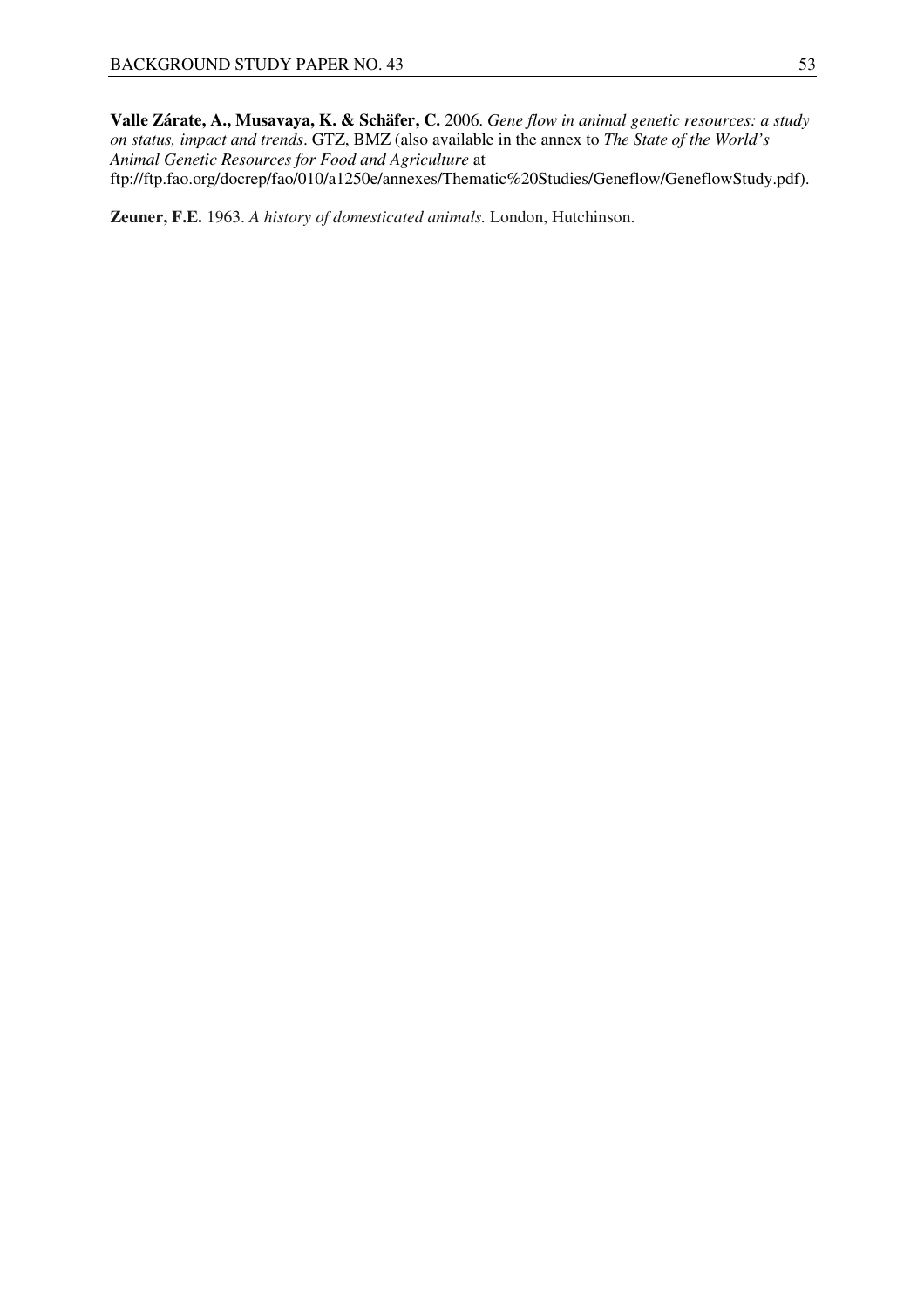**Valle Zárate, A., Musavaya, K. & Schäfer, C.** 2006. *Gene flow in animal genetic resources: a study on status, impact and trends*. GTZ, BMZ (also available in the annex to *The State of the World's Animal Genetic Resources for Food and Agriculture* at ftp://ftp.fao.org/docrep/fao/010/a1250e/annexes/Thematic%20Studies/Geneflow/GeneflowStudy.pdf).

**Zeuner, F.E.** 1963. *A history of domesticated animals.* London, Hutchinson.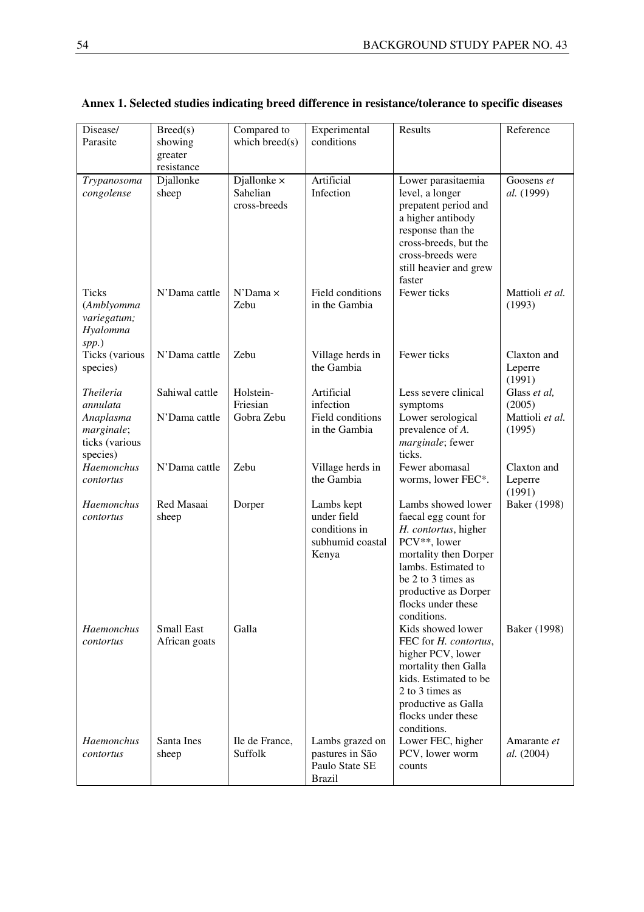**Annex 1. Selected studies indicating breed difference in resistance/tolerance to specific diseases**

| Disease/ Parasite | Breed(s) showing greater resistance | Compared to which breed(s) | Experimental conditions | Results | Reference |
|---|---|---|---|---|---|
| *Trypanosoma congolense* | Djallonke sheep | Djallonke × Sahelian cross-breeds | Artificial Infection | Lower parasitaemia level, a longer prepatent period and a higher antibody response than the cross-breeds, but the cross-breeds were still heavier and grew faster | Goosens *et al.* (1999) |
| Ticks (*Amblyomma variegatum; Hyalomma spp.*) | N'Dama cattle | N'Dama × Zebu | Field conditions in the Gambia | Fewer ticks | Mattioli *et al.* (1993) |
| Ticks (various species) | N'Dama cattle | Zebu | Village herds in the Gambia | Fewer ticks | Claxton and Leperre (1991) |
| *Theileria annulata* | Sahiwal cattle | Holstein-Friesian | Artificial infection | Less severe clinical symptoms | Glass *et al,* (2005) |
| *Anaplasma marginale*; ticks (various species) | N'Dama cattle | Gobra Zebu | Field conditions in the Gambia | Lower serological prevalence of *A. marginale*; fewer ticks. | Mattioli *et al.* (1995) |
| *Haemonchus contortus* | N'Dama cattle | Zebu | Village herds in the Gambia | Fewer abomasal worms, lower FEC*. | Claxton and Leperre (1991) |
| *Haemonchus contortus* | Red Masaai sheep | Dorper | Lambs kept under field conditions in subhumid coastal Kenya | Lambs showed lower faecal egg count for *H. contortus*, higher PCV**, lower mortality then Dorper lambs. Estimated to be 2 to 3 times as productive as Dorper flocks under these conditions. | Baker (1998) |
| *Haemonchus contortus* | Small East African goats | Galla | | Kids showed lower FEC for *H. contortus*, higher PCV, lower mortality then Galla kids. Estimated to be 2 to 3 times as productive as Galla flocks under these conditions. | Baker (1998) |
| *Haemonchus contortus* | Santa Ines sheep | Ile de France, Suffolk | Lambs grazed on pastures in São Paulo State SE Brazil | Lower FEC, higher PCV, lower worm counts | Amarante *et al.* (2004) |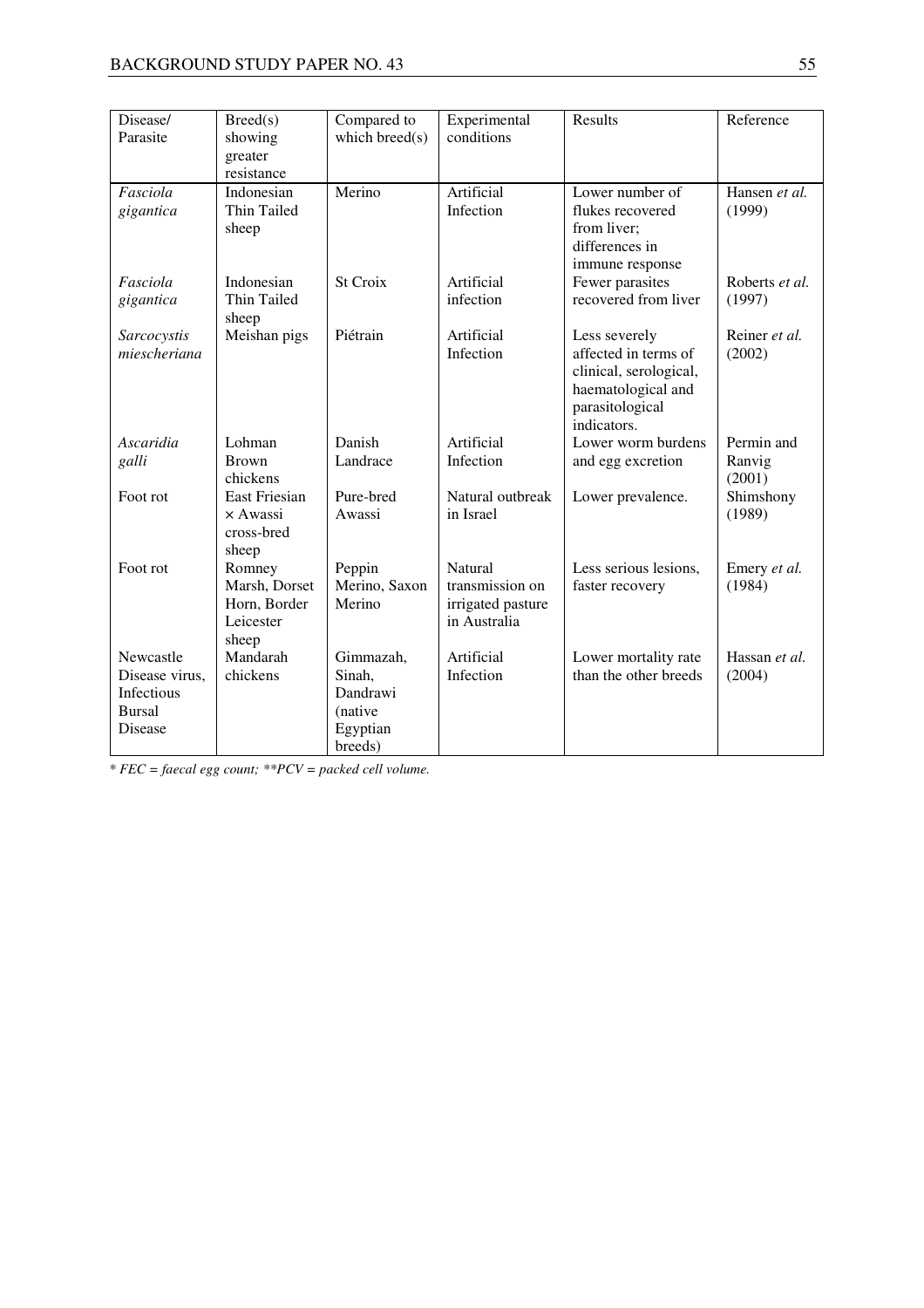| Disease/ Parasite | Breed(s) showing greater resistance | Compared to which breed(s) | Experimental conditions | Results | Reference |
|---|---|---|---|---|---|
| *Fasciola gigantica* | Indonesian Thin Tailed sheep | Merino | Artificial Infection | Lower number of flukes recovered from liver; differences in immune response | Hansen *et al.* (1999) |
| *Fasciola gigantica* | Indonesian Thin Tailed sheep | St Croix | Artificial infection | Fewer parasites recovered from liver | Roberts *et al.* (1997) |
| *Sarcocystis miescheriana* | Meishan pigs | Piétrain | Artificial Infection | Less severely affected in terms of clinical, serological, haematological and parasitological indicators. | Reiner *et al.* (2002) |
| *Ascaridia galli* | Lohman Brown chickens | Danish Landrace | Artificial Infection | Lower worm burdens and egg excretion | Permin and Ranvig (2001) |
| Foot rot | East Friesian × Awassi cross-bred sheep | Pure-bred Awassi | Natural outbreak in Israel | Lower prevalence. | Shimshony (1989) |
| Foot rot | Romney Marsh, Dorset Horn, Border Leicester sheep | Peppin Merino, Saxon Merino | Natural transmission on irrigated pasture in Australia | Less serious lesions, faster recovery | Emery *et al.* (1984) |
| Newcastle Disease virus, Infectious Bursal Disease | Mandarah chickens | Gimmazah, Sinah, Dandrawi (native Egyptian breeds) | Artificial Infection | Lower mortality rate than the other breeds | Hassan *et al.* (2004) |

*\* FEC = faecal egg count; \*\*PCV = packed cell volume.*